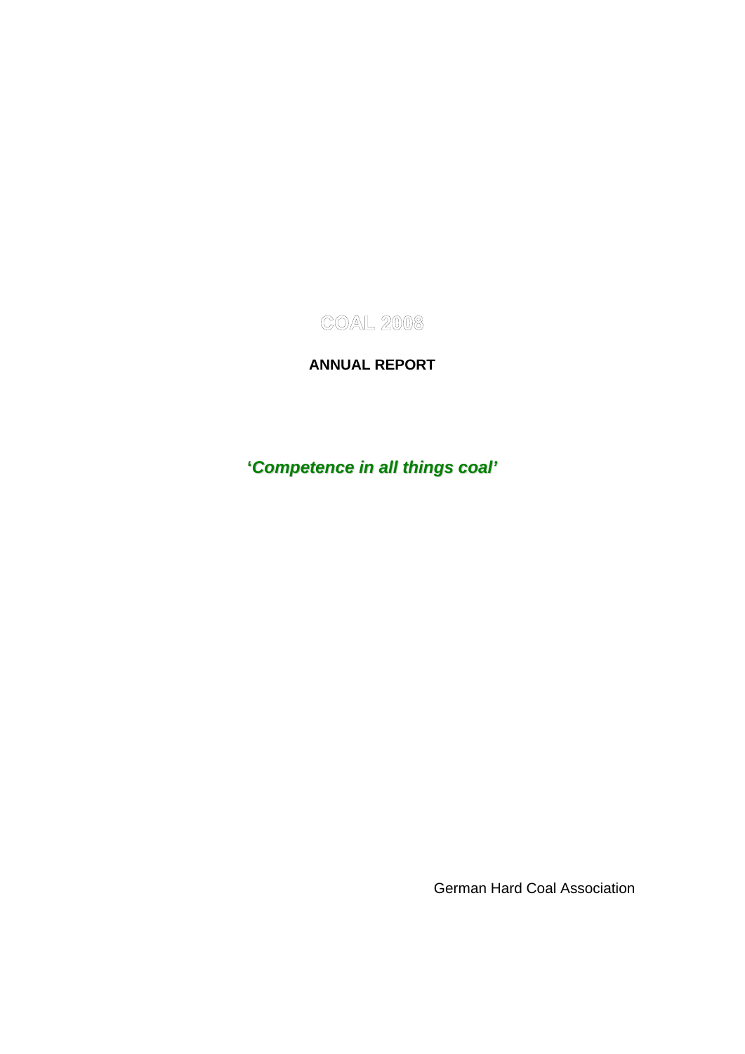# COAL 2008

## ANNUAL REPORT

***'Competence in all things coal'***

German Hard Coal Association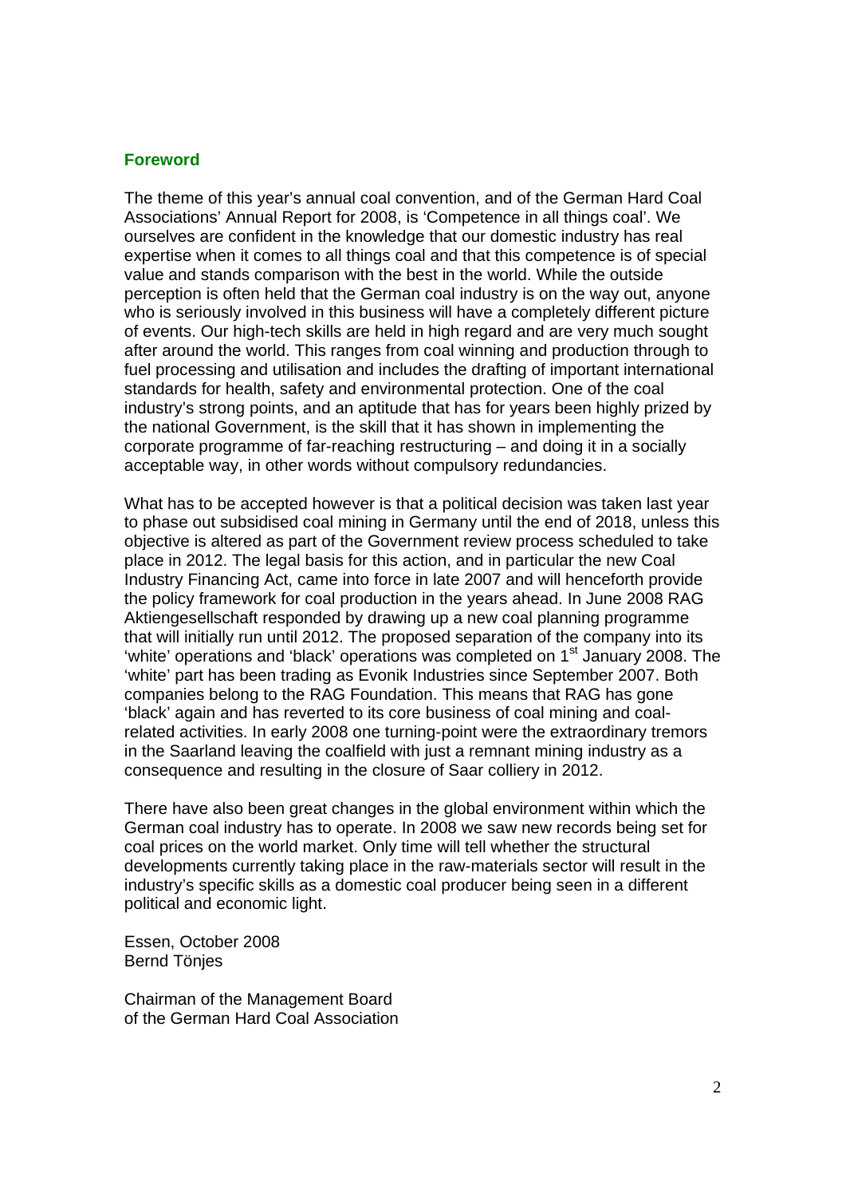## Foreword

The theme of this year's annual coal convention, and of the German Hard Coal Associations' Annual Report for 2008, is 'Competence in all things coal'. We ourselves are confident in the knowledge that our domestic industry has real expertise when it comes to all things coal and that this competence is of special value and stands comparison with the best in the world. While the outside perception is often held that the German coal industry is on the way out, anyone who is seriously involved in this business will have a completely different picture of events. Our high-tech skills are held in high regard and are very much sought after around the world. This ranges from coal winning and production through to fuel processing and utilisation and includes the drafting of important international standards for health, safety and environmental protection. One of the coal industry's strong points, and an aptitude that has for years been highly prized by the national Government, is the skill that it has shown in implementing the corporate programme of far-reaching restructuring – and doing it in a socially acceptable way, in other words without compulsory redundancies.

What has to be accepted however is that a political decision was taken last year to phase out subsidised coal mining in Germany until the end of 2018, unless this objective is altered as part of the Government review process scheduled to take place in 2012. The legal basis for this action, and in particular the new Coal Industry Financing Act, came into force in late 2007 and will henceforth provide the policy framework for coal production in the years ahead. In June 2008 RAG Aktiengesellschaft responded by drawing up a new coal planning programme that will initially run until 2012. The proposed separation of the company into its 'white' operations and 'black' operations was completed on 1st January 2008. The 'white' part has been trading as Evonik Industries since September 2007. Both companies belong to the RAG Foundation. This means that RAG has gone 'black' again and has reverted to its core business of coal mining and coal-related activities. In early 2008 one turning-point were the extraordinary tremors in the Saarland leaving the coalfield with just a remnant mining industry as a consequence and resulting in the closure of Saar colliery in 2012.

There have also been great changes in the global environment within which the German coal industry has to operate. In 2008 we saw new records being set for coal prices on the world market. Only time will tell whether the structural developments currently taking place in the raw-materials sector will result in the industry's specific skills as a domestic coal producer being seen in a different political and economic light.

Essen, October 2008
Bernd Tönjes

Chairman of the Management Board
of the German Hard Coal Association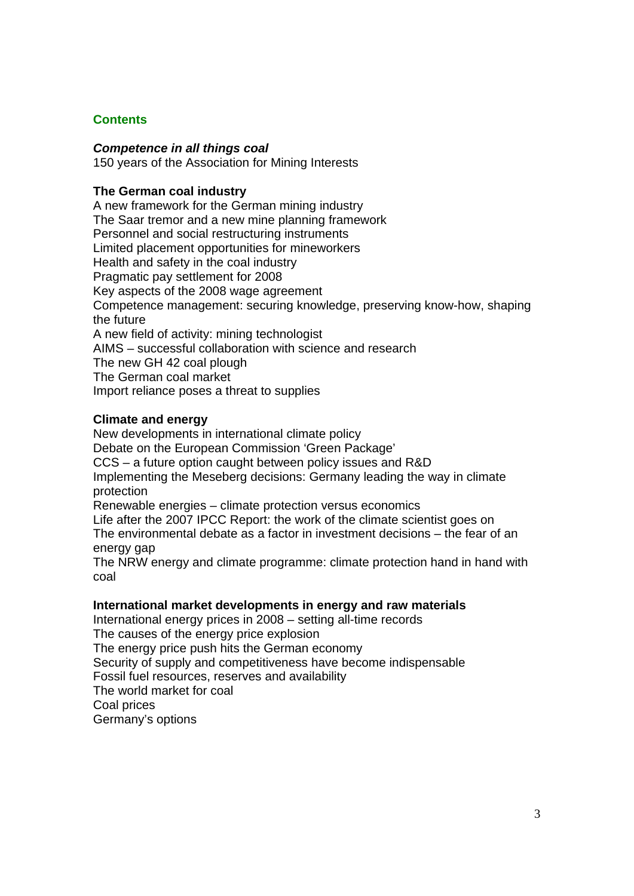# Contents

***Competence in all things coal***

150 years of the Association for Mining Interests

**The German coal industry**

A new framework for the German mining industry
The Saar tremor and a new mine planning framework
Personnel and social restructuring instruments
Limited placement opportunities for mineworkers
Health and safety in the coal industry
Pragmatic pay settlement for 2008
Key aspects of the 2008 wage agreement
Competence management: securing knowledge, preserving know-how, shaping the future
A new field of activity: mining technologist
AIMS – successful collaboration with science and research
The new GH 42 coal plough
The German coal market
Import reliance poses a threat to supplies

**Climate and energy**

New developments in international climate policy
Debate on the European Commission 'Green Package'
CCS – a future option caught between policy issues and R&D
Implementing the Meseberg decisions: Germany leading the way in climate protection
Renewable energies – climate protection versus economics
Life after the 2007 IPCC Report: the work of the climate scientist goes on
The environmental debate as a factor in investment decisions – the fear of an energy gap
The NRW energy and climate programme: climate protection hand in hand with coal

**International market developments in energy and raw materials**

International energy prices in 2008 – setting all-time records
The causes of the energy price explosion
The energy price push hits the German economy
Security of supply and competitiveness have become indispensable
Fossil fuel resources, reserves and availability
The world market for coal
Coal prices
Germany's options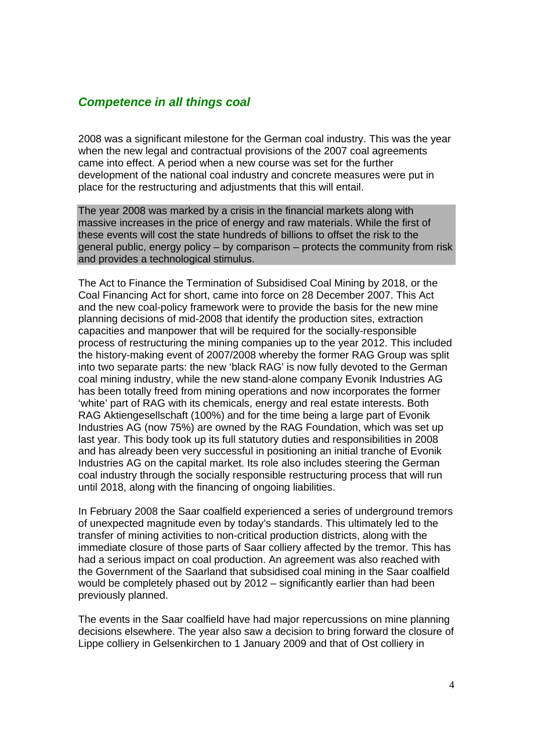## *Competence in all things coal*

2008 was a significant milestone for the German coal industry. This was the year when the new legal and contractual provisions of the 2007 coal agreements came into effect. A period when a new course was set for the further development of the national coal industry and concrete measures were put in place for the restructuring and adjustments that this will entail.

The year 2008 was marked by a crisis in the financial markets along with massive increases in the price of energy and raw materials. While the first of these events will cost the state hundreds of billions to offset the risk to the general public, energy policy – by comparison – protects the community from risk and provides a technological stimulus.

The Act to Finance the Termination of Subsidised Coal Mining by 2018, or the Coal Financing Act for short, came into force on 28 December 2007. This Act and the new coal-policy framework were to provide the basis for the new mine planning decisions of mid-2008 that identify the production sites, extraction capacities and manpower that will be required for the socially-responsible process of restructuring the mining companies up to the year 2012. This included the history-making event of 2007/2008 whereby the former RAG Group was split into two separate parts: the new 'black RAG' is now fully devoted to the German coal mining industry, while the new stand-alone company Evonik Industries AG has been totally freed from mining operations and now incorporates the former 'white' part of RAG with its chemicals, energy and real estate interests. Both RAG Aktiengesellschaft (100%) and for the time being a large part of Evonik Industries AG (now 75%) are owned by the RAG Foundation, which was set up last year. This body took up its full statutory duties and responsibilities in 2008 and has already been very successful in positioning an initial tranche of Evonik Industries AG on the capital market. Its role also includes steering the German coal industry through the socially responsible restructuring process that will run until 2018, along with the financing of ongoing liabilities.

In February 2008 the Saar coalfield experienced a series of underground tremors of unexpected magnitude even by today's standards. This ultimately led to the transfer of mining activities to non-critical production districts, along with the immediate closure of those parts of Saar colliery affected by the tremor. This has had a serious impact on coal production. An agreement was also reached with the Government of the Saarland that subsidised coal mining in the Saar coalfield would be completely phased out by 2012 – significantly earlier than had been previously planned.

The events in the Saar coalfield have had major repercussions on mine planning decisions elsewhere. The year also saw a decision to bring forward the closure of Lippe colliery in Gelsenkirchen to 1 January 2009 and that of Ost colliery in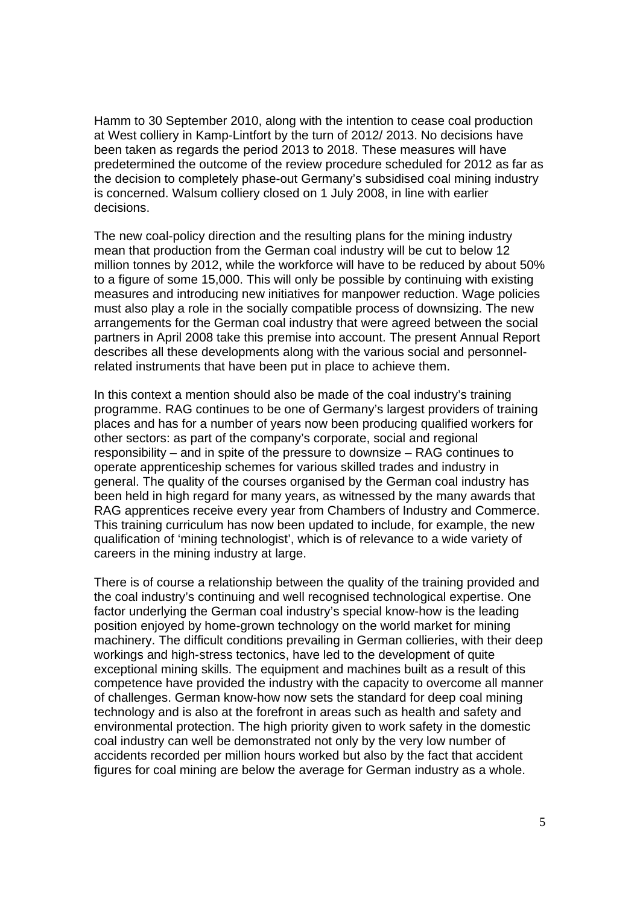Hamm to 30 September 2010, along with the intention to cease coal production at West colliery in Kamp-Lintfort by the turn of 2012/ 2013. No decisions have been taken as regards the period 2013 to 2018. These measures will have predetermined the outcome of the review procedure scheduled for 2012 as far as the decision to completely phase-out Germany's subsidised coal mining industry is concerned. Walsum colliery closed on 1 July 2008, in line with earlier decisions.

The new coal-policy direction and the resulting plans for the mining industry mean that production from the German coal industry will be cut to below 12 million tonnes by 2012, while the workforce will have to be reduced by about 50% to a figure of some 15,000. This will only be possible by continuing with existing measures and introducing new initiatives for manpower reduction. Wage policies must also play a role in the socially compatible process of downsizing. The new arrangements for the German coal industry that were agreed between the social partners in April 2008 take this premise into account. The present Annual Report describes all these developments along with the various social and personnel-related instruments that have been put in place to achieve them.

In this context a mention should also be made of the coal industry's training programme. RAG continues to be one of Germany's largest providers of training places and has for a number of years now been producing qualified workers for other sectors: as part of the company's corporate, social and regional responsibility – and in spite of the pressure to downsize – RAG continues to operate apprenticeship schemes for various skilled trades and industry in general. The quality of the courses organised by the German coal industry has been held in high regard for many years, as witnessed by the many awards that RAG apprentices receive every year from Chambers of Industry and Commerce. This training curriculum has now been updated to include, for example, the new qualification of 'mining technologist', which is of relevance to a wide variety of careers in the mining industry at large.

There is of course a relationship between the quality of the training provided and the coal industry's continuing and well recognised technological expertise. One factor underlying the German coal industry's special know-how is the leading position enjoyed by home-grown technology on the world market for mining machinery. The difficult conditions prevailing in German collieries, with their deep workings and high-stress tectonics, have led to the development of quite exceptional mining skills. The equipment and machines built as a result of this competence have provided the industry with the capacity to overcome all manner of challenges. German know-how now sets the standard for deep coal mining technology and is also at the forefront in areas such as health and safety and environmental protection. The high priority given to work safety in the domestic coal industry can well be demonstrated not only by the very low number of accidents recorded per million hours worked but also by the fact that accident figures for coal mining are below the average for German industry as a whole.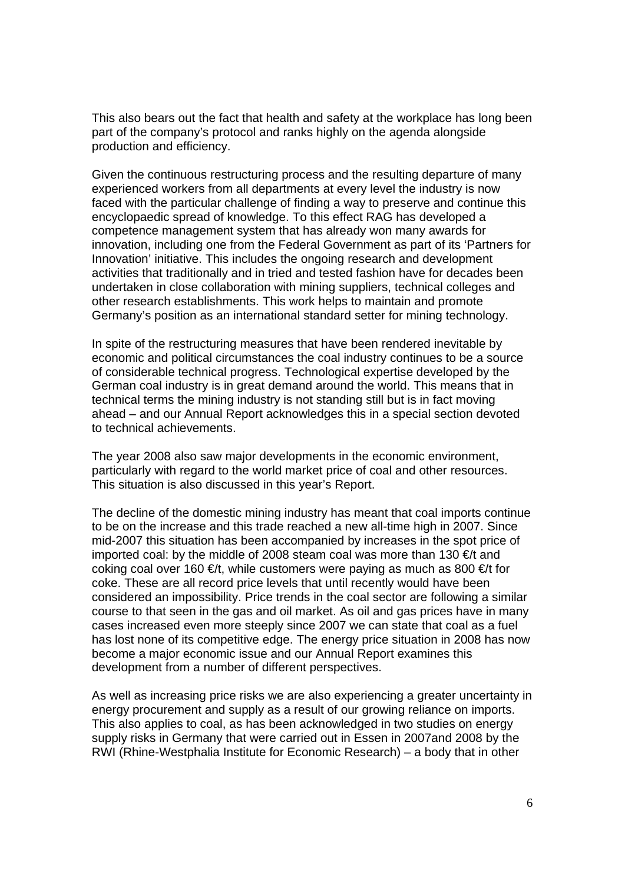This also bears out the fact that health and safety at the workplace has long been part of the company's protocol and ranks highly on the agenda alongside production and efficiency.

Given the continuous restructuring process and the resulting departure of many experienced workers from all departments at every level the industry is now faced with the particular challenge of finding a way to preserve and continue this encyclopaedic spread of knowledge. To this effect RAG has developed a competence management system that has already won many awards for innovation, including one from the Federal Government as part of its 'Partners for Innovation' initiative. This includes the ongoing research and development activities that traditionally and in tried and tested fashion have for decades been undertaken in close collaboration with mining suppliers, technical colleges and other research establishments. This work helps to maintain and promote Germany's position as an international standard setter for mining technology.

In spite of the restructuring measures that have been rendered inevitable by economic and political circumstances the coal industry continues to be a source of considerable technical progress. Technological expertise developed by the German coal industry is in great demand around the world. This means that in technical terms the mining industry is not standing still but is in fact moving ahead – and our Annual Report acknowledges this in a special section devoted to technical achievements.

The year 2008 also saw major developments in the economic environment, particularly with regard to the world market price of coal and other resources. This situation is also discussed in this year's Report.

The decline of the domestic mining industry has meant that coal imports continue to be on the increase and this trade reached a new all-time high in 2007. Since mid-2007 this situation has been accompanied by increases in the spot price of imported coal: by the middle of 2008 steam coal was more than 130 €/t and coking coal over 160 €/t, while customers were paying as much as 800 €/t for coke. These are all record price levels that until recently would have been considered an impossibility. Price trends in the coal sector are following a similar course to that seen in the gas and oil market. As oil and gas prices have in many cases increased even more steeply since 2007 we can state that coal as a fuel has lost none of its competitive edge. The energy price situation in 2008 has now become a major economic issue and our Annual Report examines this development from a number of different perspectives.

As well as increasing price risks we are also experiencing a greater uncertainty in energy procurement and supply as a result of our growing reliance on imports. This also applies to coal, as has been acknowledged in two studies on energy supply risks in Germany that were carried out in Essen in 2007and 2008 by the RWI (Rhine-Westphalia Institute for Economic Research) – a body that in other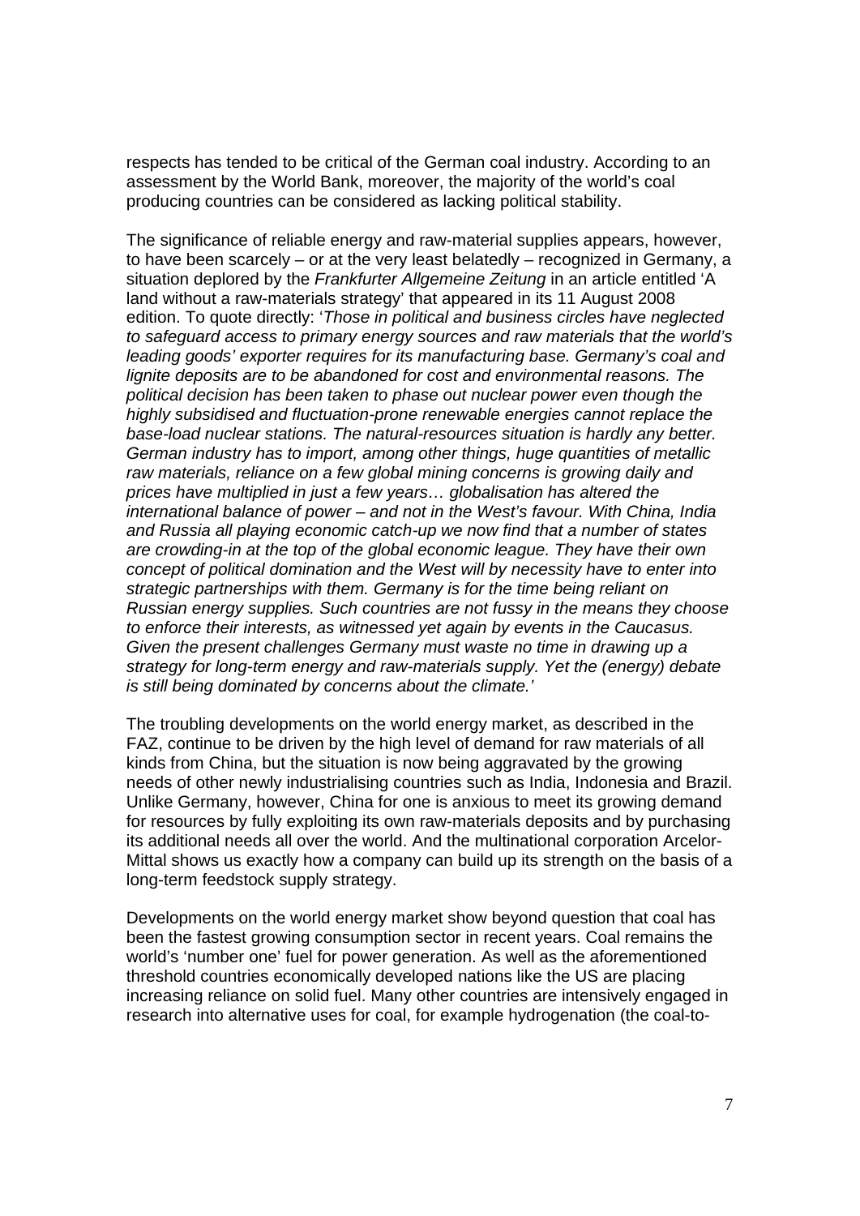respects has tended to be critical of the German coal industry. According to an assessment by the World Bank, moreover, the majority of the world's coal producing countries can be considered as lacking political stability.

The significance of reliable energy and raw-material supplies appears, however, to have been scarcely – or at the very least belatedly – recognized in Germany, a situation deplored by the *Frankfurter Allgemeine Zeitung* in an article entitled 'A land without a raw-materials strategy' that appeared in its 11 August 2008 edition. To quote directly: '*Those in political and business circles have neglected to safeguard access to primary energy sources and raw materials that the world's leading goods' exporter requires for its manufacturing base. Germany's coal and lignite deposits are to be abandoned for cost and environmental reasons. The political decision has been taken to phase out nuclear power even though the highly subsidised and fluctuation-prone renewable energies cannot replace the base-load nuclear stations. The natural-resources situation is hardly any better. German industry has to import, among other things, huge quantities of metallic raw materials, reliance on a few global mining concerns is growing daily and prices have multiplied in just a few years… globalisation has altered the international balance of power – and not in the West's favour. With China, India and Russia all playing economic catch-up we now find that a number of states are crowding-in at the top of the global economic league. They have their own concept of political domination and the West will by necessity have to enter into strategic partnerships with them. Germany is for the time being reliant on Russian energy supplies. Such countries are not fussy in the means they choose to enforce their interests, as witnessed yet again by events in the Caucasus. Given the present challenges Germany must waste no time in drawing up a strategy for long-term energy and raw-materials supply. Yet the (energy) debate is still being dominated by concerns about the climate.*'

The troubling developments on the world energy market, as described in the FAZ, continue to be driven by the high level of demand for raw materials of all kinds from China, but the situation is now being aggravated by the growing needs of other newly industrialising countries such as India, Indonesia and Brazil. Unlike Germany, however, China for one is anxious to meet its growing demand for resources by fully exploiting its own raw-materials deposits and by purchasing its additional needs all over the world. And the multinational corporation Arcelor-Mittal shows us exactly how a company can build up its strength on the basis of a long-term feedstock supply strategy.

Developments on the world energy market show beyond question that coal has been the fastest growing consumption sector in recent years. Coal remains the world's 'number one' fuel for power generation. As well as the aforementioned threshold countries economically developed nations like the US are placing increasing reliance on solid fuel. Many other countries are intensively engaged in research into alternative uses for coal, for example hydrogenation (the coal-to-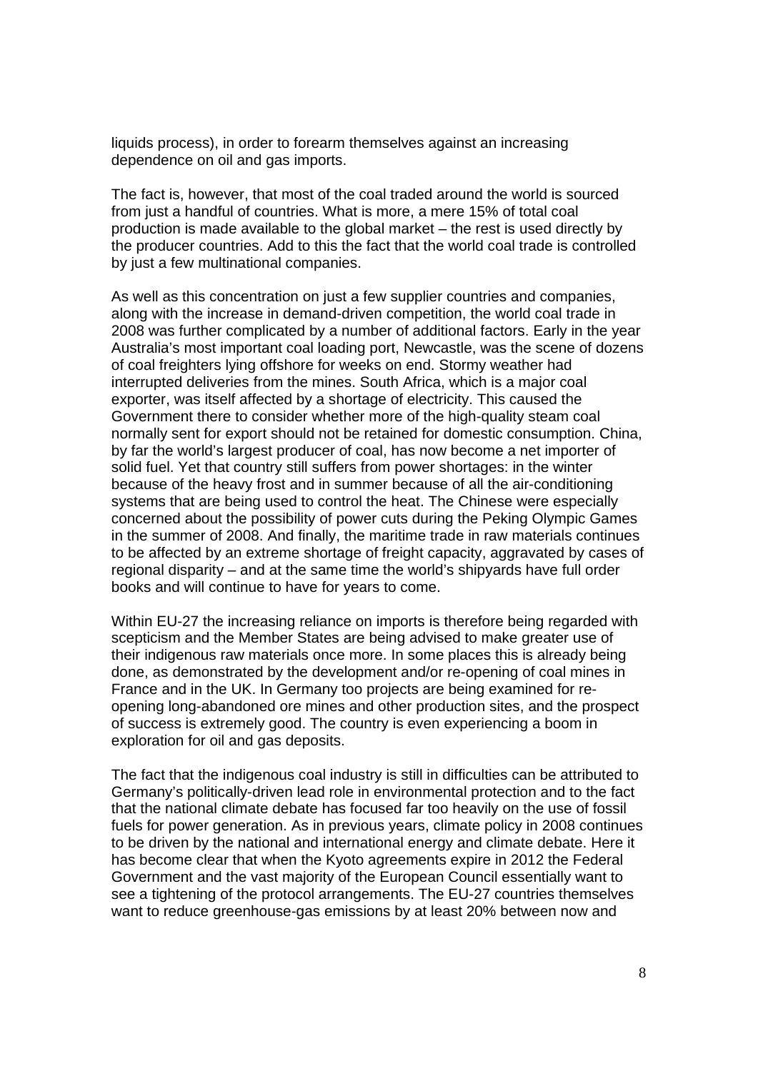liquids process), in order to forearm themselves against an increasing dependence on oil and gas imports.

The fact is, however, that most of the coal traded around the world is sourced from just a handful of countries. What is more, a mere 15% of total coal production is made available to the global market – the rest is used directly by the producer countries. Add to this the fact that the world coal trade is controlled by just a few multinational companies.

As well as this concentration on just a few supplier countries and companies, along with the increase in demand-driven competition, the world coal trade in 2008 was further complicated by a number of additional factors. Early in the year Australia's most important coal loading port, Newcastle, was the scene of dozens of coal freighters lying offshore for weeks on end. Stormy weather had interrupted deliveries from the mines. South Africa, which is a major coal exporter, was itself affected by a shortage of electricity. This caused the Government there to consider whether more of the high-quality steam coal normally sent for export should not be retained for domestic consumption. China, by far the world's largest producer of coal, has now become a net importer of solid fuel. Yet that country still suffers from power shortages: in the winter because of the heavy frost and in summer because of all the air-conditioning systems that are being used to control the heat. The Chinese were especially concerned about the possibility of power cuts during the Peking Olympic Games in the summer of 2008. And finally, the maritime trade in raw materials continues to be affected by an extreme shortage of freight capacity, aggravated by cases of regional disparity – and at the same time the world's shipyards have full order books and will continue to have for years to come.

Within EU-27 the increasing reliance on imports is therefore being regarded with scepticism and the Member States are being advised to make greater use of their indigenous raw materials once more. In some places this is already being done, as demonstrated by the development and/or re-opening of coal mines in France and in the UK. In Germany too projects are being examined for re-opening long-abandoned ore mines and other production sites, and the prospect of success is extremely good. The country is even experiencing a boom in exploration for oil and gas deposits.

The fact that the indigenous coal industry is still in difficulties can be attributed to Germany's politically-driven lead role in environmental protection and to the fact that the national climate debate has focused far too heavily on the use of fossil fuels for power generation. As in previous years, climate policy in 2008 continues to be driven by the national and international energy and climate debate. Here it has become clear that when the Kyoto agreements expire in 2012 the Federal Government and the vast majority of the European Council essentially want to see a tightening of the protocol arrangements. The EU-27 countries themselves want to reduce greenhouse-gas emissions by at least 20% between now and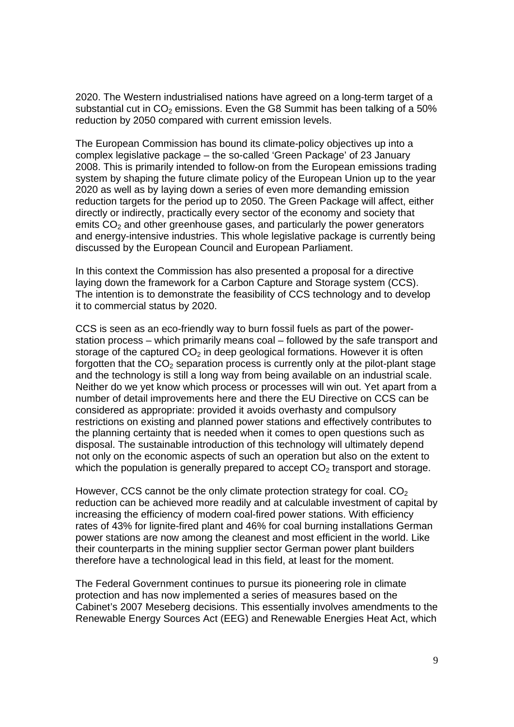2020. The Western industrialised nations have agreed on a long-term target of a substantial cut in $CO_2$ emissions. Even the G8 Summit has been talking of a 50% reduction by 2050 compared with current emission levels.

The European Commission has bound its climate-policy objectives up into a complex legislative package – the so-called 'Green Package' of 23 January 2008. This is primarily intended to follow-on from the European emissions trading system by shaping the future climate policy of the European Union up to the year 2020 as well as by laying down a series of even more demanding emission reduction targets for the period up to 2050. The Green Package will affect, either directly or indirectly, practically every sector of the economy and society that emits $CO_2$ and other greenhouse gases, and particularly the power generators and energy-intensive industries. This whole legislative package is currently being discussed by the European Council and European Parliament.

In this context the Commission has also presented a proposal for a directive laying down the framework for a Carbon Capture and Storage system (CCS). The intention is to demonstrate the feasibility of CCS technology and to develop it to commercial status by 2020.

CCS is seen as an eco-friendly way to burn fossil fuels as part of the power-station process – which primarily means coal – followed by the safe transport and storage of the captured $CO_2$ in deep geological formations. However it is often forgotten that the $CO_2$ separation process is currently only at the pilot-plant stage and the technology is still a long way from being available on an industrial scale. Neither do we yet know which process or processes will win out. Yet apart from a number of detail improvements here and there the EU Directive on CCS can be considered as appropriate: provided it avoids overhasty and compulsory restrictions on existing and planned power stations and effectively contributes to the planning certainty that is needed when it comes to open questions such as disposal. The sustainable introduction of this technology will ultimately depend not only on the economic aspects of such an operation but also on the extent to which the population is generally prepared to accept $CO_2$ transport and storage.

However, CCS cannot be the only climate protection strategy for coal. $CO_2$ reduction can be achieved more readily and at calculable investment of capital by increasing the efficiency of modern coal-fired power stations. With efficiency rates of 43% for lignite-fired plant and 46% for coal burning installations German power stations are now among the cleanest and most efficient in the world. Like their counterparts in the mining supplier sector German power plant builders therefore have a technological lead in this field, at least for the moment.

The Federal Government continues to pursue its pioneering role in climate protection and has now implemented a series of measures based on the Cabinet's 2007 Meseberg decisions. This essentially involves amendments to the Renewable Energy Sources Act (EEG) and Renewable Energies Heat Act, which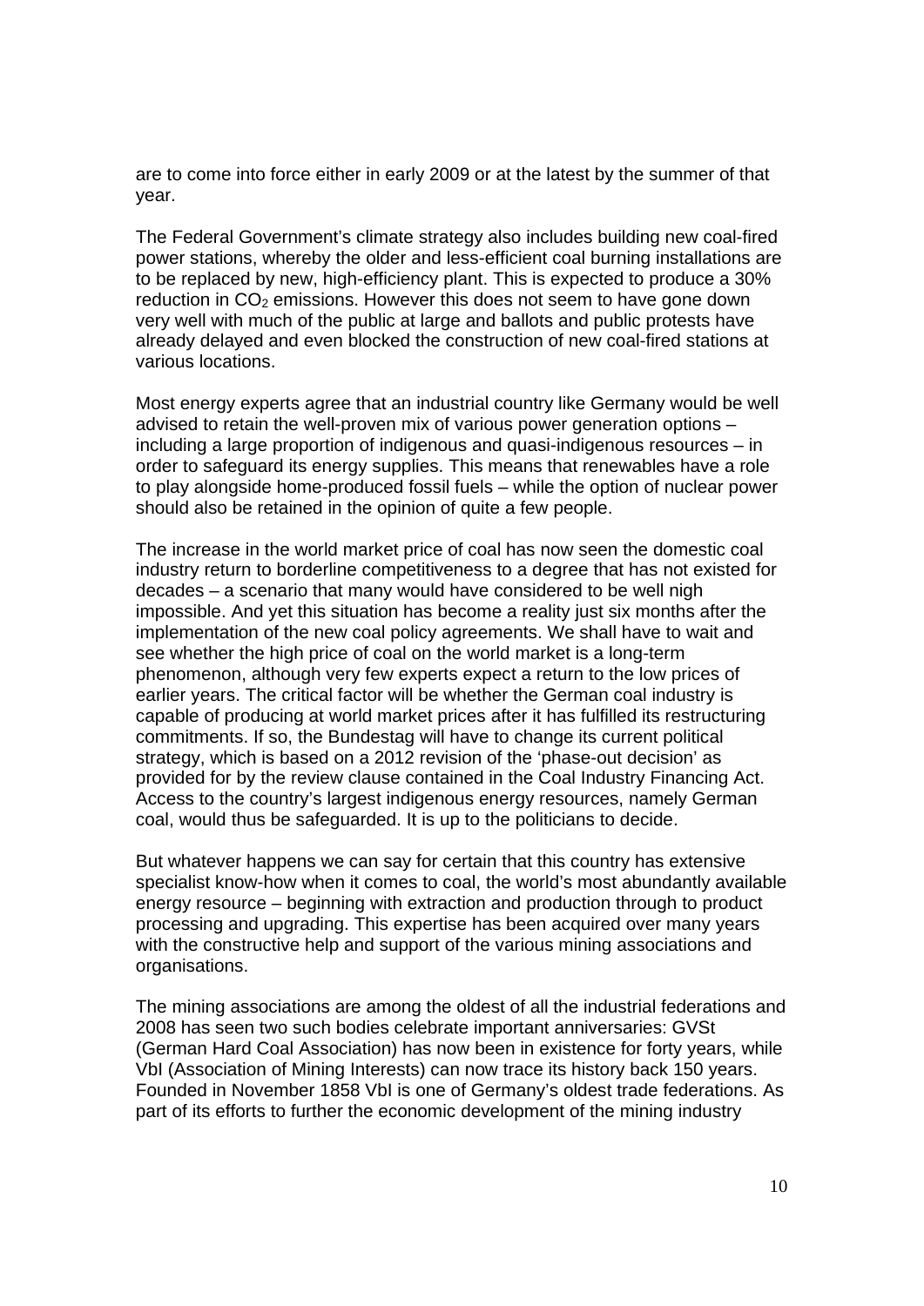are to come into force either in early 2009 or at the latest by the summer of that year.

The Federal Government's climate strategy also includes building new coal-fired power stations, whereby the older and less-efficient coal burning installations are to be replaced by new, high-efficiency plant. This is expected to produce a 30% reduction in $CO_2$ emissions. However this does not seem to have gone down very well with much of the public at large and ballots and public protests have already delayed and even blocked the construction of new coal-fired stations at various locations.

Most energy experts agree that an industrial country like Germany would be well advised to retain the well-proven mix of various power generation options – including a large proportion of indigenous and quasi-indigenous resources – in order to safeguard its energy supplies. This means that renewables have a role to play alongside home-produced fossil fuels – while the option of nuclear power should also be retained in the opinion of quite a few people.

The increase in the world market price of coal has now seen the domestic coal industry return to borderline competitiveness to a degree that has not existed for decades – a scenario that many would have considered to be well nigh impossible. And yet this situation has become a reality just six months after the implementation of the new coal policy agreements. We shall have to wait and see whether the high price of coal on the world market is a long-term phenomenon, although very few experts expect a return to the low prices of earlier years. The critical factor will be whether the German coal industry is capable of producing at world market prices after it has fulfilled its restructuring commitments. If so, the Bundestag will have to change its current political strategy, which is based on a 2012 revision of the 'phase-out decision' as provided for by the review clause contained in the Coal Industry Financing Act. Access to the country's largest indigenous energy resources, namely German coal, would thus be safeguarded. It is up to the politicians to decide.

But whatever happens we can say for certain that this country has extensive specialist know-how when it comes to coal, the world's most abundantly available energy resource – beginning with extraction and production through to product processing and upgrading. This expertise has been acquired over many years with the constructive help and support of the various mining associations and organisations.

The mining associations are among the oldest of all the industrial federations and 2008 has seen two such bodies celebrate important anniversaries: GVSt (German Hard Coal Association) has now been in existence for forty years, while VbI (Association of Mining Interests) can now trace its history back 150 years. Founded in November 1858 VbI is one of Germany's oldest trade federations. As part of its efforts to further the economic development of the mining industry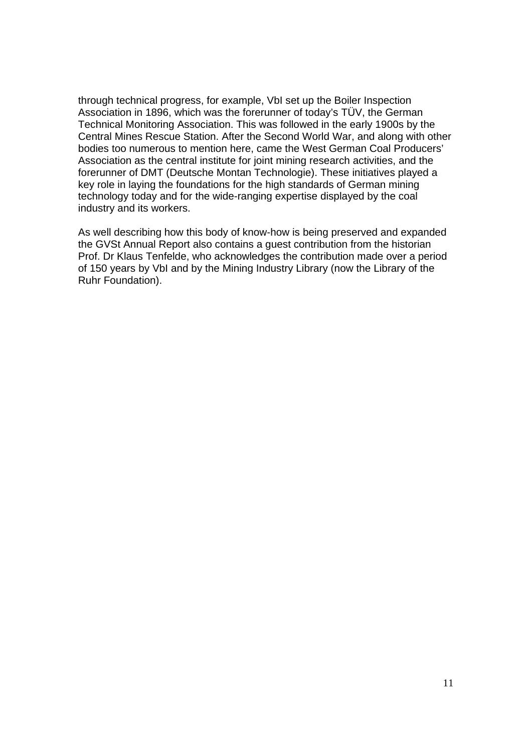through technical progress, for example, VbI set up the Boiler Inspection Association in 1896, which was the forerunner of today's TÜV, the German Technical Monitoring Association. This was followed in the early 1900s by the Central Mines Rescue Station. After the Second World War, and along with other bodies too numerous to mention here, came the West German Coal Producers' Association as the central institute for joint mining research activities, and the forerunner of DMT (Deutsche Montan Technologie). These initiatives played a key role in laying the foundations for the high standards of German mining technology today and for the wide-ranging expertise displayed by the coal industry and its workers.

As well describing how this body of know-how is being preserved and expanded the GVSt Annual Report also contains a guest contribution from the historian Prof. Dr Klaus Tenfelde, who acknowledges the contribution made over a period of 150 years by VbI and by the Mining Industry Library (now the Library of the Ruhr Foundation).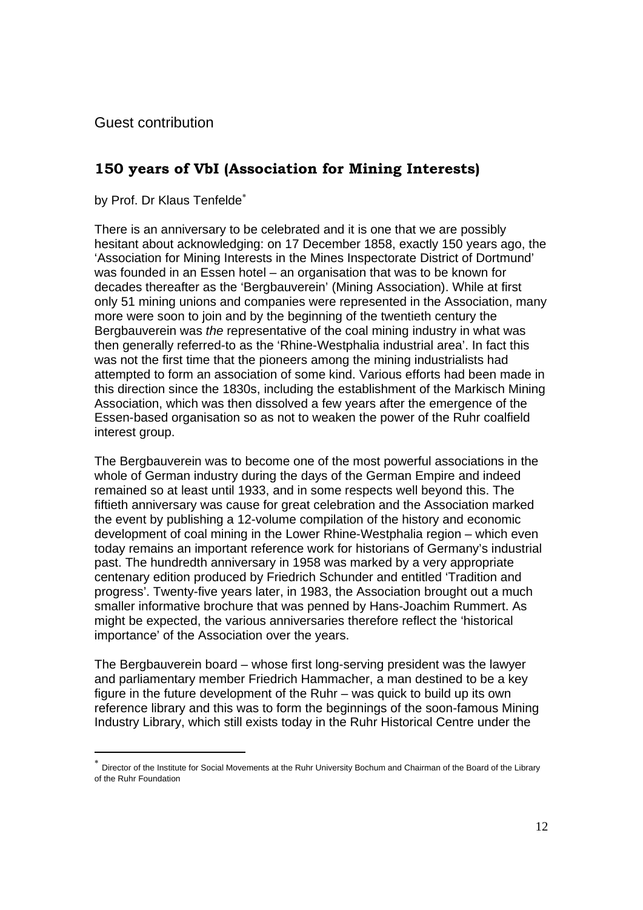Guest contribution

## 150 years of VbI (Association for Mining Interests)

by Prof. Dr Klaus Tenfelde[*]

There is an anniversary to be celebrated and it is one that we are possibly hesitant about acknowledging: on 17 December 1858, exactly 150 years ago, the 'Association for Mining Interests in the Mines Inspectorate District of Dortmund' was founded in an Essen hotel – an organisation that was to be known for decades thereafter as the 'Bergbauverein' (Mining Association). While at first only 51 mining unions and companies were represented in the Association, many more were soon to join and by the beginning of the twentieth century the Bergbauverein was *the* representative of the coal mining industry in what was then generally referred-to as the 'Rhine-Westphalia industrial area'. In fact this was not the first time that the pioneers among the mining industrialists had attempted to form an association of some kind. Various efforts had been made in this direction since the 1830s, including the establishment of the Markisch Mining Association, which was then dissolved a few years after the emergence of the Essen-based organisation so as not to weaken the power of the Ruhr coalfield interest group.

The Bergbauverein was to become one of the most powerful associations in the whole of German industry during the days of the German Empire and indeed remained so at least until 1933, and in some respects well beyond this. The fiftieth anniversary was cause for great celebration and the Association marked the event by publishing a 12-volume compilation of the history and economic development of coal mining in the Lower Rhine-Westphalia region – which even today remains an important reference work for historians of Germany's industrial past. The hundredth anniversary in 1958 was marked by a very appropriate centenary edition produced by Friedrich Schunder and entitled 'Tradition and progress'. Twenty-five years later, in 1983, the Association brought out a much smaller informative brochure that was penned by Hans-Joachim Rummert. As might be expected, the various anniversaries therefore reflect the 'historical importance' of the Association over the years.

The Bergbauverein board – whose first long-serving president was the lawyer and parliamentary member Friedrich Hammacher, a man destined to be a key figure in the future development of the Ruhr – was quick to build up its own reference library and this was to form the beginnings of the soon-famous Mining Industry Library, which still exists today in the Ruhr Historical Centre under the

---

[*] Director of the Institute for Social Movements at the Ruhr University Bochum and Chairman of the Board of the Library of the Ruhr Foundation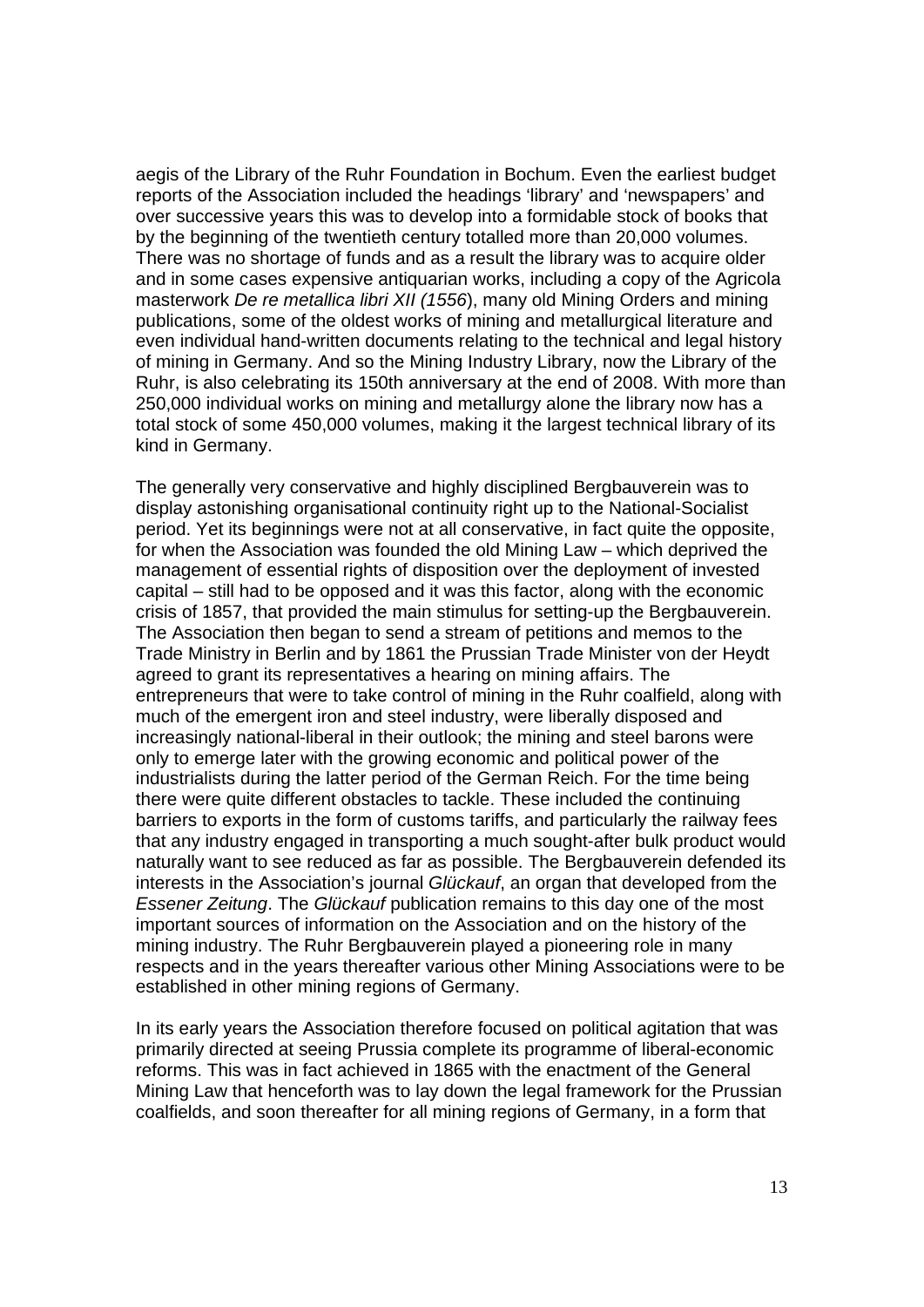aegis of the Library of the Ruhr Foundation in Bochum. Even the earliest budget reports of the Association included the headings 'library' and 'newspapers' and over successive years this was to develop into a formidable stock of books that by the beginning of the twentieth century totalled more than 20,000 volumes. There was no shortage of funds and as a result the library was to acquire older and in some cases expensive antiquarian works, including a copy of the Agricola masterwork *De re metallica libri XII (1556*), many old Mining Orders and mining publications, some of the oldest works of mining and metallurgical literature and even individual hand-written documents relating to the technical and legal history of mining in Germany. And so the Mining Industry Library, now the Library of the Ruhr, is also celebrating its 150th anniversary at the end of 2008. With more than 250,000 individual works on mining and metallurgy alone the library now has a total stock of some 450,000 volumes, making it the largest technical library of its kind in Germany.

The generally very conservative and highly disciplined Bergbauverein was to display astonishing organisational continuity right up to the National-Socialist period. Yet its beginnings were not at all conservative, in fact quite the opposite, for when the Association was founded the old Mining Law – which deprived the management of essential rights of disposition over the deployment of invested capital – still had to be opposed and it was this factor, along with the economic crisis of 1857, that provided the main stimulus for setting-up the Bergbauverein. The Association then began to send a stream of petitions and memos to the Trade Ministry in Berlin and by 1861 the Prussian Trade Minister von der Heydt agreed to grant its representatives a hearing on mining affairs. The entrepreneurs that were to take control of mining in the Ruhr coalfield, along with much of the emergent iron and steel industry, were liberally disposed and increasingly national-liberal in their outlook; the mining and steel barons were only to emerge later with the growing economic and political power of the industrialists during the latter period of the German Reich. For the time being there were quite different obstacles to tackle. These included the continuing barriers to exports in the form of customs tariffs, and particularly the railway fees that any industry engaged in transporting a much sought-after bulk product would naturally want to see reduced as far as possible. The Bergbauverein defended its interests in the Association's journal *Glückauf*, an organ that developed from the *Essener Zeitung*. The *Glückauf* publication remains to this day one of the most important sources of information on the Association and on the history of the mining industry. The Ruhr Bergbauverein played a pioneering role in many respects and in the years thereafter various other Mining Associations were to be established in other mining regions of Germany.

In its early years the Association therefore focused on political agitation that was primarily directed at seeing Prussia complete its programme of liberal-economic reforms. This was in fact achieved in 1865 with the enactment of the General Mining Law that henceforth was to lay down the legal framework for the Prussian coalfields, and soon thereafter for all mining regions of Germany, in a form that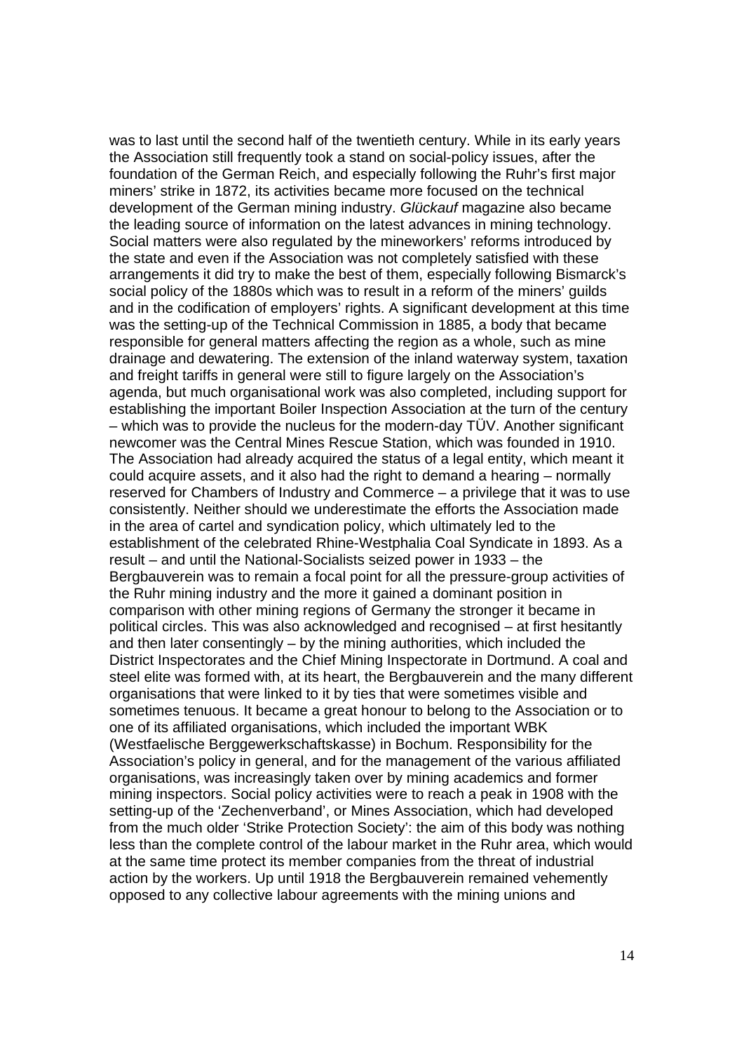was to last until the second half of the twentieth century. While in its early years the Association still frequently took a stand on social-policy issues, after the foundation of the German Reich, and especially following the Ruhr's first major miners' strike in 1872, its activities became more focused on the technical development of the German mining industry. *Glückauf* magazine also became the leading source of information on the latest advances in mining technology. Social matters were also regulated by the mineworkers' reforms introduced by the state and even if the Association was not completely satisfied with these arrangements it did try to make the best of them, especially following Bismarck's social policy of the 1880s which was to result in a reform of the miners' guilds and in the codification of employers' rights. A significant development at this time was the setting-up of the Technical Commission in 1885, a body that became responsible for general matters affecting the region as a whole, such as mine drainage and dewatering. The extension of the inland waterway system, taxation and freight tariffs in general were still to figure largely on the Association's agenda, but much organisational work was also completed, including support for establishing the important Boiler Inspection Association at the turn of the century – which was to provide the nucleus for the modern-day TÜV. Another significant newcomer was the Central Mines Rescue Station, which was founded in 1910. The Association had already acquired the status of a legal entity, which meant it could acquire assets, and it also had the right to demand a hearing – normally reserved for Chambers of Industry and Commerce – a privilege that it was to use consistently. Neither should we underestimate the efforts the Association made in the area of cartel and syndication policy, which ultimately led to the establishment of the celebrated Rhine-Westphalia Coal Syndicate in 1893. As a result – and until the National-Socialists seized power in 1933 – the Bergbauverein was to remain a focal point for all the pressure-group activities of the Ruhr mining industry and the more it gained a dominant position in comparison with other mining regions of Germany the stronger it became in political circles. This was also acknowledged and recognised – at first hesitantly and then later consentingly – by the mining authorities, which included the District Inspectorates and the Chief Mining Inspectorate in Dortmund. A coal and steel elite was formed with, at its heart, the Bergbauverein and the many different organisations that were linked to it by ties that were sometimes visible and sometimes tenuous. It became a great honour to belong to the Association or to one of its affiliated organisations, which included the important WBK (Westfaelische Berggewerkschaftskasse) in Bochum. Responsibility for the Association's policy in general, and for the management of the various affiliated organisations, was increasingly taken over by mining academics and former mining inspectors. Social policy activities were to reach a peak in 1908 with the setting-up of the 'Zechenverband', or Mines Association, which had developed from the much older 'Strike Protection Society': the aim of this body was nothing less than the complete control of the labour market in the Ruhr area, which would at the same time protect its member companies from the threat of industrial action by the workers. Up until 1918 the Bergbauverein remained vehemently opposed to any collective labour agreements with the mining unions and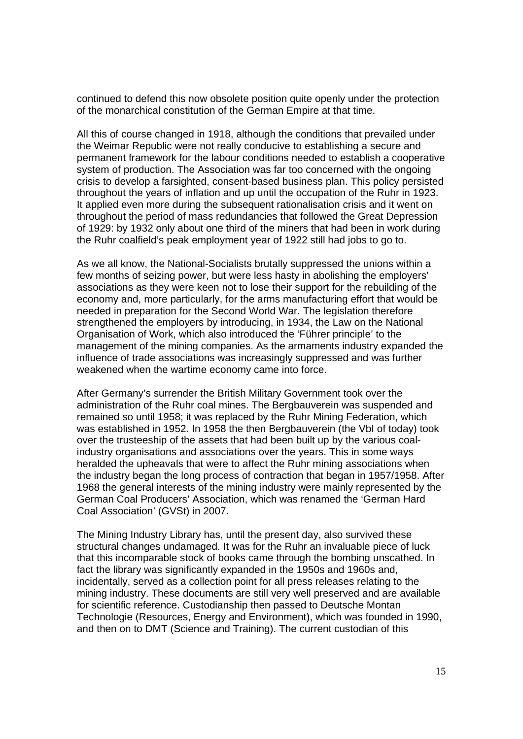continued to defend this now obsolete position quite openly under the protection of the monarchical constitution of the German Empire at that time.

All this of course changed in 1918, although the conditions that prevailed under the Weimar Republic were not really conducive to establishing a secure and permanent framework for the labour conditions needed to establish a cooperative system of production. The Association was far too concerned with the ongoing crisis to develop a farsighted, consent-based business plan. This policy persisted throughout the years of inflation and up until the occupation of the Ruhr in 1923. It applied even more during the subsequent rationalisation crisis and it went on throughout the period of mass redundancies that followed the Great Depression of 1929: by 1932 only about one third of the miners that had been in work during the Ruhr coalfield's peak employment year of 1922 still had jobs to go to.

As we all know, the National-Socialists brutally suppressed the unions within a few months of seizing power, but were less hasty in abolishing the employers' associations as they were keen not to lose their support for the rebuilding of the economy and, more particularly, for the arms manufacturing effort that would be needed in preparation for the Second World War. The legislation therefore strengthened the employers by introducing, in 1934, the Law on the National Organisation of Work, which also introduced the 'Führer principle' to the management of the mining companies. As the armaments industry expanded the influence of trade associations was increasingly suppressed and was further weakened when the wartime economy came into force.

After Germany's surrender the British Military Government took over the administration of the Ruhr coal mines. The Bergbauverein was suspended and remained so until 1958; it was replaced by the Ruhr Mining Federation, which was established in 1952. In 1958 the then Bergbauverein (the VbI of today) took over the trusteeship of the assets that had been built up by the various coal-industry organisations and associations over the years. This in some ways heralded the upheavals that were to affect the Ruhr mining associations when the industry began the long process of contraction that began in 1957/1958. After 1968 the general interests of the mining industry were mainly represented by the German Coal Producers' Association, which was renamed the 'German Hard Coal Association' (GVSt) in 2007.

The Mining Industry Library has, until the present day, also survived these structural changes undamaged. It was for the Ruhr an invaluable piece of luck that this incomparable stock of books came through the bombing unscathed. In fact the library was significantly expanded in the 1950s and 1960s and, incidentally, served as a collection point for all press releases relating to the mining industry. These documents are still very well preserved and are available for scientific reference. Custodianship then passed to Deutsche Montan Technologie (Resources, Energy and Environment), which was founded in 1990, and then on to DMT (Science and Training). The current custodian of this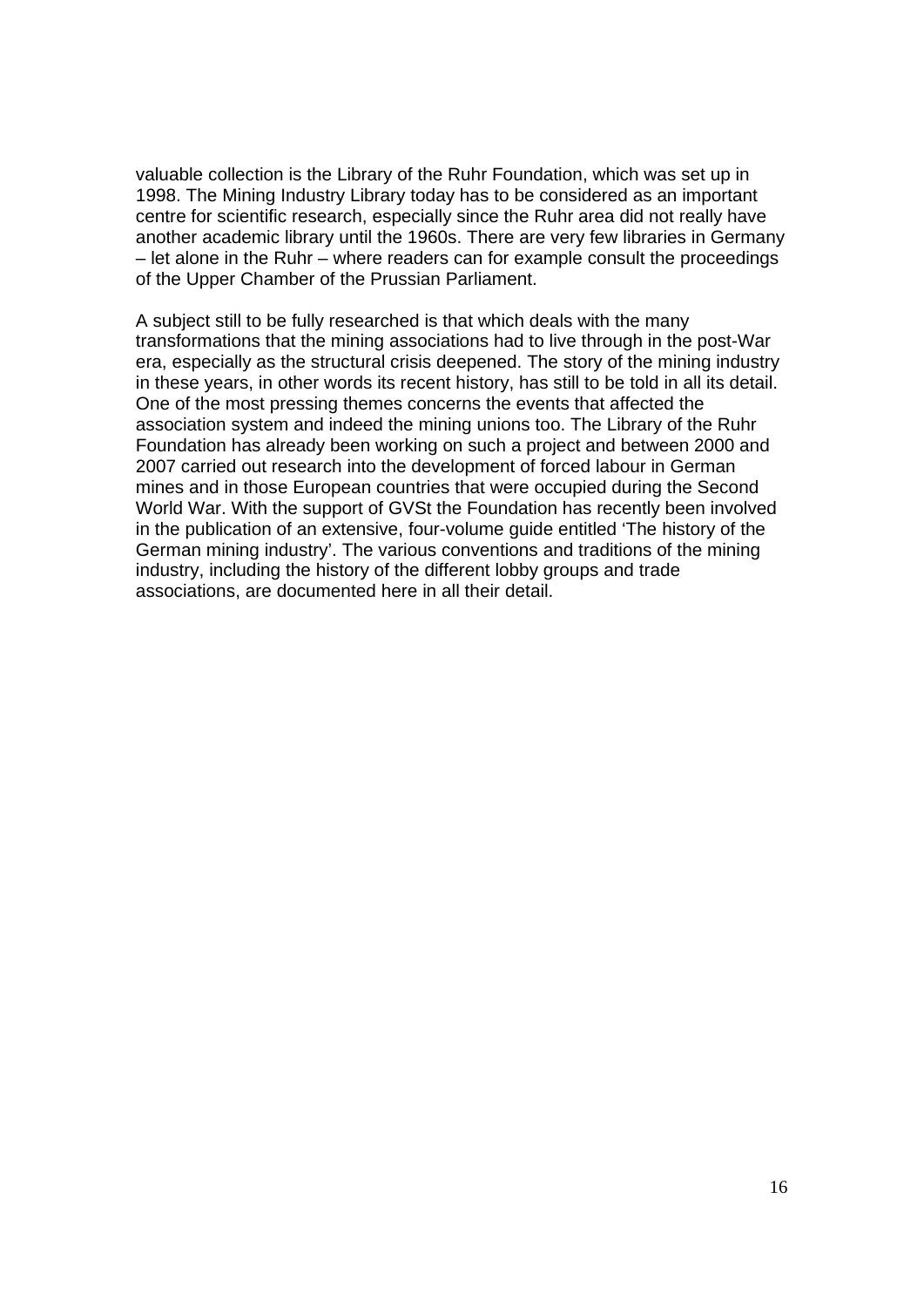valuable collection is the Library of the Ruhr Foundation, which was set up in 1998. The Mining Industry Library today has to be considered as an important centre for scientific research, especially since the Ruhr area did not really have another academic library until the 1960s. There are very few libraries in Germany – let alone in the Ruhr – where readers can for example consult the proceedings of the Upper Chamber of the Prussian Parliament.

A subject still to be fully researched is that which deals with the many transformations that the mining associations had to live through in the post-War era, especially as the structural crisis deepened. The story of the mining industry in these years, in other words its recent history, has still to be told in all its detail. One of the most pressing themes concerns the events that affected the association system and indeed the mining unions too. The Library of the Ruhr Foundation has already been working on such a project and between 2000 and 2007 carried out research into the development of forced labour in German mines and in those European countries that were occupied during the Second World War. With the support of GVSt the Foundation has recently been involved in the publication of an extensive, four-volume guide entitled 'The history of the German mining industry'. The various conventions and traditions of the mining industry, including the history of the different lobby groups and trade associations, are documented here in all their detail.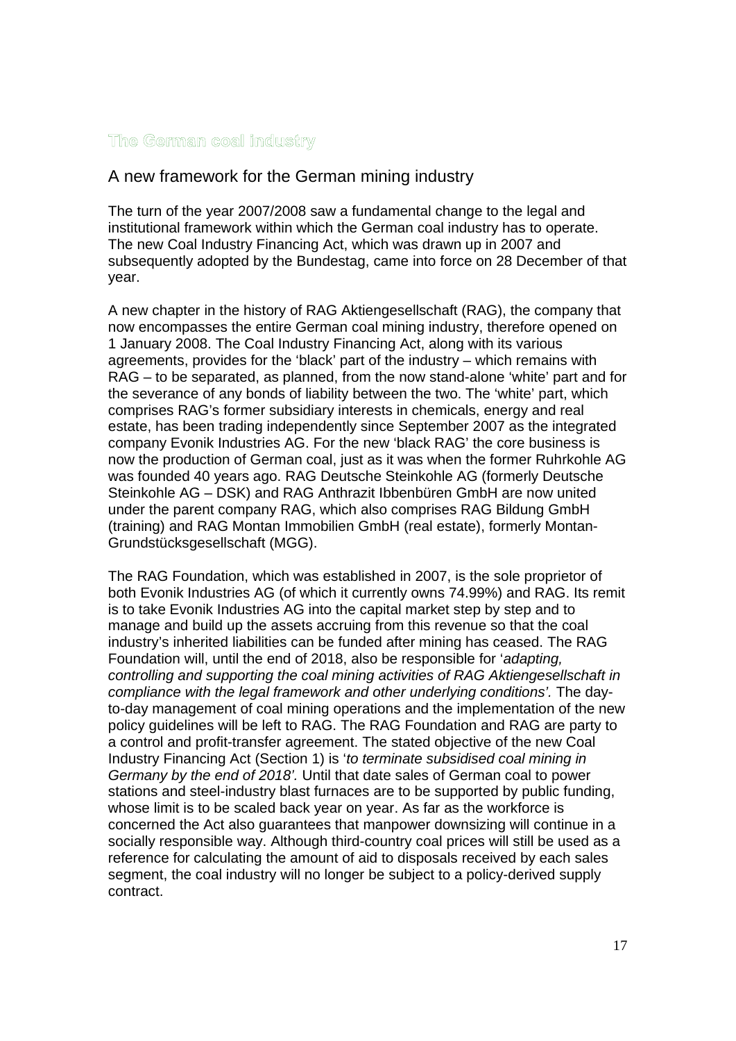# The German coal industry

## A new framework for the German mining industry

The turn of the year 2007/2008 saw a fundamental change to the legal and institutional framework within which the German coal industry has to operate. The new Coal Industry Financing Act, which was drawn up in 2007 and subsequently adopted by the Bundestag, came into force on 28 December of that year.

A new chapter in the history of RAG Aktiengesellschaft (RAG), the company that now encompasses the entire German coal mining industry, therefore opened on 1 January 2008. The Coal Industry Financing Act, along with its various agreements, provides for the 'black' part of the industry – which remains with RAG – to be separated, as planned, from the now stand-alone 'white' part and for the severance of any bonds of liability between the two. The 'white' part, which comprises RAG's former subsidiary interests in chemicals, energy and real estate, has been trading independently since September 2007 as the integrated company Evonik Industries AG. For the new 'black RAG' the core business is now the production of German coal, just as it was when the former Ruhrkohle AG was founded 40 years ago. RAG Deutsche Steinkohle AG (formerly Deutsche Steinkohle AG – DSK) and RAG Anthrazit Ibbenbüren GmbH are now united under the parent company RAG, which also comprises RAG Bildung GmbH (training) and RAG Montan Immobilien GmbH (real estate), formerly Montan-Grundstücksgesellschaft (MGG).

The RAG Foundation, which was established in 2007, is the sole proprietor of both Evonik Industries AG (of which it currently owns 74.99%) and RAG. Its remit is to take Evonik Industries AG into the capital market step by step and to manage and build up the assets accruing from this revenue so that the coal industry's inherited liabilities can be funded after mining has ceased. The RAG Foundation will, until the end of 2018, also be responsible for '*adapting, controlling and supporting the coal mining activities of RAG Aktiengesellschaft in compliance with the legal framework and other underlying conditions'.* The day-to-day management of coal mining operations and the implementation of the new policy guidelines will be left to RAG. The RAG Foundation and RAG are party to a control and profit-transfer agreement. The stated objective of the new Coal Industry Financing Act (Section 1) is '*to terminate subsidised coal mining in Germany by the end of 2018'.* Until that date sales of German coal to power stations and steel-industry blast furnaces are to be supported by public funding, whose limit is to be scaled back year on year. As far as the workforce is concerned the Act also guarantees that manpower downsizing will continue in a socially responsible way. Although third-country coal prices will still be used as a reference for calculating the amount of aid to disposals received by each sales segment, the coal industry will no longer be subject to a policy-derived supply contract.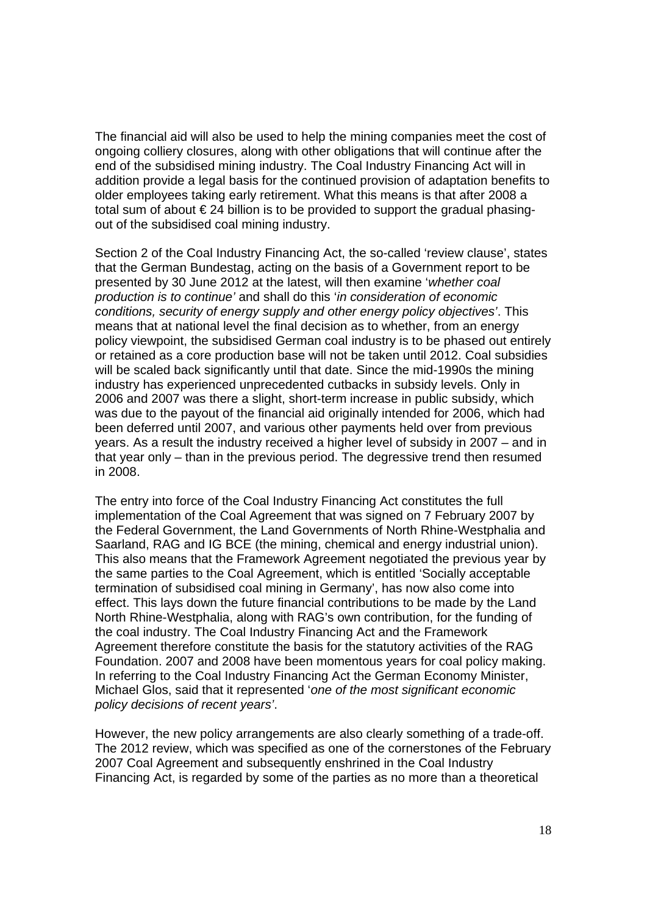The financial aid will also be used to help the mining companies meet the cost of ongoing colliery closures, along with other obligations that will continue after the end of the subsidised mining industry. The Coal Industry Financing Act will in addition provide a legal basis for the continued provision of adaptation benefits to older employees taking early retirement. What this means is that after 2008 a total sum of about € 24 billion is to be provided to support the gradual phasing-out of the subsidised coal mining industry.

Section 2 of the Coal Industry Financing Act, the so-called 'review clause', states that the German Bundestag, acting on the basis of a Government report to be presented by 30 June 2012 at the latest, will then examine '*whether coal production is to continue'* and shall do this '*in consideration of economic conditions, security of energy supply and other energy policy objectives'*. This means that at national level the final decision as to whether, from an energy policy viewpoint, the subsidised German coal industry is to be phased out entirely or retained as a core production base will not be taken until 2012. Coal subsidies will be scaled back significantly until that date. Since the mid-1990s the mining industry has experienced unprecedented cutbacks in subsidy levels. Only in 2006 and 2007 was there a slight, short-term increase in public subsidy, which was due to the payout of the financial aid originally intended for 2006, which had been deferred until 2007, and various other payments held over from previous years. As a result the industry received a higher level of subsidy in 2007 – and in that year only – than in the previous period. The degressive trend then resumed in 2008.

The entry into force of the Coal Industry Financing Act constitutes the full implementation of the Coal Agreement that was signed on 7 February 2007 by the Federal Government, the Land Governments of North Rhine-Westphalia and Saarland, RAG and IG BCE (the mining, chemical and energy industrial union). This also means that the Framework Agreement negotiated the previous year by the same parties to the Coal Agreement, which is entitled 'Socially acceptable termination of subsidised coal mining in Germany', has now also come into effect. This lays down the future financial contributions to be made by the Land North Rhine-Westphalia, along with RAG's own contribution, for the funding of the coal industry. The Coal Industry Financing Act and the Framework Agreement therefore constitute the basis for the statutory activities of the RAG Foundation. 2007 and 2008 have been momentous years for coal policy making. In referring to the Coal Industry Financing Act the German Economy Minister, Michael Glos, said that it represented '*one of the most significant economic policy decisions of recent years'*.

However, the new policy arrangements are also clearly something of a trade-off. The 2012 review, which was specified as one of the cornerstones of the February 2007 Coal Agreement and subsequently enshrined in the Coal Industry Financing Act, is regarded by some of the parties as no more than a theoretical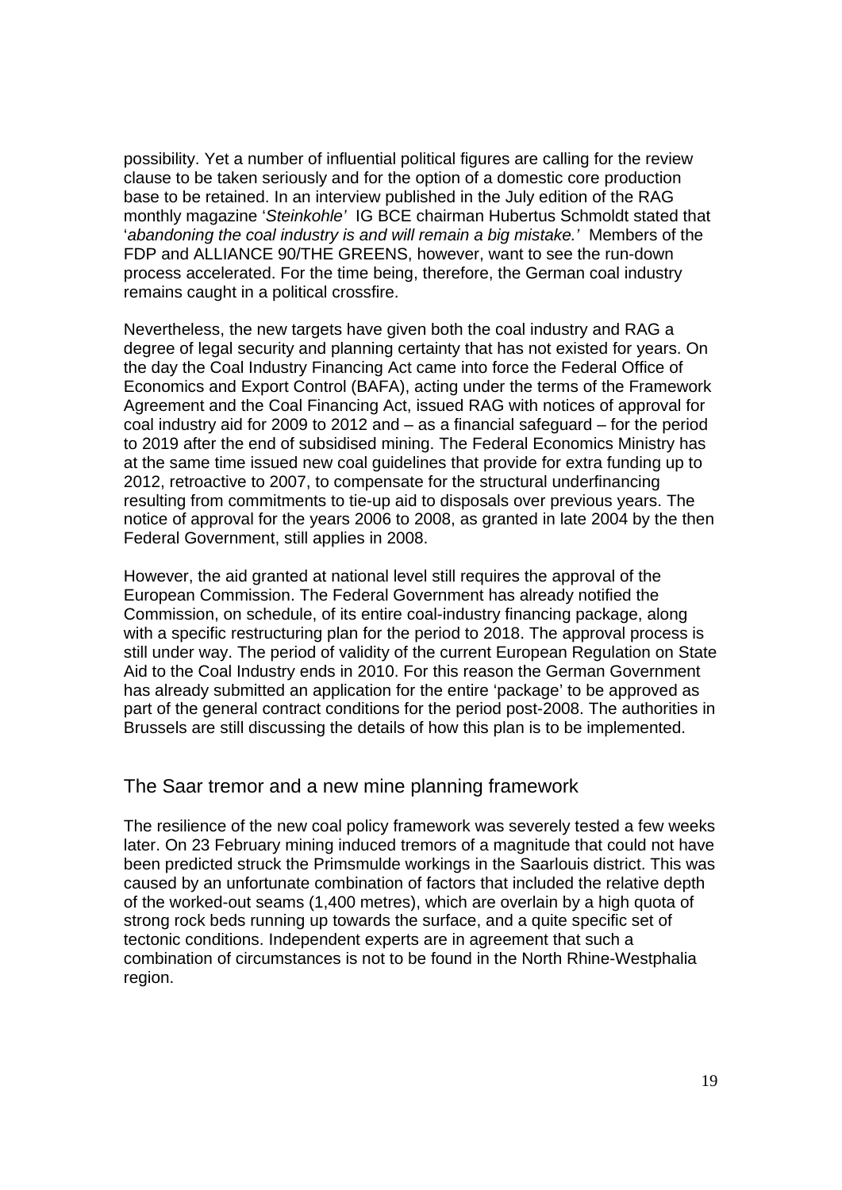possibility. Yet a number of influential political figures are calling for the review clause to be taken seriously and for the option of a domestic core production base to be retained. In an interview published in the July edition of the RAG monthly magazine '*Steinkohle*' IG BCE chairman Hubertus Schmoldt stated that '*abandoning the coal industry is and will remain a big mistake.*' Members of the FDP and ALLIANCE 90/THE GREENS, however, want to see the run-down process accelerated. For the time being, therefore, the German coal industry remains caught in a political crossfire.

Nevertheless, the new targets have given both the coal industry and RAG a degree of legal security and planning certainty that has not existed for years. On the day the Coal Industry Financing Act came into force the Federal Office of Economics and Export Control (BAFA), acting under the terms of the Framework Agreement and the Coal Financing Act, issued RAG with notices of approval for coal industry aid for 2009 to 2012 and – as a financial safeguard – for the period to 2019 after the end of subsidised mining. The Federal Economics Ministry has at the same time issued new coal guidelines that provide for extra funding up to 2012, retroactive to 2007, to compensate for the structural underfinancing resulting from commitments to tie-up aid to disposals over previous years. The notice of approval for the years 2006 to 2008, as granted in late 2004 by the then Federal Government, still applies in 2008.

However, the aid granted at national level still requires the approval of the European Commission. The Federal Government has already notified the Commission, on schedule, of its entire coal-industry financing package, along with a specific restructuring plan for the period to 2018. The approval process is still under way. The period of validity of the current European Regulation on State Aid to the Coal Industry ends in 2010. For this reason the German Government has already submitted an application for the entire 'package' to be approved as part of the general contract conditions for the period post-2008. The authorities in Brussels are still discussing the details of how this plan is to be implemented.

## The Saar tremor and a new mine planning framework

The resilience of the new coal policy framework was severely tested a few weeks later. On 23 February mining induced tremors of a magnitude that could not have been predicted struck the Primsmulde workings in the Saarlouis district. This was caused by an unfortunate combination of factors that included the relative depth of the worked-out seams (1,400 metres), which are overlain by a high quota of strong rock beds running up towards the surface, and a quite specific set of tectonic conditions. Independent experts are in agreement that such a combination of circumstances is not to be found in the North Rhine-Westphalia region.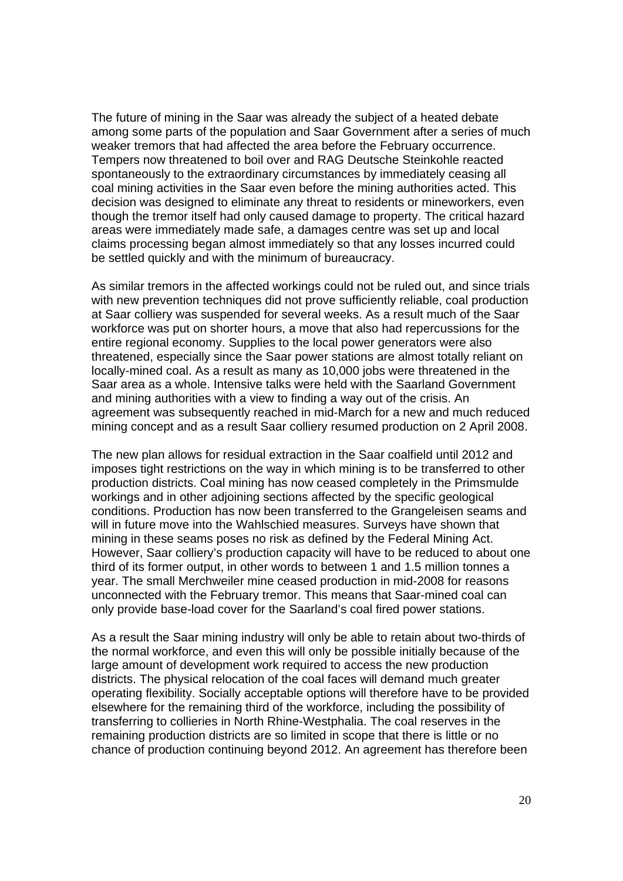The future of mining in the Saar was already the subject of a heated debate among some parts of the population and Saar Government after a series of much weaker tremors that had affected the area before the February occurrence. Tempers now threatened to boil over and RAG Deutsche Steinkohle reacted spontaneously to the extraordinary circumstances by immediately ceasing all coal mining activities in the Saar even before the mining authorities acted. This decision was designed to eliminate any threat to residents or mineworkers, even though the tremor itself had only caused damage to property. The critical hazard areas were immediately made safe, a damages centre was set up and local claims processing began almost immediately so that any losses incurred could be settled quickly and with the minimum of bureaucracy.

As similar tremors in the affected workings could not be ruled out, and since trials with new prevention techniques did not prove sufficiently reliable, coal production at Saar colliery was suspended for several weeks. As a result much of the Saar workforce was put on shorter hours, a move that also had repercussions for the entire regional economy. Supplies to the local power generators were also threatened, especially since the Saar power stations are almost totally reliant on locally-mined coal. As a result as many as 10,000 jobs were threatened in the Saar area as a whole. Intensive talks were held with the Saarland Government and mining authorities with a view to finding a way out of the crisis. An agreement was subsequently reached in mid-March for a new and much reduced mining concept and as a result Saar colliery resumed production on 2 April 2008.

The new plan allows for residual extraction in the Saar coalfield until 2012 and imposes tight restrictions on the way in which mining is to be transferred to other production districts. Coal mining has now ceased completely in the Primsmulde workings and in other adjoining sections affected by the specific geological conditions. Production has now been transferred to the Grangeleisen seams and will in future move into the Wahlschied measures. Surveys have shown that mining in these seams poses no risk as defined by the Federal Mining Act. However, Saar colliery's production capacity will have to be reduced to about one third of its former output, in other words to between 1 and 1.5 million tonnes a year. The small Merchweiler mine ceased production in mid-2008 for reasons unconnected with the February tremor. This means that Saar-mined coal can only provide base-load cover for the Saarland's coal fired power stations.

As a result the Saar mining industry will only be able to retain about two-thirds of the normal workforce, and even this will only be possible initially because of the large amount of development work required to access the new production districts. The physical relocation of the coal faces will demand much greater operating flexibility. Socially acceptable options will therefore have to be provided elsewhere for the remaining third of the workforce, including the possibility of transferring to collieries in North Rhine-Westphalia. The coal reserves in the remaining production districts are so limited in scope that there is little or no chance of production continuing beyond 2012. An agreement has therefore been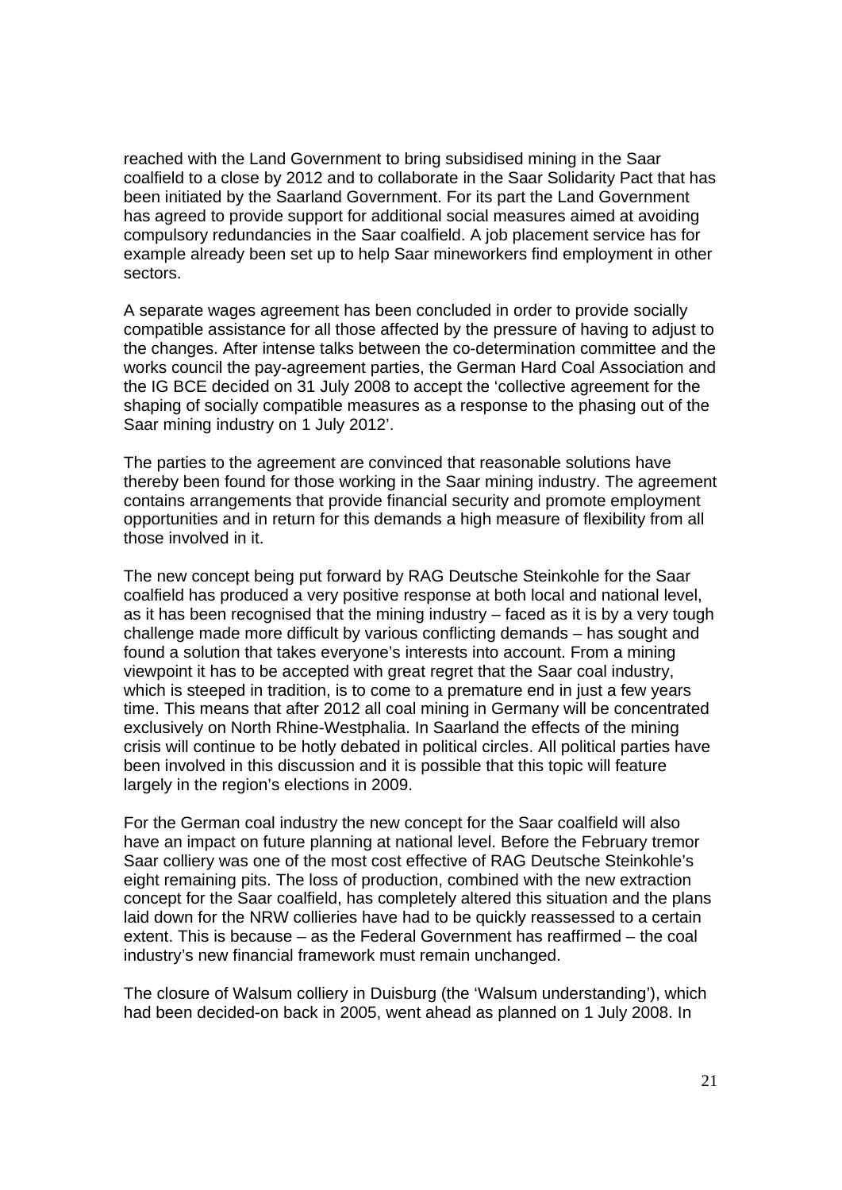reached with the Land Government to bring subsidised mining in the Saar coalfield to a close by 2012 and to collaborate in the Saar Solidarity Pact that has been initiated by the Saarland Government. For its part the Land Government has agreed to provide support for additional social measures aimed at avoiding compulsory redundancies in the Saar coalfield. A job placement service has for example already been set up to help Saar mineworkers find employment in other sectors.

A separate wages agreement has been concluded in order to provide socially compatible assistance for all those affected by the pressure of having to adjust to the changes. After intense talks between the co-determination committee and the works council the pay-agreement parties, the German Hard Coal Association and the IG BCE decided on 31 July 2008 to accept the 'collective agreement for the shaping of socially compatible measures as a response to the phasing out of the Saar mining industry on 1 July 2012'.

The parties to the agreement are convinced that reasonable solutions have thereby been found for those working in the Saar mining industry. The agreement contains arrangements that provide financial security and promote employment opportunities and in return for this demands a high measure of flexibility from all those involved in it.

The new concept being put forward by RAG Deutsche Steinkohle for the Saar coalfield has produced a very positive response at both local and national level, as it has been recognised that the mining industry – faced as it is by a very tough challenge made more difficult by various conflicting demands – has sought and found a solution that takes everyone's interests into account. From a mining viewpoint it has to be accepted with great regret that the Saar coal industry, which is steeped in tradition, is to come to a premature end in just a few years time. This means that after 2012 all coal mining in Germany will be concentrated exclusively on North Rhine-Westphalia. In Saarland the effects of the mining crisis will continue to be hotly debated in political circles. All political parties have been involved in this discussion and it is possible that this topic will feature largely in the region's elections in 2009.

For the German coal industry the new concept for the Saar coalfield will also have an impact on future planning at national level. Before the February tremor Saar colliery was one of the most cost effective of RAG Deutsche Steinkohle's eight remaining pits. The loss of production, combined with the new extraction concept for the Saar coalfield, has completely altered this situation and the plans laid down for the NRW collieries have had to be quickly reassessed to a certain extent. This is because – as the Federal Government has reaffirmed – the coal industry's new financial framework must remain unchanged.

The closure of Walsum colliery in Duisburg (the 'Walsum understanding'), which had been decided-on back in 2005, went ahead as planned on 1 July 2008. In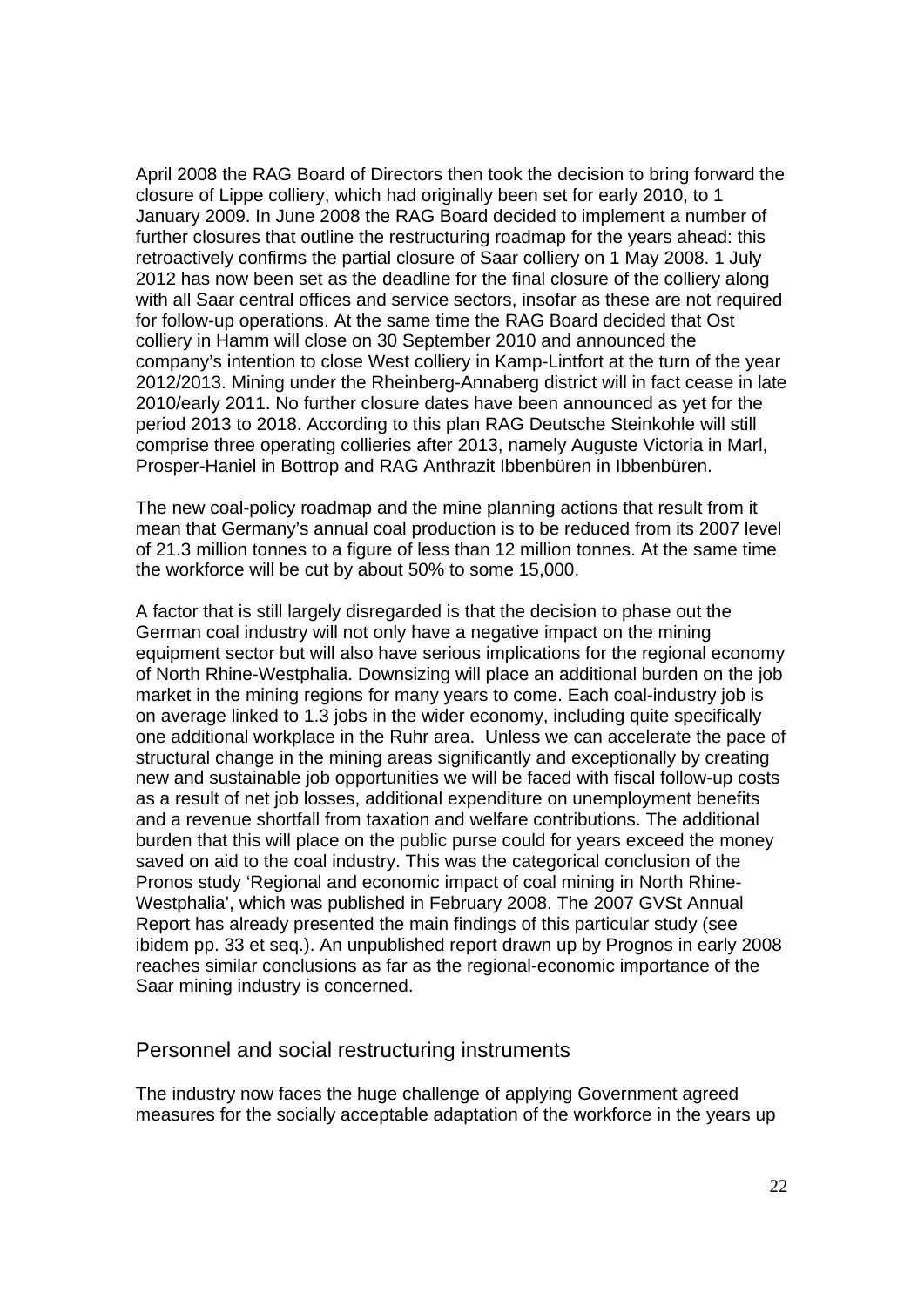April 2008 the RAG Board of Directors then took the decision to bring forward the closure of Lippe colliery, which had originally been set for early 2010, to 1 January 2009. In June 2008 the RAG Board decided to implement a number of further closures that outline the restructuring roadmap for the years ahead: this retroactively confirms the partial closure of Saar colliery on 1 May 2008. 1 July 2012 has now been set as the deadline for the final closure of the colliery along with all Saar central offices and service sectors, insofar as these are not required for follow-up operations. At the same time the RAG Board decided that Ost colliery in Hamm will close on 30 September 2010 and announced the company's intention to close West colliery in Kamp-Lintfort at the turn of the year 2012/2013. Mining under the Rheinberg-Annaberg district will in fact cease in late 2010/early 2011. No further closure dates have been announced as yet for the period 2013 to 2018. According to this plan RAG Deutsche Steinkohle will still comprise three operating collieries after 2013, namely Auguste Victoria in Marl, Prosper-Haniel in Bottrop and RAG Anthrazit Ibbenbüren in Ibbenbüren.

The new coal-policy roadmap and the mine planning actions that result from it mean that Germany's annual coal production is to be reduced from its 2007 level of 21.3 million tonnes to a figure of less than 12 million tonnes. At the same time the workforce will be cut by about 50% to some 15,000.

A factor that is still largely disregarded is that the decision to phase out the German coal industry will not only have a negative impact on the mining equipment sector but will also have serious implications for the regional economy of North Rhine-Westphalia. Downsizing will place an additional burden on the job market in the mining regions for many years to come. Each coal-industry job is on average linked to 1.3 jobs in the wider economy, including quite specifically one additional workplace in the Ruhr area. Unless we can accelerate the pace of structural change in the mining areas significantly and exceptionally by creating new and sustainable job opportunities we will be faced with fiscal follow-up costs as a result of net job losses, additional expenditure on unemployment benefits and a revenue shortfall from taxation and welfare contributions. The additional burden that this will place on the public purse could for years exceed the money saved on aid to the coal industry. This was the categorical conclusion of the Pronos study 'Regional and economic impact of coal mining in North Rhine-Westphalia', which was published in February 2008. The 2007 GVSt Annual Report has already presented the main findings of this particular study (see ibidem pp. 33 et seq.). An unpublished report drawn up by Prognos in early 2008 reaches similar conclusions as far as the regional-economic importance of the Saar mining industry is concerned.

## Personnel and social restructuring instruments

The industry now faces the huge challenge of applying Government agreed measures for the socially acceptable adaptation of the workforce in the years up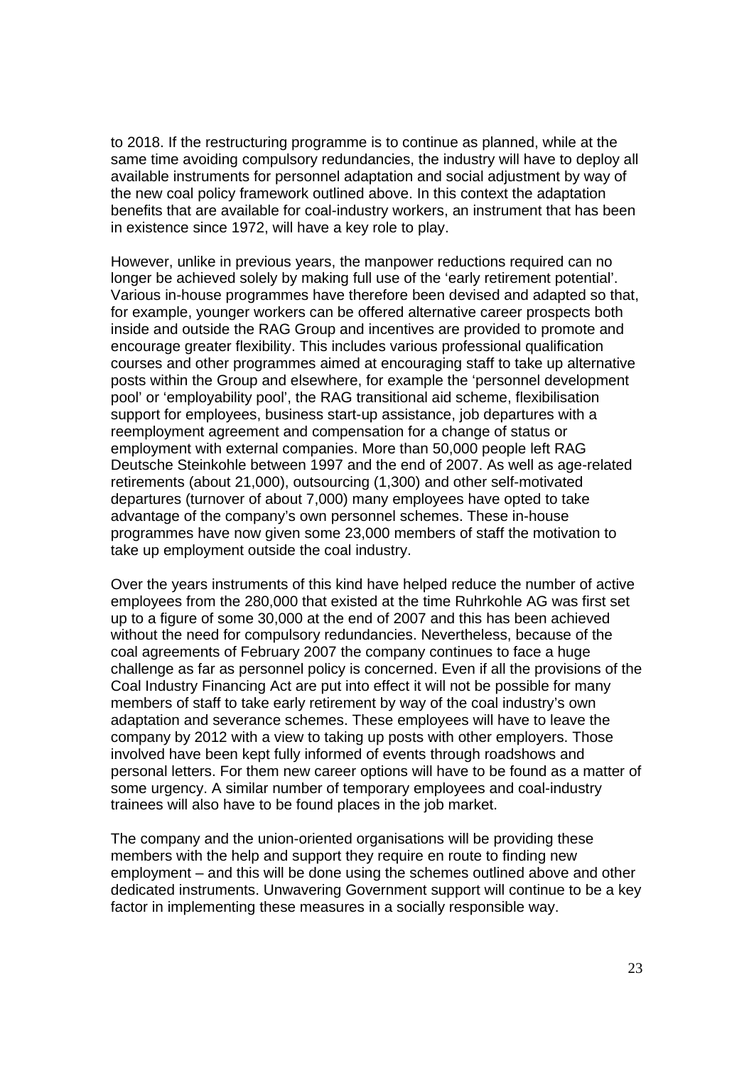to 2018. If the restructuring programme is to continue as planned, while at the same time avoiding compulsory redundancies, the industry will have to deploy all available instruments for personnel adaptation and social adjustment by way of the new coal policy framework outlined above. In this context the adaptation benefits that are available for coal-industry workers, an instrument that has been in existence since 1972, will have a key role to play.

However, unlike in previous years, the manpower reductions required can no longer be achieved solely by making full use of the 'early retirement potential'. Various in-house programmes have therefore been devised and adapted so that, for example, younger workers can be offered alternative career prospects both inside and outside the RAG Group and incentives are provided to promote and encourage greater flexibility. This includes various professional qualification courses and other programmes aimed at encouraging staff to take up alternative posts within the Group and elsewhere, for example the 'personnel development pool' or 'employability pool', the RAG transitional aid scheme, flexibilisation support for employees, business start-up assistance, job departures with a reemployment agreement and compensation for a change of status or employment with external companies. More than 50,000 people left RAG Deutsche Steinkohle between 1997 and the end of 2007. As well as age-related retirements (about 21,000), outsourcing (1,300) and other self-motivated departures (turnover of about 7,000) many employees have opted to take advantage of the company's own personnel schemes. These in-house programmes have now given some 23,000 members of staff the motivation to take up employment outside the coal industry.

Over the years instruments of this kind have helped reduce the number of active employees from the 280,000 that existed at the time Ruhrkohle AG was first set up to a figure of some 30,000 at the end of 2007 and this has been achieved without the need for compulsory redundancies. Nevertheless, because of the coal agreements of February 2007 the company continues to face a huge challenge as far as personnel policy is concerned. Even if all the provisions of the Coal Industry Financing Act are put into effect it will not be possible for many members of staff to take early retirement by way of the coal industry's own adaptation and severance schemes. These employees will have to leave the company by 2012 with a view to taking up posts with other employers. Those involved have been kept fully informed of events through roadshows and personal letters. For them new career options will have to be found as a matter of some urgency. A similar number of temporary employees and coal-industry trainees will also have to be found places in the job market.

The company and the union-oriented organisations will be providing these members with the help and support they require en route to finding new employment – and this will be done using the schemes outlined above and other dedicated instruments. Unwavering Government support will continue to be a key factor in implementing these measures in a socially responsible way.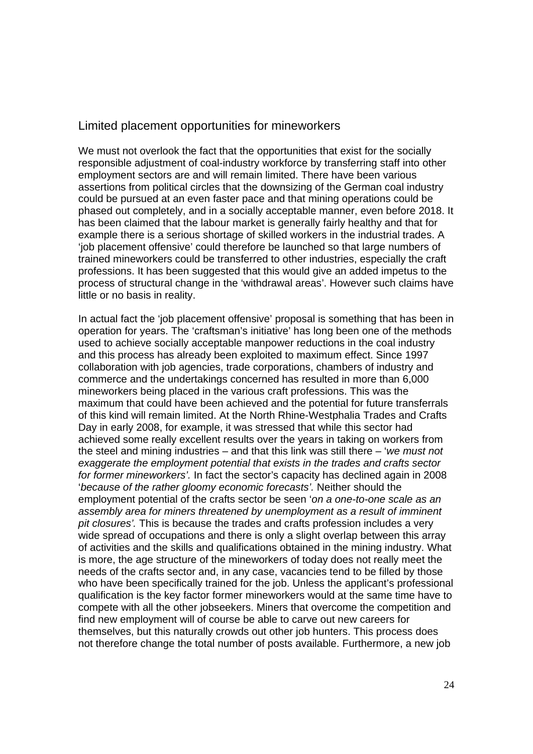## Limited placement opportunities for mineworkers

We must not overlook the fact that the opportunities that exist for the socially responsible adjustment of coal-industry workforce by transferring staff into other employment sectors are and will remain limited. There have been various assertions from political circles that the downsizing of the German coal industry could be pursued at an even faster pace and that mining operations could be phased out completely, and in a socially acceptable manner, even before 2018. It has been claimed that the labour market is generally fairly healthy and that for example there is a serious shortage of skilled workers in the industrial trades. A 'job placement offensive' could therefore be launched so that large numbers of trained mineworkers could be transferred to other industries, especially the craft professions. It has been suggested that this would give an added impetus to the process of structural change in the 'withdrawal areas'. However such claims have little or no basis in reality.

In actual fact the 'job placement offensive' proposal is something that has been in operation for years. The 'craftsman's initiative' has long been one of the methods used to achieve socially acceptable manpower reductions in the coal industry and this process has already been exploited to maximum effect. Since 1997 collaboration with job agencies, trade corporations, chambers of industry and commerce and the undertakings concerned has resulted in more than 6,000 mineworkers being placed in the various craft professions. This was the maximum that could have been achieved and the potential for future transferrals of this kind will remain limited. At the North Rhine-Westphalia Trades and Crafts Day in early 2008, for example, it was stressed that while this sector had achieved some really excellent results over the years in taking on workers from the steel and mining industries – and that this link was still there – '*we must not exaggerate the employment potential that exists in the trades and crafts sector for former mineworkers'.* In fact the sector's capacity has declined again in 2008 '*because of the rather gloomy economic forecasts'.* Neither should the employment potential of the crafts sector be seen '*on a one-to-one scale as an assembly area for miners threatened by unemployment as a result of imminent pit closures'.* This is because the trades and crafts profession includes a very wide spread of occupations and there is only a slight overlap between this array of activities and the skills and qualifications obtained in the mining industry. What is more, the age structure of the mineworkers of today does not really meet the needs of the crafts sector and, in any case, vacancies tend to be filled by those who have been specifically trained for the job. Unless the applicant's professional qualification is the key factor former mineworkers would at the same time have to compete with all the other jobseekers. Miners that overcome the competition and find new employment will of course be able to carve out new careers for themselves, but this naturally crowds out other job hunters. This process does not therefore change the total number of posts available. Furthermore, a new job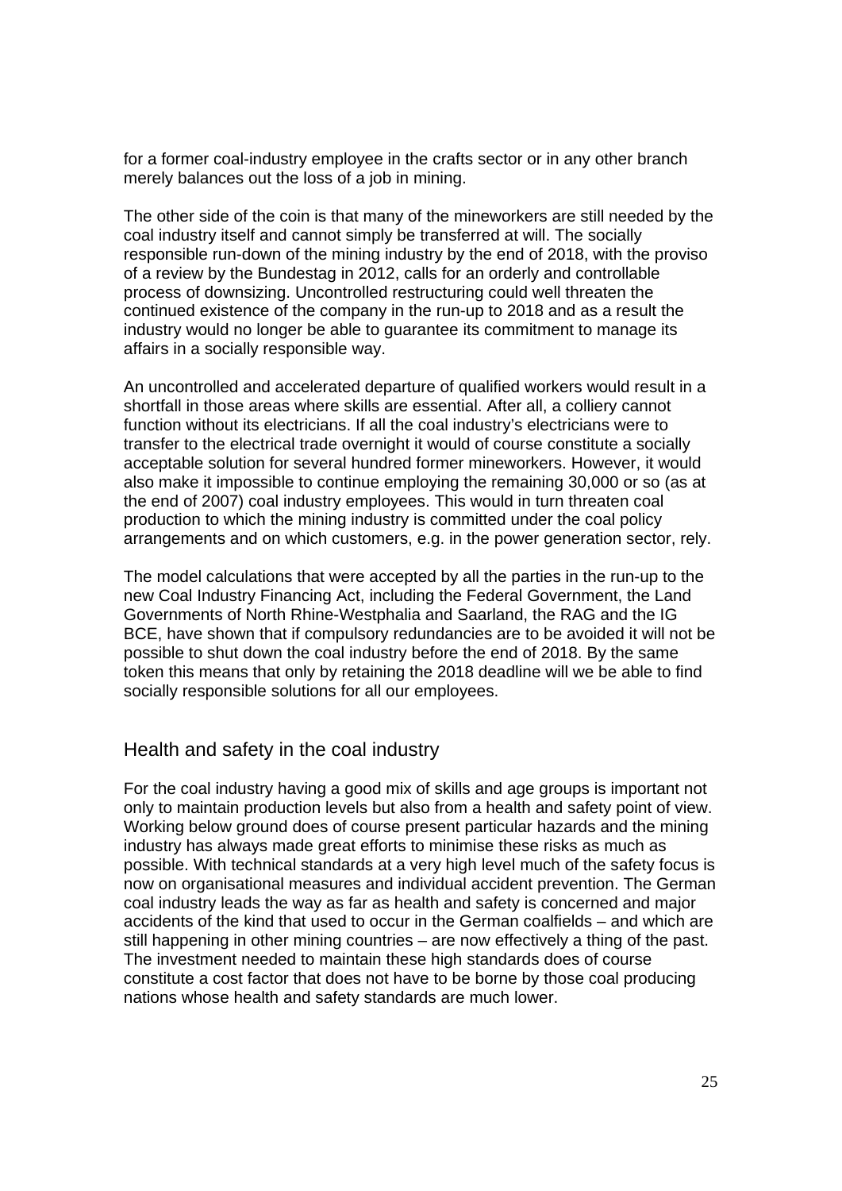for a former coal-industry employee in the crafts sector or in any other branch merely balances out the loss of a job in mining.

The other side of the coin is that many of the mineworkers are still needed by the coal industry itself and cannot simply be transferred at will. The socially responsible run-down of the mining industry by the end of 2018, with the proviso of a review by the Bundestag in 2012, calls for an orderly and controllable process of downsizing. Uncontrolled restructuring could well threaten the continued existence of the company in the run-up to 2018 and as a result the industry would no longer be able to guarantee its commitment to manage its affairs in a socially responsible way.

An uncontrolled and accelerated departure of qualified workers would result in a shortfall in those areas where skills are essential. After all, a colliery cannot function without its electricians. If all the coal industry's electricians were to transfer to the electrical trade overnight it would of course constitute a socially acceptable solution for several hundred former mineworkers. However, it would also make it impossible to continue employing the remaining 30,000 or so (as at the end of 2007) coal industry employees. This would in turn threaten coal production to which the mining industry is committed under the coal policy arrangements and on which customers, e.g. in the power generation sector, rely.

The model calculations that were accepted by all the parties in the run-up to the new Coal Industry Financing Act, including the Federal Government, the Land Governments of North Rhine-Westphalia and Saarland, the RAG and the IG BCE, have shown that if compulsory redundancies are to be avoided it will not be possible to shut down the coal industry before the end of 2018. By the same token this means that only by retaining the 2018 deadline will we be able to find socially responsible solutions for all our employees.

## Health and safety in the coal industry

For the coal industry having a good mix of skills and age groups is important not only to maintain production levels but also from a health and safety point of view. Working below ground does of course present particular hazards and the mining industry has always made great efforts to minimise these risks as much as possible. With technical standards at a very high level much of the safety focus is now on organisational measures and individual accident prevention. The German coal industry leads the way as far as health and safety is concerned and major accidents of the kind that used to occur in the German coalfields – and which are still happening in other mining countries – are now effectively a thing of the past. The investment needed to maintain these high standards does of course constitute a cost factor that does not have to be borne by those coal producing nations whose health and safety standards are much lower.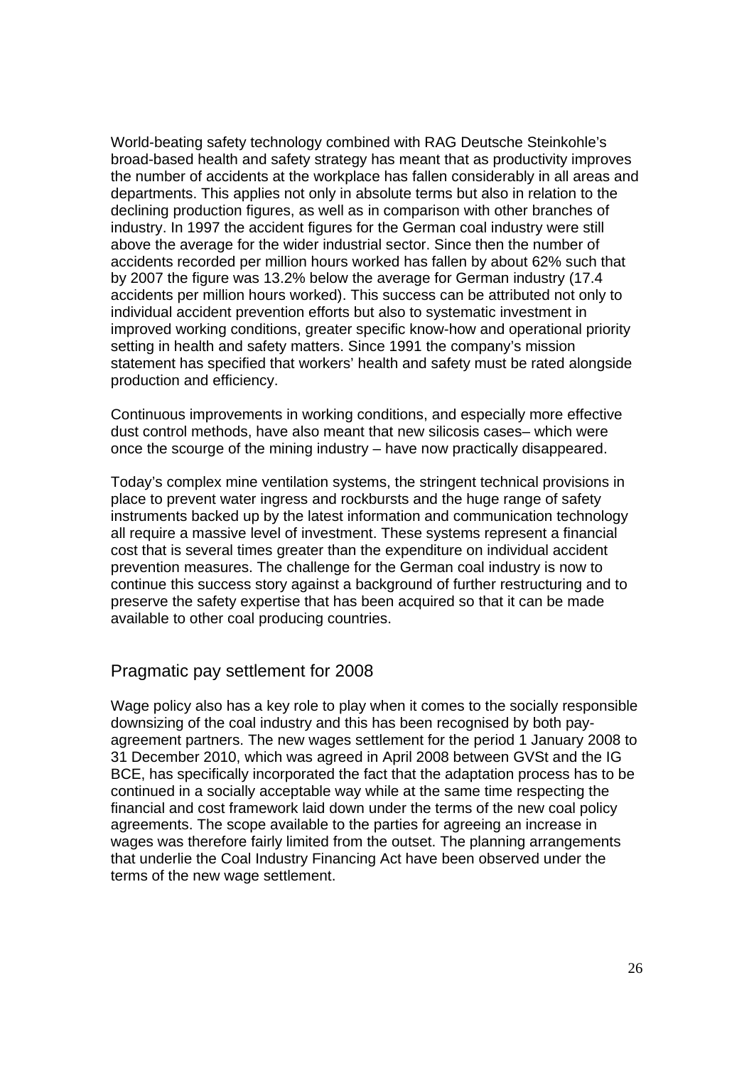World-beating safety technology combined with RAG Deutsche Steinkohle's broad-based health and safety strategy has meant that as productivity improves the number of accidents at the workplace has fallen considerably in all areas and departments. This applies not only in absolute terms but also in relation to the declining production figures, as well as in comparison with other branches of industry. In 1997 the accident figures for the German coal industry were still above the average for the wider industrial sector. Since then the number of accidents recorded per million hours worked has fallen by about 62% such that by 2007 the figure was 13.2% below the average for German industry (17.4 accidents per million hours worked). This success can be attributed not only to individual accident prevention efforts but also to systematic investment in improved working conditions, greater specific know-how and operational priority setting in health and safety matters. Since 1991 the company's mission statement has specified that workers' health and safety must be rated alongside production and efficiency.

Continuous improvements in working conditions, and especially more effective dust control methods, have also meant that new silicosis cases– which were once the scourge of the mining industry – have now practically disappeared.

Today's complex mine ventilation systems, the stringent technical provisions in place to prevent water ingress and rockbursts and the huge range of safety instruments backed up by the latest information and communication technology all require a massive level of investment. These systems represent a financial cost that is several times greater than the expenditure on individual accident prevention measures. The challenge for the German coal industry is now to continue this success story against a background of further restructuring and to preserve the safety expertise that has been acquired so that it can be made available to other coal producing countries.

## Pragmatic pay settlement for 2008

Wage policy also has a key role to play when it comes to the socially responsible downsizing of the coal industry and this has been recognised by both pay-agreement partners. The new wages settlement for the period 1 January 2008 to 31 December 2010, which was agreed in April 2008 between GVSt and the IG BCE, has specifically incorporated the fact that the adaptation process has to be continued in a socially acceptable way while at the same time respecting the financial and cost framework laid down under the terms of the new coal policy agreements. The scope available to the parties for agreeing an increase in wages was therefore fairly limited from the outset. The planning arrangements that underlie the Coal Industry Financing Act have been observed under the terms of the new wage settlement.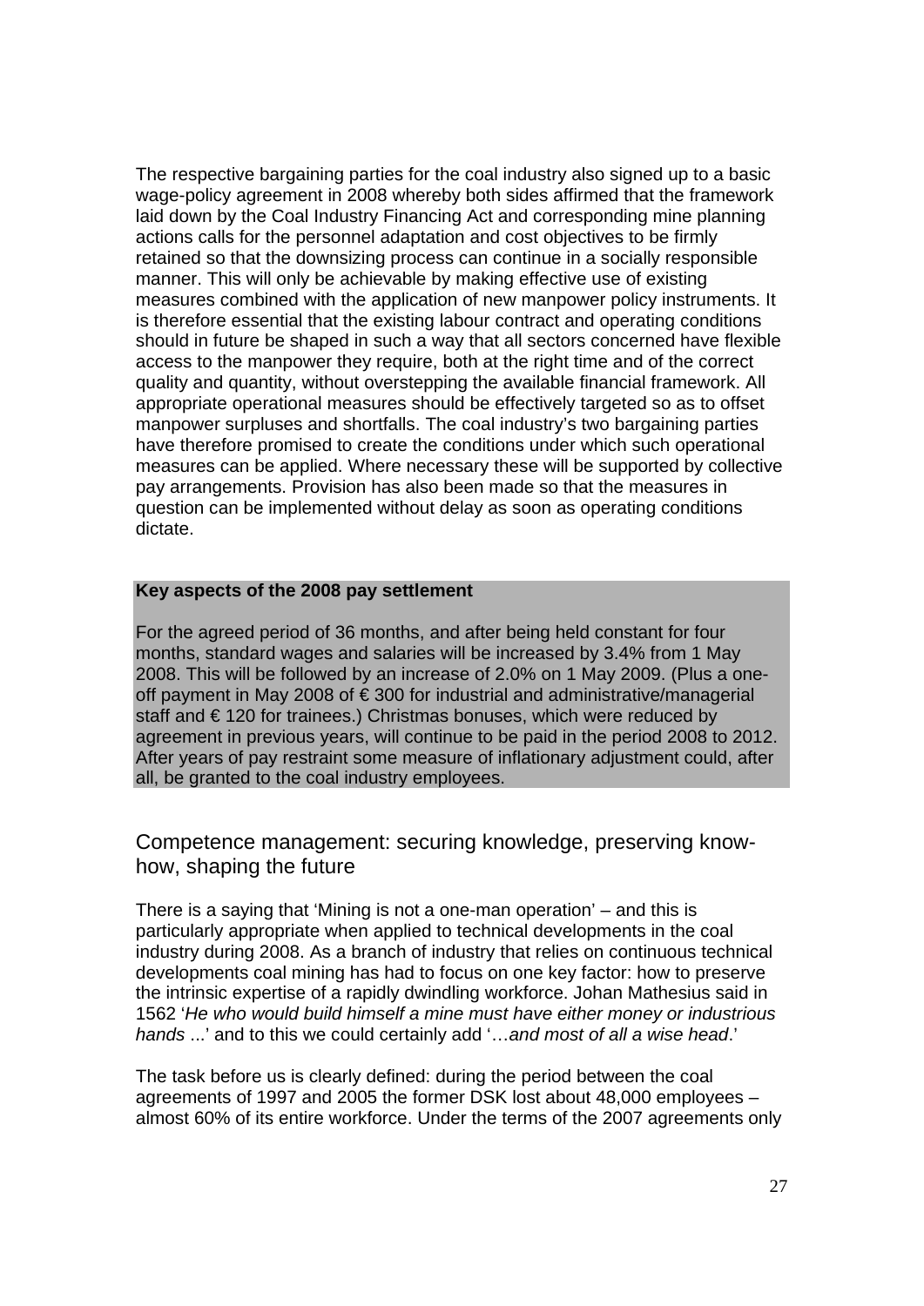The respective bargaining parties for the coal industry also signed up to a basic wage-policy agreement in 2008 whereby both sides affirmed that the framework laid down by the Coal Industry Financing Act and corresponding mine planning actions calls for the personnel adaptation and cost objectives to be firmly retained so that the downsizing process can continue in a socially responsible manner. This will only be achievable by making effective use of existing measures combined with the application of new manpower policy instruments. It is therefore essential that the existing labour contract and operating conditions should in future be shaped in such a way that all sectors concerned have flexible access to the manpower they require, both at the right time and of the correct quality and quantity, without overstepping the available financial framework. All appropriate operational measures should be effectively targeted so as to offset manpower surpluses and shortfalls. The coal industry's two bargaining parties have therefore promised to create the conditions under which such operational measures can be applied. Where necessary these will be supported by collective pay arrangements. Provision has also been made so that the measures in question can be implemented without delay as soon as operating conditions dictate.

**Key aspects of the 2008 pay settlement**

For the agreed period of 36 months, and after being held constant for four months, standard wages and salaries will be increased by 3.4% from 1 May 2008. This will be followed by an increase of 2.0% on 1 May 2009. (Plus a one-off payment in May 2008 of € 300 for industrial and administrative/managerial staff and € 120 for trainees.) Christmas bonuses, which were reduced by agreement in previous years, will continue to be paid in the period 2008 to 2012. After years of pay restraint some measure of inflationary adjustment could, after all, be granted to the coal industry employees.

## Competence management: securing knowledge, preserving know-how, shaping the future

There is a saying that 'Mining is not a one-man operation' – and this is particularly appropriate when applied to technical developments in the coal industry during 2008. As a branch of industry that relies on continuous technical developments coal mining has had to focus on one key factor: how to preserve the intrinsic expertise of a rapidly dwindling workforce. Johan Mathesius said in 1562 '*He who would build himself a mine must have either money or industrious hands* ...' and to this we could certainly add '…*and most of all a wise head*.'

The task before us is clearly defined: during the period between the coal agreements of 1997 and 2005 the former DSK lost about 48,000 employees – almost 60% of its entire workforce. Under the terms of the 2007 agreements only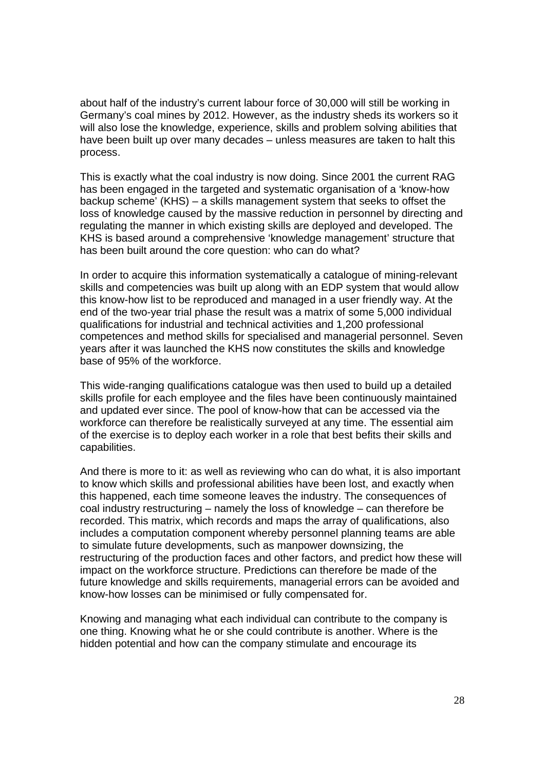about half of the industry's current labour force of 30,000 will still be working in Germany's coal mines by 2012. However, as the industry sheds its workers so it will also lose the knowledge, experience, skills and problem solving abilities that have been built up over many decades – unless measures are taken to halt this process.

This is exactly what the coal industry is now doing. Since 2001 the current RAG has been engaged in the targeted and systematic organisation of a 'know-how backup scheme' (KHS) – a skills management system that seeks to offset the loss of knowledge caused by the massive reduction in personnel by directing and regulating the manner in which existing skills are deployed and developed. The KHS is based around a comprehensive 'knowledge management' structure that has been built around the core question: who can do what?

In order to acquire this information systematically a catalogue of mining-relevant skills and competencies was built up along with an EDP system that would allow this know-how list to be reproduced and managed in a user friendly way. At the end of the two-year trial phase the result was a matrix of some 5,000 individual qualifications for industrial and technical activities and 1,200 professional competences and method skills for specialised and managerial personnel. Seven years after it was launched the KHS now constitutes the skills and knowledge base of 95% of the workforce.

This wide-ranging qualifications catalogue was then used to build up a detailed skills profile for each employee and the files have been continuously maintained and updated ever since. The pool of know-how that can be accessed via the workforce can therefore be realistically surveyed at any time. The essential aim of the exercise is to deploy each worker in a role that best befits their skills and capabilities.

And there is more to it: as well as reviewing who can do what, it is also important to know which skills and professional abilities have been lost, and exactly when this happened, each time someone leaves the industry. The consequences of coal industry restructuring – namely the loss of knowledge – can therefore be recorded. This matrix, which records and maps the array of qualifications, also includes a computation component whereby personnel planning teams are able to simulate future developments, such as manpower downsizing, the restructuring of the production faces and other factors, and predict how these will impact on the workforce structure. Predictions can therefore be made of the future knowledge and skills requirements, managerial errors can be avoided and know-how losses can be minimised or fully compensated for.

Knowing and managing what each individual can contribute to the company is one thing. Knowing what he or she could contribute is another. Where is the hidden potential and how can the company stimulate and encourage its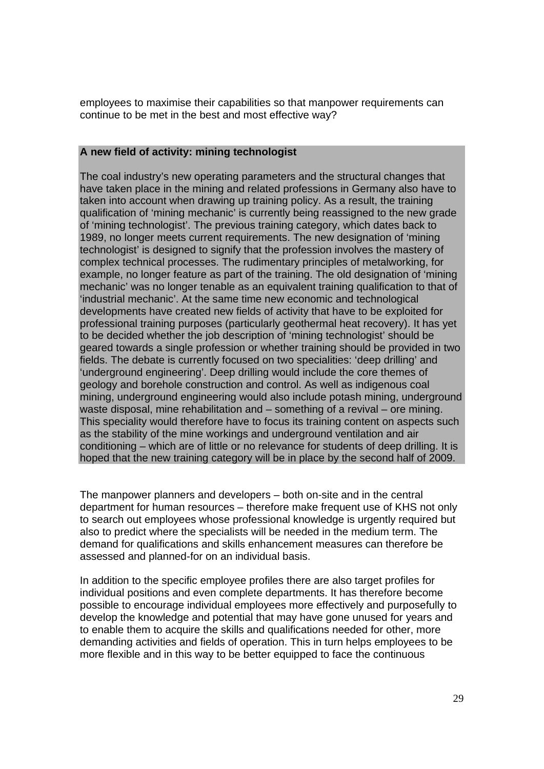employees to maximise their capabilities so that manpower requirements can continue to be met in the best and most effective way?

**A new field of activity: mining technologist**

The coal industry's new operating parameters and the structural changes that have taken place in the mining and related professions in Germany also have to taken into account when drawing up training policy. As a result, the training qualification of 'mining mechanic' is currently being reassigned to the new grade of 'mining technologist'. The previous training category, which dates back to 1989, no longer meets current requirements. The new designation of 'mining technologist' is designed to signify that the profession involves the mastery of complex technical processes. The rudimentary principles of metalworking, for example, no longer feature as part of the training. The old designation of 'mining mechanic' was no longer tenable as an equivalent training qualification to that of 'industrial mechanic'. At the same time new economic and technological developments have created new fields of activity that have to be exploited for professional training purposes (particularly geothermal heat recovery). It has yet to be decided whether the job description of 'mining technologist' should be geared towards a single profession or whether training should be provided in two fields. The debate is currently focused on two specialities: 'deep drilling' and 'underground engineering'. Deep drilling would include the core themes of geology and borehole construction and control. As well as indigenous coal mining, underground engineering would also include potash mining, underground waste disposal, mine rehabilitation and – something of a revival – ore mining. This speciality would therefore have to focus its training content on aspects such as the stability of the mine workings and underground ventilation and air conditioning – which are of little or no relevance for students of deep drilling. It is hoped that the new training category will be in place by the second half of 2009.

The manpower planners and developers – both on-site and in the central department for human resources – therefore make frequent use of KHS not only to search out employees whose professional knowledge is urgently required but also to predict where the specialists will be needed in the medium term. The demand for qualifications and skills enhancement measures can therefore be assessed and planned-for on an individual basis.

In addition to the specific employee profiles there are also target profiles for individual positions and even complete departments. It has therefore become possible to encourage individual employees more effectively and purposefully to develop the knowledge and potential that may have gone unused for years and to enable them to acquire the skills and qualifications needed for other, more demanding activities and fields of operation. This in turn helps employees to be more flexible and in this way to be better equipped to face the continuous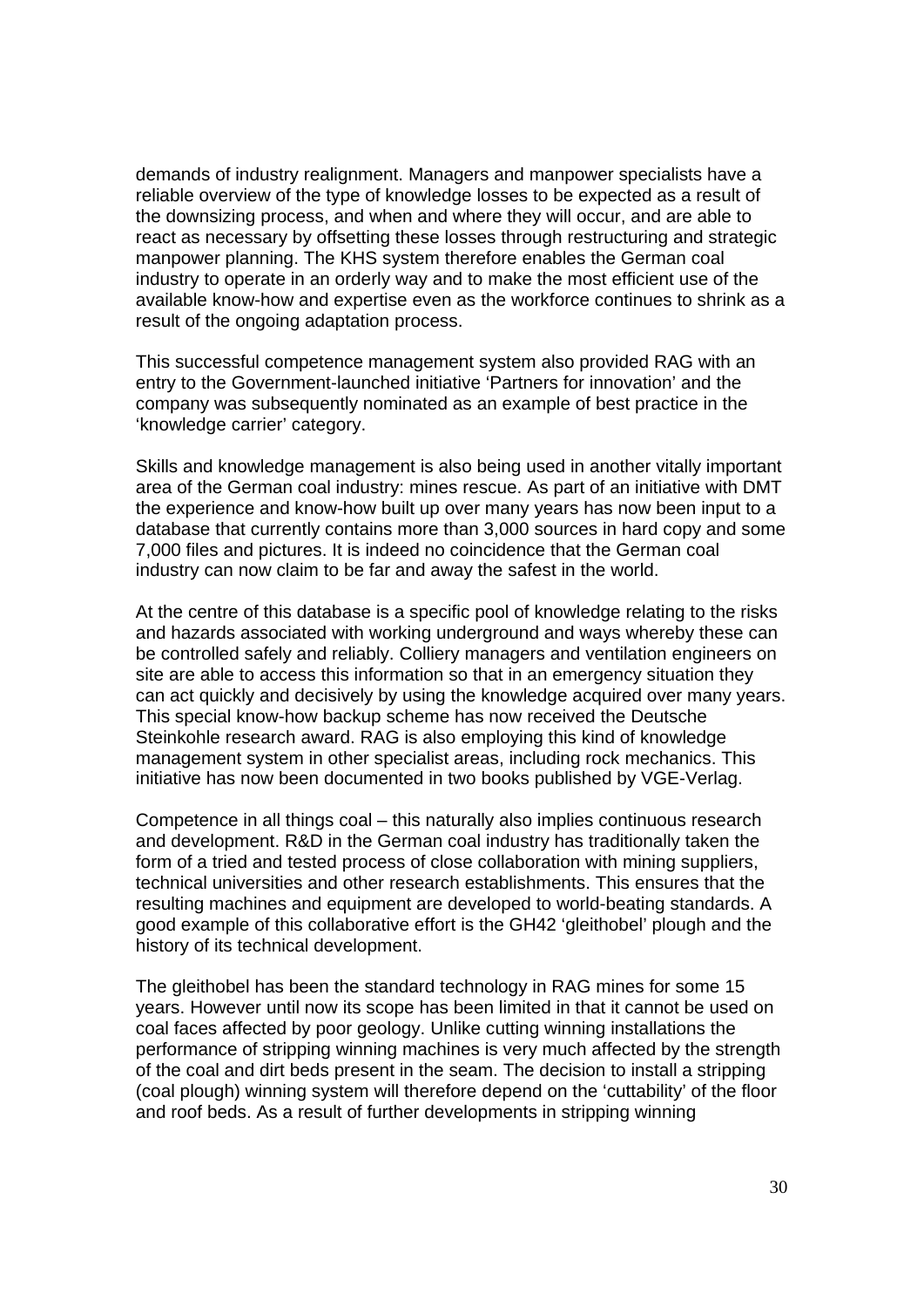demands of industry realignment. Managers and manpower specialists have a reliable overview of the type of knowledge losses to be expected as a result of the downsizing process, and when and where they will occur, and are able to react as necessary by offsetting these losses through restructuring and strategic manpower planning. The KHS system therefore enables the German coal industry to operate in an orderly way and to make the most efficient use of the available know-how and expertise even as the workforce continues to shrink as a result of the ongoing adaptation process.

This successful competence management system also provided RAG with an entry to the Government-launched initiative 'Partners for innovation' and the company was subsequently nominated as an example of best practice in the 'knowledge carrier' category.

Skills and knowledge management is also being used in another vitally important area of the German coal industry: mines rescue. As part of an initiative with DMT the experience and know-how built up over many years has now been input to a database that currently contains more than 3,000 sources in hard copy and some 7,000 files and pictures. It is indeed no coincidence that the German coal industry can now claim to be far and away the safest in the world.

At the centre of this database is a specific pool of knowledge relating to the risks and hazards associated with working underground and ways whereby these can be controlled safely and reliably. Colliery managers and ventilation engineers on site are able to access this information so that in an emergency situation they can act quickly and decisively by using the knowledge acquired over many years. This special know-how backup scheme has now received the Deutsche Steinkohle research award. RAG is also employing this kind of knowledge management system in other specialist areas, including rock mechanics. This initiative has now been documented in two books published by VGE-Verlag.

Competence in all things coal – this naturally also implies continuous research and development. R&D in the German coal industry has traditionally taken the form of a tried and tested process of close collaboration with mining suppliers, technical universities and other research establishments. This ensures that the resulting machines and equipment are developed to world-beating standards. A good example of this collaborative effort is the GH42 'gleithobel' plough and the history of its technical development.

The gleithobel has been the standard technology in RAG mines for some 15 years. However until now its scope has been limited in that it cannot be used on coal faces affected by poor geology. Unlike cutting winning installations the performance of stripping winning machines is very much affected by the strength of the coal and dirt beds present in the seam. The decision to install a stripping (coal plough) winning system will therefore depend on the 'cuttability' of the floor and roof beds. As a result of further developments in stripping winning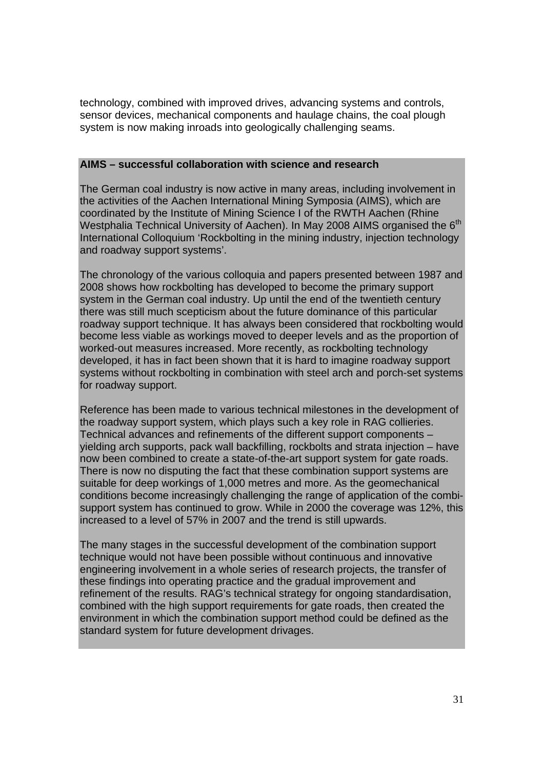technology, combined with improved drives, advancing systems and controls, sensor devices, mechanical components and haulage chains, the coal plough system is now making inroads into geologically challenging seams.

**AIMS – successful collaboration with science and research**

The German coal industry is now active in many areas, including involvement in the activities of the Aachen International Mining Symposia (AIMS), which are coordinated by the Institute of Mining Science I of the RWTH Aachen (Rhine Westphalia Technical University of Aachen). In May 2008 AIMS organised the 6th International Colloquium 'Rockbolting in the mining industry, injection technology and roadway support systems'.

The chronology of the various colloquia and papers presented between 1987 and 2008 shows how rockbolting has developed to become the primary support system in the German coal industry. Up until the end of the twentieth century there was still much scepticism about the future dominance of this particular roadway support technique. It has always been considered that rockbolting would become less viable as workings moved to deeper levels and as the proportion of worked-out measures increased. More recently, as rockbolting technology developed, it has in fact been shown that it is hard to imagine roadway support systems without rockbolting in combination with steel arch and porch-set systems for roadway support.

Reference has been made to various technical milestones in the development of the roadway support system, which plays such a key role in RAG collieries. Technical advances and refinements of the different support components – yielding arch supports, pack wall backfilling, rockbolts and strata injection – have now been combined to create a state-of-the-art support system for gate roads. There is now no disputing the fact that these combination support systems are suitable for deep workings of 1,000 metres and more. As the geomechanical conditions become increasingly challenging the range of application of the combi-support system has continued to grow. While in 2000 the coverage was 12%, this increased to a level of 57% in 2007 and the trend is still upwards.

The many stages in the successful development of the combination support technique would not have been possible without continuous and innovative engineering involvement in a whole series of research projects, the transfer of these findings into operating practice and the gradual improvement and refinement of the results. RAG's technical strategy for ongoing standardisation, combined with the high support requirements for gate roads, then created the environment in which the combination support method could be defined as the standard system for future development drivages.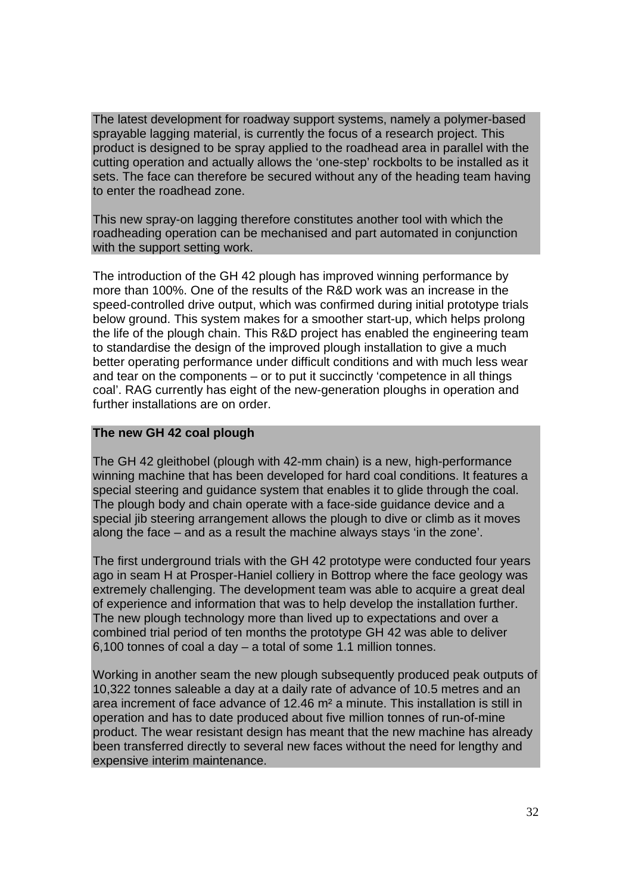The latest development for roadway support systems, namely a polymer-based sprayable lagging material, is currently the focus of a research project. This product is designed to be spray applied to the roadhead area in parallel with the cutting operation and actually allows the 'one-step' rockbolts to be installed as it sets. The face can therefore be secured without any of the heading team having to enter the roadhead zone.

This new spray-on lagging therefore constitutes another tool with which the roadheading operation can be mechanised and part automated in conjunction with the support setting work.

The introduction of the GH 42 plough has improved winning performance by more than 100%. One of the results of the R&D work was an increase in the speed-controlled drive output, which was confirmed during initial prototype trials below ground. This system makes for a smoother start-up, which helps prolong the life of the plough chain. This R&D project has enabled the engineering team to standardise the design of the improved plough installation to give a much better operating performance under difficult conditions and with much less wear and tear on the components – or to put it succinctly 'competence in all things coal'. RAG currently has eight of the new-generation ploughs in operation and further installations are on order.

**The new GH 42 coal plough**

The GH 42 gleithobel (plough with 42-mm chain) is a new, high-performance winning machine that has been developed for hard coal conditions. It features a special steering and guidance system that enables it to glide through the coal. The plough body and chain operate with a face-side guidance device and a special jib steering arrangement allows the plough to dive or climb as it moves along the face – and as a result the machine always stays 'in the zone'.

The first underground trials with the GH 42 prototype were conducted four years ago in seam H at Prosper-Haniel colliery in Bottrop where the face geology was extremely challenging. The development team was able to acquire a great deal of experience and information that was to help develop the installation further. The new plough technology more than lived up to expectations and over a combined trial period of ten months the prototype GH 42 was able to deliver 6,100 tonnes of coal a day – a total of some 1.1 million tonnes.

Working in another seam the new plough subsequently produced peak outputs of 10,322 tonnes saleable a day at a daily rate of advance of 10.5 metres and an area increment of face advance of 12.46 m² a minute. This installation is still in operation and has to date produced about five million tonnes of run-of-mine product. The wear resistant design has meant that the new machine has already been transferred directly to several new faces without the need for lengthy and expensive interim maintenance.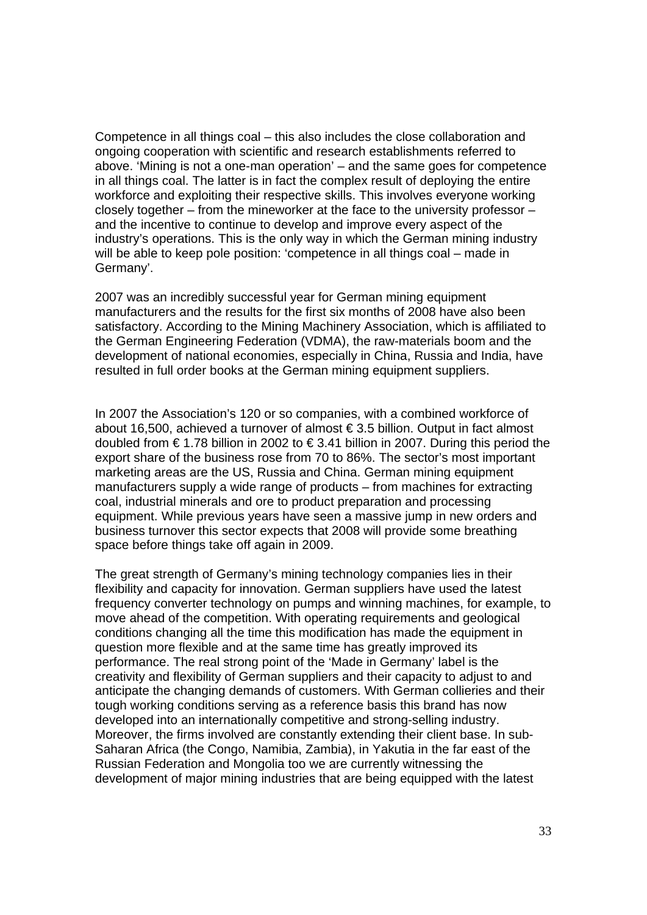Competence in all things coal – this also includes the close collaboration and ongoing cooperation with scientific and research establishments referred to above. 'Mining is not a one-man operation' – and the same goes for competence in all things coal. The latter is in fact the complex result of deploying the entire workforce and exploiting their respective skills. This involves everyone working closely together – from the mineworker at the face to the university professor – and the incentive to continue to develop and improve every aspect of the industry's operations. This is the only way in which the German mining industry will be able to keep pole position: 'competence in all things coal – made in Germany'.

2007 was an incredibly successful year for German mining equipment manufacturers and the results for the first six months of 2008 have also been satisfactory. According to the Mining Machinery Association, which is affiliated to the German Engineering Federation (VDMA), the raw-materials boom and the development of national economies, especially in China, Russia and India, have resulted in full order books at the German mining equipment suppliers.

In 2007 the Association's 120 or so companies, with a combined workforce of about 16,500, achieved a turnover of almost € 3.5 billion. Output in fact almost doubled from € 1.78 billion in 2002 to € 3.41 billion in 2007. During this period the export share of the business rose from 70 to 86%. The sector's most important marketing areas are the US, Russia and China. German mining equipment manufacturers supply a wide range of products – from machines for extracting coal, industrial minerals and ore to product preparation and processing equipment. While previous years have seen a massive jump in new orders and business turnover this sector expects that 2008 will provide some breathing space before things take off again in 2009.

The great strength of Germany's mining technology companies lies in their flexibility and capacity for innovation. German suppliers have used the latest frequency converter technology on pumps and winning machines, for example, to move ahead of the competition. With operating requirements and geological conditions changing all the time this modification has made the equipment in question more flexible and at the same time has greatly improved its performance. The real strong point of the 'Made in Germany' label is the creativity and flexibility of German suppliers and their capacity to adjust to and anticipate the changing demands of customers. With German collieries and their tough working conditions serving as a reference basis this brand has now developed into an internationally competitive and strong-selling industry. Moreover, the firms involved are constantly extending their client base. In sub-Saharan Africa (the Congo, Namibia, Zambia), in Yakutia in the far east of the Russian Federation and Mongolia too we are currently witnessing the development of major mining industries that are being equipped with the latest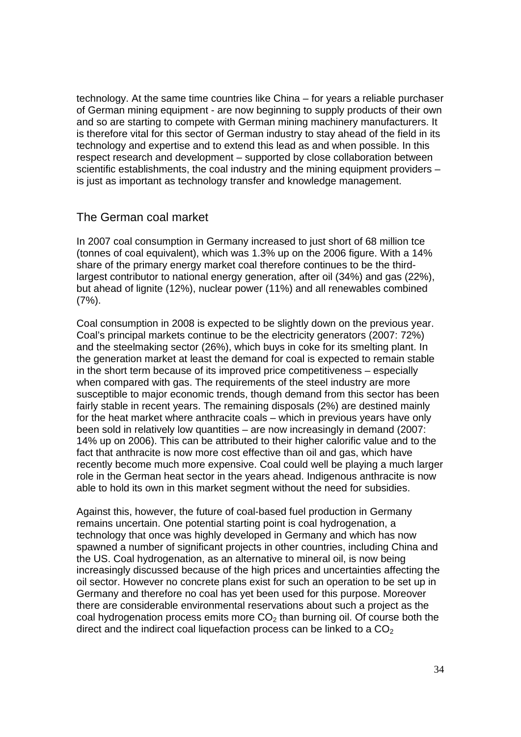technology. At the same time countries like China – for years a reliable purchaser of German mining equipment - are now beginning to supply products of their own and so are starting to compete with German mining machinery manufacturers. It is therefore vital for this sector of German industry to stay ahead of the field in its technology and expertise and to extend this lead as and when possible. In this respect research and development – supported by close collaboration between scientific establishments, the coal industry and the mining equipment providers – is just as important as technology transfer and knowledge management.

## The German coal market

In 2007 coal consumption in Germany increased to just short of 68 million tce (tonnes of coal equivalent), which was 1.3% up on the 2006 figure. With a 14% share of the primary energy market coal therefore continues to be the third-largest contributor to national energy generation, after oil (34%) and gas (22%), but ahead of lignite (12%), nuclear power (11%) and all renewables combined (7%).

Coal consumption in 2008 is expected to be slightly down on the previous year. Coal's principal markets continue to be the electricity generators (2007: 72%) and the steelmaking sector (26%), which buys in coke for its smelting plant. In the generation market at least the demand for coal is expected to remain stable in the short term because of its improved price competitiveness – especially when compared with gas. The requirements of the steel industry are more susceptible to major economic trends, though demand from this sector has been fairly stable in recent years. The remaining disposals (2%) are destined mainly for the heat market where anthracite coals – which in previous years have only been sold in relatively low quantities – are now increasingly in demand (2007: 14% up on 2006). This can be attributed to their higher calorific value and to the fact that anthracite is now more cost effective than oil and gas, which have recently become much more expensive. Coal could well be playing a much larger role in the German heat sector in the years ahead. Indigenous anthracite is now able to hold its own in this market segment without the need for subsidies.

Against this, however, the future of coal-based fuel production in Germany remains uncertain. One potential starting point is coal hydrogenation, a technology that once was highly developed in Germany and which has now spawned a number of significant projects in other countries, including China and the US. Coal hydrogenation, as an alternative to mineral oil, is now being increasingly discussed because of the high prices and uncertainties affecting the oil sector. However no concrete plans exist for such an operation to be set up in Germany and therefore no coal has yet been used for this purpose. Moreover there are considerable environmental reservations about such a project as the coal hydrogenation process emits more $CO_2$ than burning oil. Of course both the direct and the indirect coal liquefaction process can be linked to a $CO_2$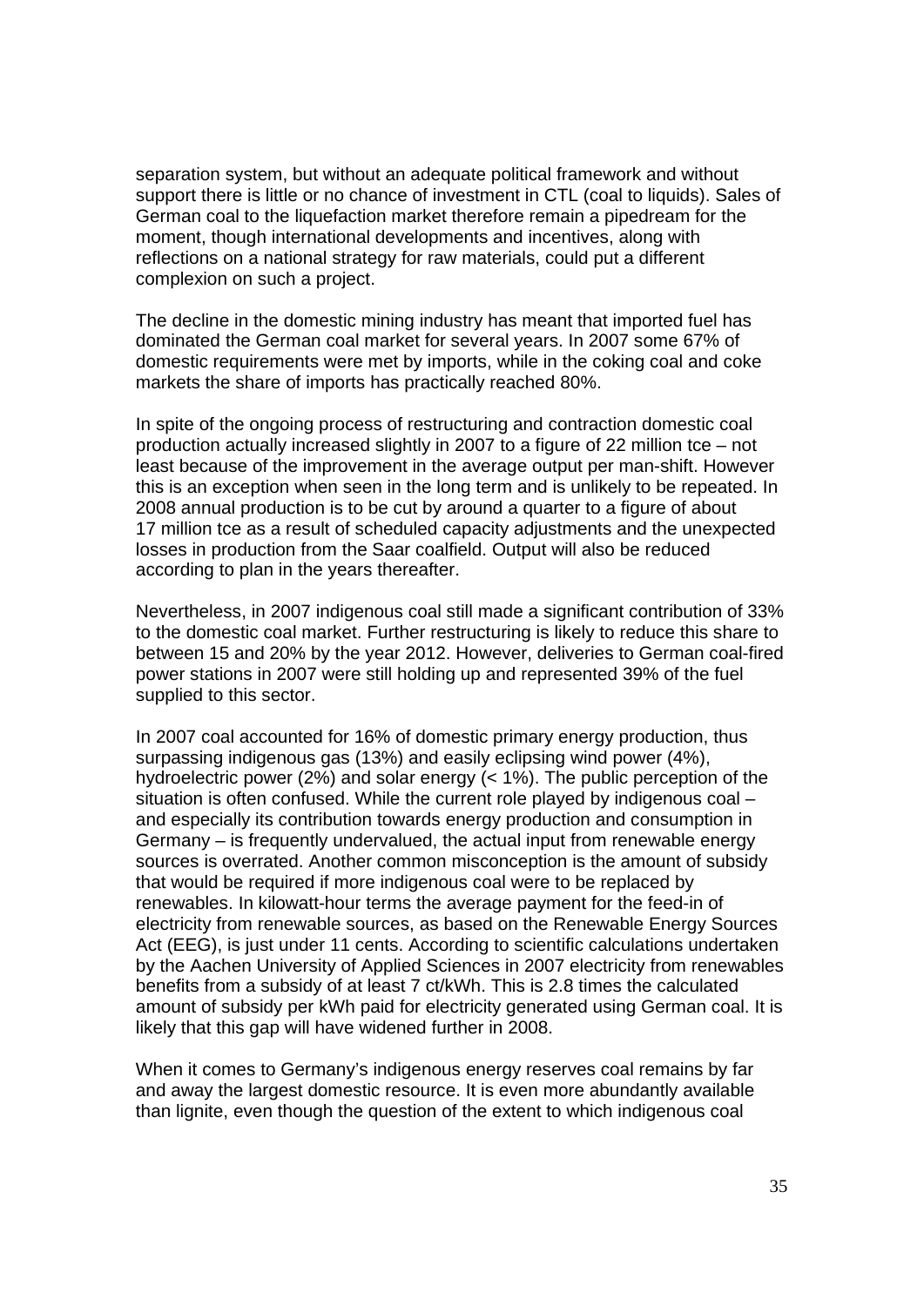separation system, but without an adequate political framework and without support there is little or no chance of investment in CTL (coal to liquids). Sales of German coal to the liquefaction market therefore remain a pipedream for the moment, though international developments and incentives, along with reflections on a national strategy for raw materials, could put a different complexion on such a project.

The decline in the domestic mining industry has meant that imported fuel has dominated the German coal market for several years. In 2007 some 67% of domestic requirements were met by imports, while in the coking coal and coke markets the share of imports has practically reached 80%.

In spite of the ongoing process of restructuring and contraction domestic coal production actually increased slightly in 2007 to a figure of 22 million tce – not least because of the improvement in the average output per man-shift. However this is an exception when seen in the long term and is unlikely to be repeated. In 2008 annual production is to be cut by around a quarter to a figure of about 17 million tce as a result of scheduled capacity adjustments and the unexpected losses in production from the Saar coalfield. Output will also be reduced according to plan in the years thereafter.

Nevertheless, in 2007 indigenous coal still made a significant contribution of 33% to the domestic coal market. Further restructuring is likely to reduce this share to between 15 and 20% by the year 2012. However, deliveries to German coal-fired power stations in 2007 were still holding up and represented 39% of the fuel supplied to this sector.

In 2007 coal accounted for 16% of domestic primary energy production, thus surpassing indigenous gas (13%) and easily eclipsing wind power (4%), hydroelectric power (2%) and solar energy (< 1%). The public perception of the situation is often confused. While the current role played by indigenous coal – and especially its contribution towards energy production and consumption in Germany – is frequently undervalued, the actual input from renewable energy sources is overrated. Another common misconception is the amount of subsidy that would be required if more indigenous coal were to be replaced by renewables. In kilowatt-hour terms the average payment for the feed-in of electricity from renewable sources, as based on the Renewable Energy Sources Act (EEG), is just under 11 cents. According to scientific calculations undertaken by the Aachen University of Applied Sciences in 2007 electricity from renewables benefits from a subsidy of at least 7 ct/kWh. This is 2.8 times the calculated amount of subsidy per kWh paid for electricity generated using German coal. It is likely that this gap will have widened further in 2008.

When it comes to Germany's indigenous energy reserves coal remains by far and away the largest domestic resource. It is even more abundantly available than lignite, even though the question of the extent to which indigenous coal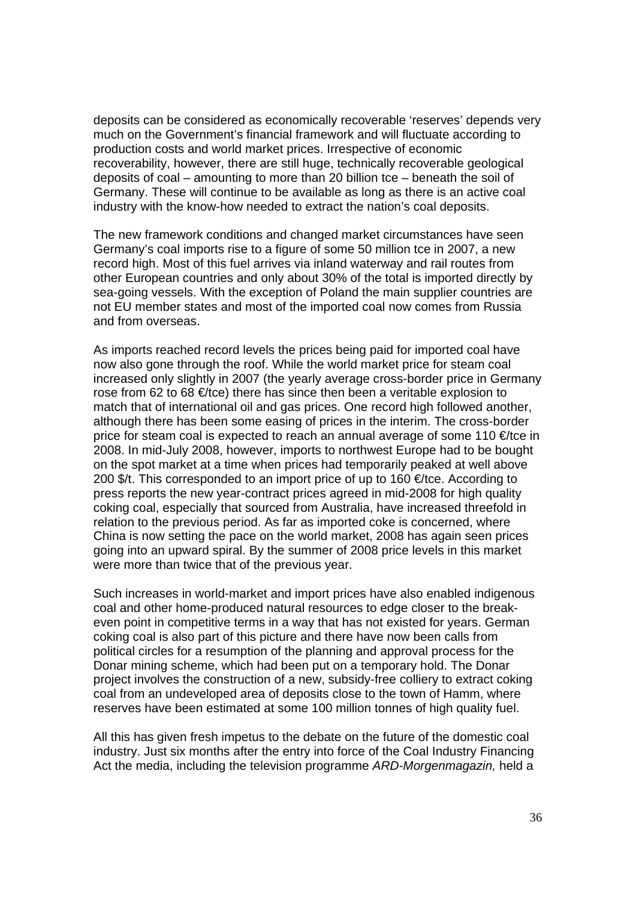deposits can be considered as economically recoverable 'reserves' depends very much on the Government's financial framework and will fluctuate according to production costs and world market prices. Irrespective of economic recoverability, however, there are still huge, technically recoverable geological deposits of coal – amounting to more than 20 billion tce – beneath the soil of Germany. These will continue to be available as long as there is an active coal industry with the know-how needed to extract the nation's coal deposits.

The new framework conditions and changed market circumstances have seen Germany's coal imports rise to a figure of some 50 million tce in 2007, a new record high. Most of this fuel arrives via inland waterway and rail routes from other European countries and only about 30% of the total is imported directly by sea-going vessels. With the exception of Poland the main supplier countries are not EU member states and most of the imported coal now comes from Russia and from overseas.

As imports reached record levels the prices being paid for imported coal have now also gone through the roof. While the world market price for steam coal increased only slightly in 2007 (the yearly average cross-border price in Germany rose from 62 to 68 €/tce) there has since then been a veritable explosion to match that of international oil and gas prices. One record high followed another, although there has been some easing of prices in the interim. The cross-border price for steam coal is expected to reach an annual average of some 110 €/tce in 2008. In mid-July 2008, however, imports to northwest Europe had to be bought on the spot market at a time when prices had temporarily peaked at well above 200 $/t. This corresponded to an import price of up to 160 €/tce. According to press reports the new year-contract prices agreed in mid-2008 for high quality coking coal, especially that sourced from Australia, have increased threefold in relation to the previous period. As far as imported coke is concerned, where China is now setting the pace on the world market, 2008 has again seen prices going into an upward spiral. By the summer of 2008 price levels in this market were more than twice that of the previous year.

Such increases in world-market and import prices have also enabled indigenous coal and other home-produced natural resources to edge closer to the break-even point in competitive terms in a way that has not existed for years. German coking coal is also part of this picture and there have now been calls from political circles for a resumption of the planning and approval process for the Donar mining scheme, which had been put on a temporary hold. The Donar project involves the construction of a new, subsidy-free colliery to extract coking coal from an undeveloped area of deposits close to the town of Hamm, where reserves have been estimated at some 100 million tonnes of high quality fuel.

All this has given fresh impetus to the debate on the future of the domestic coal industry. Just six months after the entry into force of the Coal Industry Financing Act the media, including the television programme *ARD-Morgenmagazin,* held a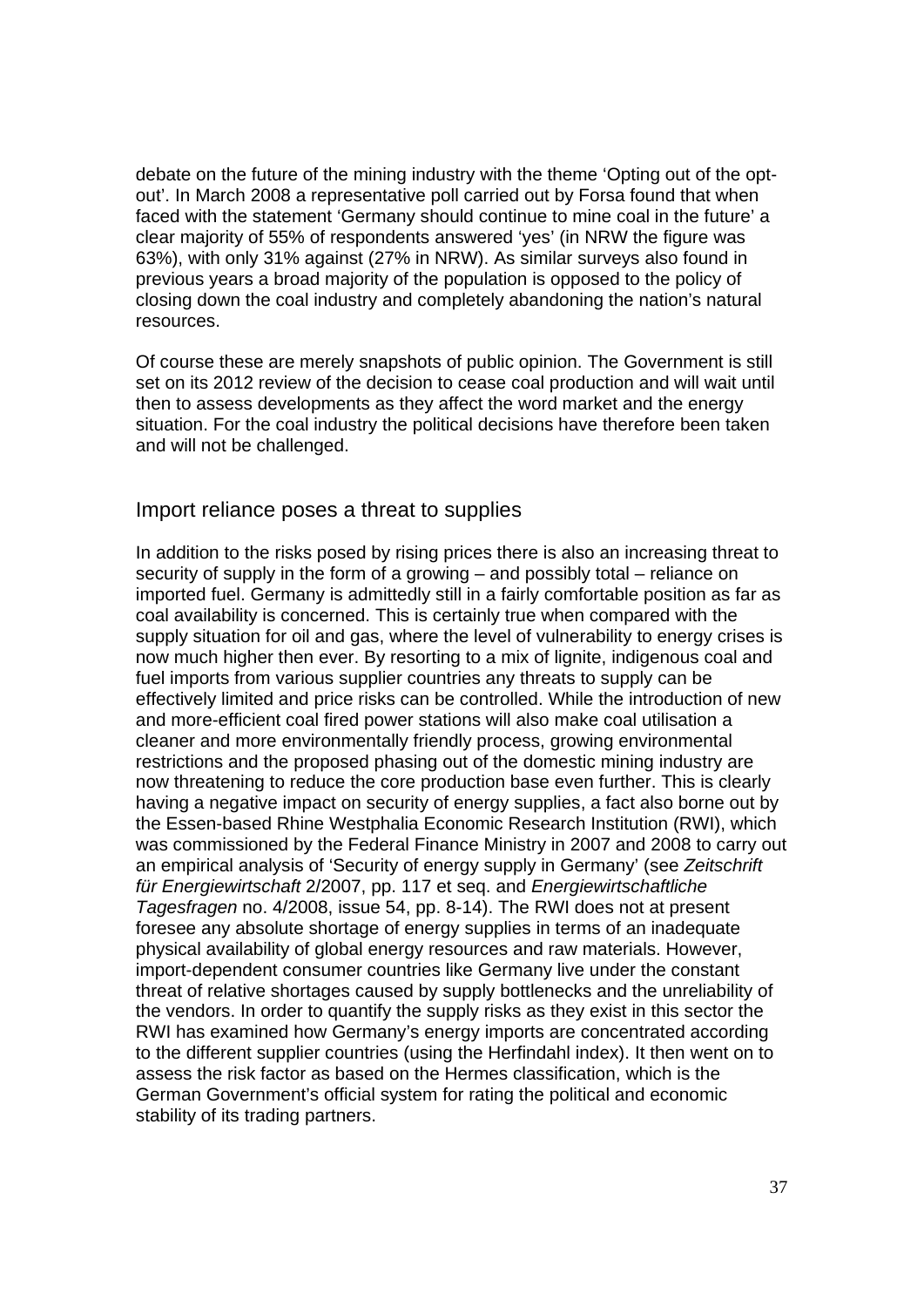debate on the future of the mining industry with the theme 'Opting out of the opt-out'. In March 2008 a representative poll carried out by Forsa found that when faced with the statement 'Germany should continue to mine coal in the future' a clear majority of 55% of respondents answered 'yes' (in NRW the figure was 63%), with only 31% against (27% in NRW). As similar surveys also found in previous years a broad majority of the population is opposed to the policy of closing down the coal industry and completely abandoning the nation's natural resources.

Of course these are merely snapshots of public opinion. The Government is still set on its 2012 review of the decision to cease coal production and will wait until then to assess developments as they affect the word market and the energy situation. For the coal industry the political decisions have therefore been taken and will not be challenged.

## Import reliance poses a threat to supplies

In addition to the risks posed by rising prices there is also an increasing threat to security of supply in the form of a growing – and possibly total – reliance on imported fuel. Germany is admittedly still in a fairly comfortable position as far as coal availability is concerned. This is certainly true when compared with the supply situation for oil and gas, where the level of vulnerability to energy crises is now much higher then ever. By resorting to a mix of lignite, indigenous coal and fuel imports from various supplier countries any threats to supply can be effectively limited and price risks can be controlled. While the introduction of new and more-efficient coal fired power stations will also make coal utilisation a cleaner and more environmentally friendly process, growing environmental restrictions and the proposed phasing out of the domestic mining industry are now threatening to reduce the core production base even further. This is clearly having a negative impact on security of energy supplies, a fact also borne out by the Essen-based Rhine Westphalia Economic Research Institution (RWI), which was commissioned by the Federal Finance Ministry in 2007 and 2008 to carry out an empirical analysis of 'Security of energy supply in Germany' (see *Zeitschrift für Energiewirtschaft* 2/2007, pp. 117 et seq. and *Energiewirtschaftliche Tagesfragen* no. 4/2008, issue 54, pp. 8-14). The RWI does not at present foresee any absolute shortage of energy supplies in terms of an inadequate physical availability of global energy resources and raw materials. However, import-dependent consumer countries like Germany live under the constant threat of relative shortages caused by supply bottlenecks and the unreliability of the vendors. In order to quantify the supply risks as they exist in this sector the RWI has examined how Germany's energy imports are concentrated according to the different supplier countries (using the Herfindahl index). It then went on to assess the risk factor as based on the Hermes classification, which is the German Government's official system for rating the political and economic stability of its trading partners.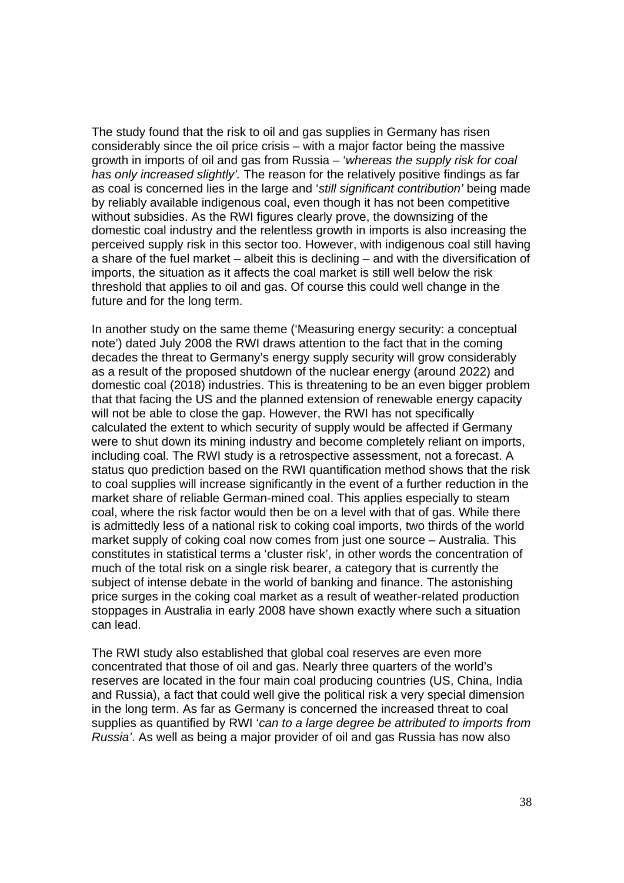The study found that the risk to oil and gas supplies in Germany has risen considerably since the oil price crisis – with a major factor being the massive growth in imports of oil and gas from Russia – '*whereas the supply risk for coal has only increased slightly'.* The reason for the relatively positive findings as far as coal is concerned lies in the large and '*still significant contribution'* being made by reliably available indigenous coal, even though it has not been competitive without subsidies. As the RWI figures clearly prove, the downsizing of the domestic coal industry and the relentless growth in imports is also increasing the perceived supply risk in this sector too. However, with indigenous coal still having a share of the fuel market – albeit this is declining – and with the diversification of imports, the situation as it affects the coal market is still well below the risk threshold that applies to oil and gas. Of course this could well change in the future and for the long term.

In another study on the same theme ('Measuring energy security: a conceptual note') dated July 2008 the RWI draws attention to the fact that in the coming decades the threat to Germany's energy supply security will grow considerably as a result of the proposed shutdown of the nuclear energy (around 2022) and domestic coal (2018) industries. This is threatening to be an even bigger problem that that facing the US and the planned extension of renewable energy capacity will not be able to close the gap. However, the RWI has not specifically calculated the extent to which security of supply would be affected if Germany were to shut down its mining industry and become completely reliant on imports, including coal. The RWI study is a retrospective assessment, not a forecast. A status quo prediction based on the RWI quantification method shows that the risk to coal supplies will increase significantly in the event of a further reduction in the market share of reliable German-mined coal. This applies especially to steam coal, where the risk factor would then be on a level with that of gas. While there is admittedly less of a national risk to coking coal imports, two thirds of the world market supply of coking coal now comes from just one source – Australia. This constitutes in statistical terms a 'cluster risk', in other words the concentration of much of the total risk on a single risk bearer, a category that is currently the subject of intense debate in the world of banking and finance. The astonishing price surges in the coking coal market as a result of weather-related production stoppages in Australia in early 2008 have shown exactly where such a situation can lead.

The RWI study also established that global coal reserves are even more concentrated that those of oil and gas. Nearly three quarters of the world's reserves are located in the four main coal producing countries (US, China, India and Russia), a fact that could well give the political risk a very special dimension in the long term. As far as Germany is concerned the increased threat to coal supplies as quantified by RWI '*can to a large degree be attributed to imports from Russia'*. As well as being a major provider of oil and gas Russia has now also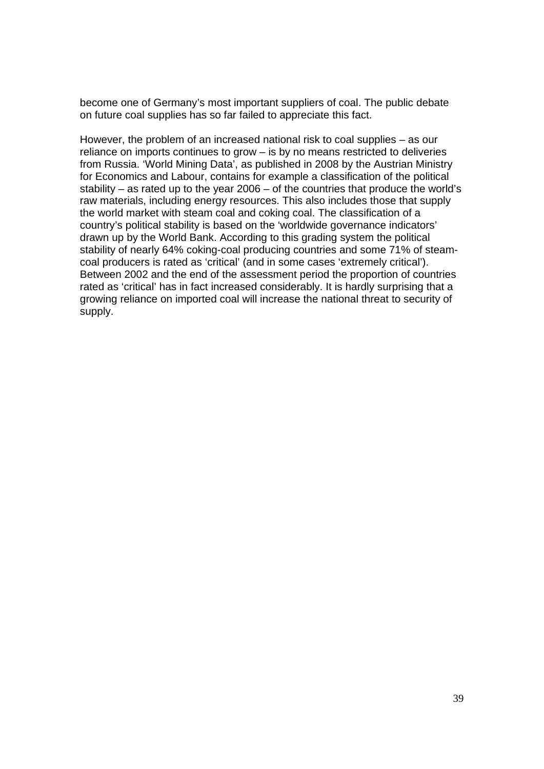become one of Germany's most important suppliers of coal. The public debate on future coal supplies has so far failed to appreciate this fact.

However, the problem of an increased national risk to coal supplies – as our reliance on imports continues to grow – is by no means restricted to deliveries from Russia. 'World Mining Data', as published in 2008 by the Austrian Ministry for Economics and Labour, contains for example a classification of the political stability – as rated up to the year 2006 – of the countries that produce the world's raw materials, including energy resources. This also includes those that supply the world market with steam coal and coking coal. The classification of a country's political stability is based on the 'worldwide governance indicators' drawn up by the World Bank. According to this grading system the political stability of nearly 64% coking-coal producing countries and some 71% of steam-coal producers is rated as 'critical' (and in some cases 'extremely critical'). Between 2002 and the end of the assessment period the proportion of countries rated as 'critical' has in fact increased considerably. It is hardly surprising that a growing reliance on imported coal will increase the national threat to security of supply.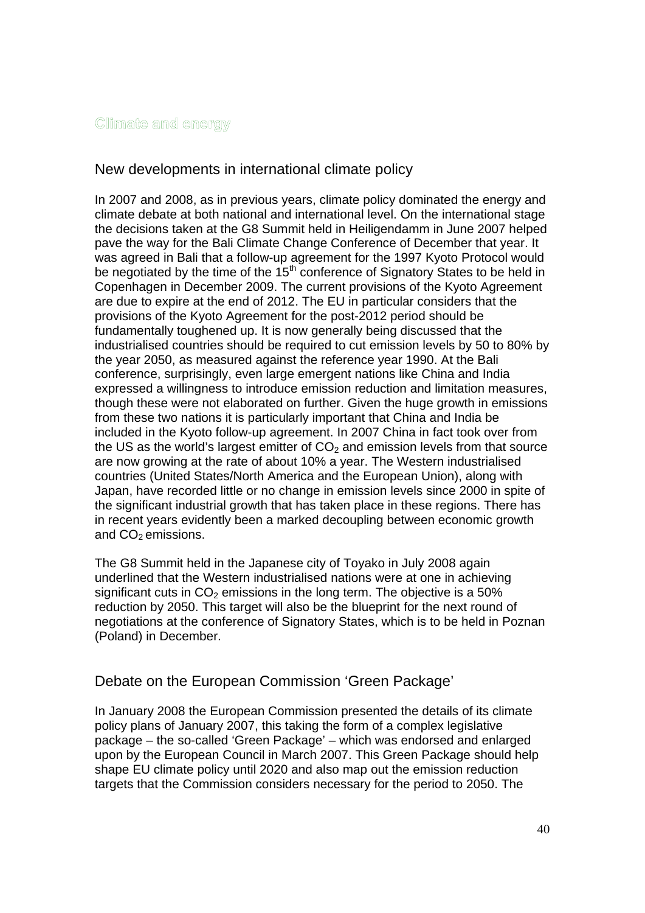# Climate and energy

## New developments in international climate policy

In 2007 and 2008, as in previous years, climate policy dominated the energy and climate debate at both national and international level. On the international stage the decisions taken at the G8 Summit held in Heiligendamm in June 2007 helped pave the way for the Bali Climate Change Conference of December that year. It was agreed in Bali that a follow-up agreement for the 1997 Kyoto Protocol would be negotiated by the time of the 15th conference of Signatory States to be held in Copenhagen in December 2009. The current provisions of the Kyoto Agreement are due to expire at the end of 2012. The EU in particular considers that the provisions of the Kyoto Agreement for the post-2012 period should be fundamentally toughened up. It is now generally being discussed that the industrialised countries should be required to cut emission levels by 50 to 80% by the year 2050, as measured against the reference year 1990. At the Bali conference, surprisingly, even large emergent nations like China and India expressed a willingness to introduce emission reduction and limitation measures, though these were not elaborated on further. Given the huge growth in emissions from these two nations it is particularly important that China and India be included in the Kyoto follow-up agreement. In 2007 China in fact took over from the US as the world's largest emitter of $CO_2$ and emission levels from that source are now growing at the rate of about 10% a year. The Western industrialised countries (United States/North America and the European Union), along with Japan, have recorded little or no change in emission levels since 2000 in spite of the significant industrial growth that has taken place in these regions. There has in recent years evidently been a marked decoupling between economic growth and $CO_2$ emissions.

The G8 Summit held in the Japanese city of Toyako in July 2008 again underlined that the Western industrialised nations were at one in achieving significant cuts in $CO_2$ emissions in the long term. The objective is a 50% reduction by 2050. This target will also be the blueprint for the next round of negotiations at the conference of Signatory States, which is to be held in Poznan (Poland) in December.

## Debate on the European Commission 'Green Package'

In January 2008 the European Commission presented the details of its climate policy plans of January 2007, this taking the form of a complex legislative package – the so-called 'Green Package' – which was endorsed and enlarged upon by the European Council in March 2007. This Green Package should help shape EU climate policy until 2020 and also map out the emission reduction targets that the Commission considers necessary for the period to 2050. The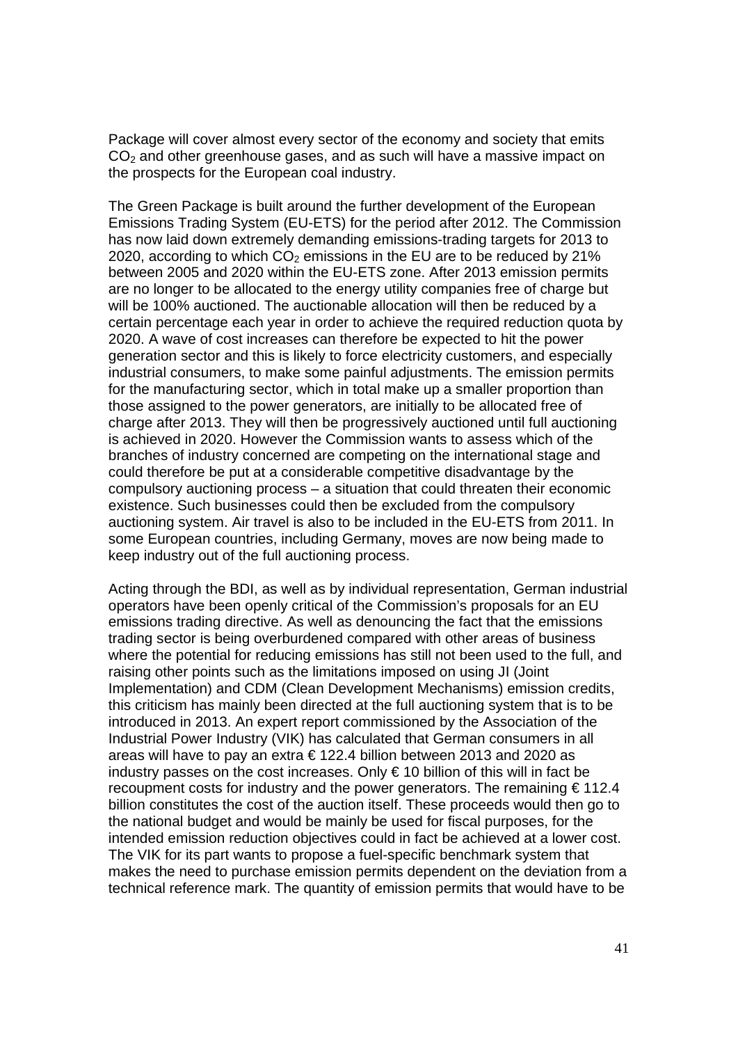Package will cover almost every sector of the economy and society that emits $CO_2$ and other greenhouse gases, and as such will have a massive impact on the prospects for the European coal industry.

The Green Package is built around the further development of the European Emissions Trading System (EU-ETS) for the period after 2012. The Commission has now laid down extremely demanding emissions-trading targets for 2013 to 2020, according to which $CO_2$ emissions in the EU are to be reduced by 21% between 2005 and 2020 within the EU-ETS zone. After 2013 emission permits are no longer to be allocated to the energy utility companies free of charge but will be 100% auctioned. The auctionable allocation will then be reduced by a certain percentage each year in order to achieve the required reduction quota by 2020. A wave of cost increases can therefore be expected to hit the power generation sector and this is likely to force electricity customers, and especially industrial consumers, to make some painful adjustments. The emission permits for the manufacturing sector, which in total make up a smaller proportion than those assigned to the power generators, are initially to be allocated free of charge after 2013. They will then be progressively auctioned until full auctioning is achieved in 2020. However the Commission wants to assess which of the branches of industry concerned are competing on the international stage and could therefore be put at a considerable competitive disadvantage by the compulsory auctioning process – a situation that could threaten their economic existence. Such businesses could then be excluded from the compulsory auctioning system. Air travel is also to be included in the EU-ETS from 2011. In some European countries, including Germany, moves are now being made to keep industry out of the full auctioning process.

Acting through the BDI, as well as by individual representation, German industrial operators have been openly critical of the Commission's proposals for an EU emissions trading directive. As well as denouncing the fact that the emissions trading sector is being overburdened compared with other areas of business where the potential for reducing emissions has still not been used to the full, and raising other points such as the limitations imposed on using JI (Joint Implementation) and CDM (Clean Development Mechanisms) emission credits, this criticism has mainly been directed at the full auctioning system that is to be introduced in 2013. An expert report commissioned by the Association of the Industrial Power Industry (VIK) has calculated that German consumers in all areas will have to pay an extra € 122.4 billion between 2013 and 2020 as industry passes on the cost increases. Only € 10 billion of this will in fact be recoupment costs for industry and the power generators. The remaining € 112.4 billion constitutes the cost of the auction itself. These proceeds would then go to the national budget and would be mainly be used for fiscal purposes, for the intended emission reduction objectives could in fact be achieved at a lower cost. The VIK for its part wants to propose a fuel-specific benchmark system that makes the need to purchase emission permits dependent on the deviation from a technical reference mark. The quantity of emission permits that would have to be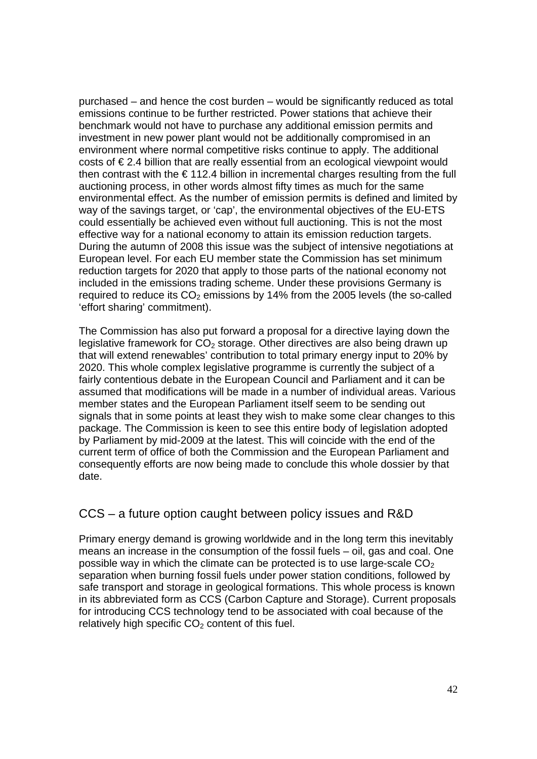purchased – and hence the cost burden – would be significantly reduced as total emissions continue to be further restricted. Power stations that achieve their benchmark would not have to purchase any additional emission permits and investment in new power plant would not be additionally compromised in an environment where normal competitive risks continue to apply. The additional costs of € 2.4 billion that are really essential from an ecological viewpoint would then contrast with the € 112.4 billion in incremental charges resulting from the full auctioning process, in other words almost fifty times as much for the same environmental effect. As the number of emission permits is defined and limited by way of the savings target, or 'cap', the environmental objectives of the EU-ETS could essentially be achieved even without full auctioning. This is not the most effective way for a national economy to attain its emission reduction targets. During the autumn of 2008 this issue was the subject of intensive negotiations at European level. For each EU member state the Commission has set minimum reduction targets for 2020 that apply to those parts of the national economy not included in the emissions trading scheme. Under these provisions Germany is required to reduce its $CO_2$ emissions by 14% from the 2005 levels (the so-called 'effort sharing' commitment).

The Commission has also put forward a proposal for a directive laying down the legislative framework for $CO_2$ storage. Other directives are also being drawn up that will extend renewables' contribution to total primary energy input to 20% by 2020. This whole complex legislative programme is currently the subject of a fairly contentious debate in the European Council and Parliament and it can be assumed that modifications will be made in a number of individual areas. Various member states and the European Parliament itself seem to be sending out signals that in some points at least they wish to make some clear changes to this package. The Commission is keen to see this entire body of legislation adopted by Parliament by mid-2009 at the latest. This will coincide with the end of the current term of office of both the Commission and the European Parliament and consequently efforts are now being made to conclude this whole dossier by that date.

## CCS – a future option caught between policy issues and R&D

Primary energy demand is growing worldwide and in the long term this inevitably means an increase in the consumption of the fossil fuels – oil, gas and coal. One possible way in which the climate can be protected is to use large-scale $CO_2$ separation when burning fossil fuels under power station conditions, followed by safe transport and storage in geological formations. This whole process is known in its abbreviated form as CCS (Carbon Capture and Storage). Current proposals for introducing CCS technology tend to be associated with coal because of the relatively high specific $CO_2$ content of this fuel.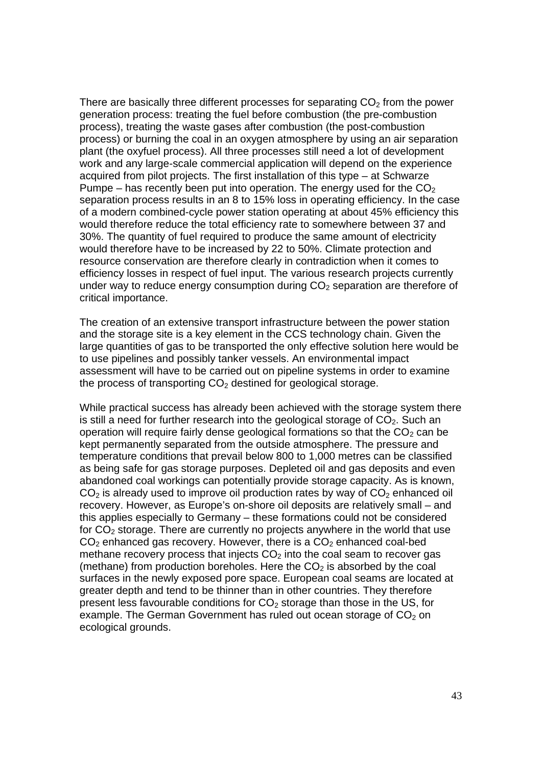There are basically three different processes for separating $CO_2$ from the power generation process: treating the fuel before combustion (the pre-combustion process), treating the waste gases after combustion (the post-combustion process) or burning the coal in an oxygen atmosphere by using an air separation plant (the oxyfuel process). All three processes still need a lot of development work and any large-scale commercial application will depend on the experience acquired from pilot projects. The first installation of this type – at Schwarze Pumpe – has recently been put into operation. The energy used for the $CO_2$ separation process results in an 8 to 15% loss in operating efficiency. In the case of a modern combined-cycle power station operating at about 45% efficiency this would therefore reduce the total efficiency rate to somewhere between 37 and 30%. The quantity of fuel required to produce the same amount of electricity would therefore have to be increased by 22 to 50%. Climate protection and resource conservation are therefore clearly in contradiction when it comes to efficiency losses in respect of fuel input. The various research projects currently under way to reduce energy consumption during $CO_2$ separation are therefore of critical importance.

The creation of an extensive transport infrastructure between the power station and the storage site is a key element in the CCS technology chain. Given the large quantities of gas to be transported the only effective solution here would be to use pipelines and possibly tanker vessels. An environmental impact assessment will have to be carried out on pipeline systems in order to examine the process of transporting $CO_2$ destined for geological storage.

While practical success has already been achieved with the storage system there is still a need for further research into the geological storage of $CO_2$. Such an operation will require fairly dense geological formations so that the $CO_2$ can be kept permanently separated from the outside atmosphere. The pressure and temperature conditions that prevail below 800 to 1,000 metres can be classified as being safe for gas storage purposes. Depleted oil and gas deposits and even abandoned coal workings can potentially provide storage capacity. As is known, $CO_2$ is already used to improve oil production rates by way of $CO_2$ enhanced oil recovery. However, as Europe's on-shore oil deposits are relatively small – and this applies especially to Germany – these formations could not be considered for $CO_2$ storage. There are currently no projects anywhere in the world that use $CO_2$ enhanced gas recovery. However, there is a $CO_2$ enhanced coal-bed methane recovery process that injects $CO_2$ into the coal seam to recover gas (methane) from production boreholes. Here the $CO_2$ is absorbed by the coal surfaces in the newly exposed pore space. European coal seams are located at greater depth and tend to be thinner than in other countries. They therefore present less favourable conditions for $CO_2$ storage than those in the US, for example. The German Government has ruled out ocean storage of $CO_2$ on ecological grounds.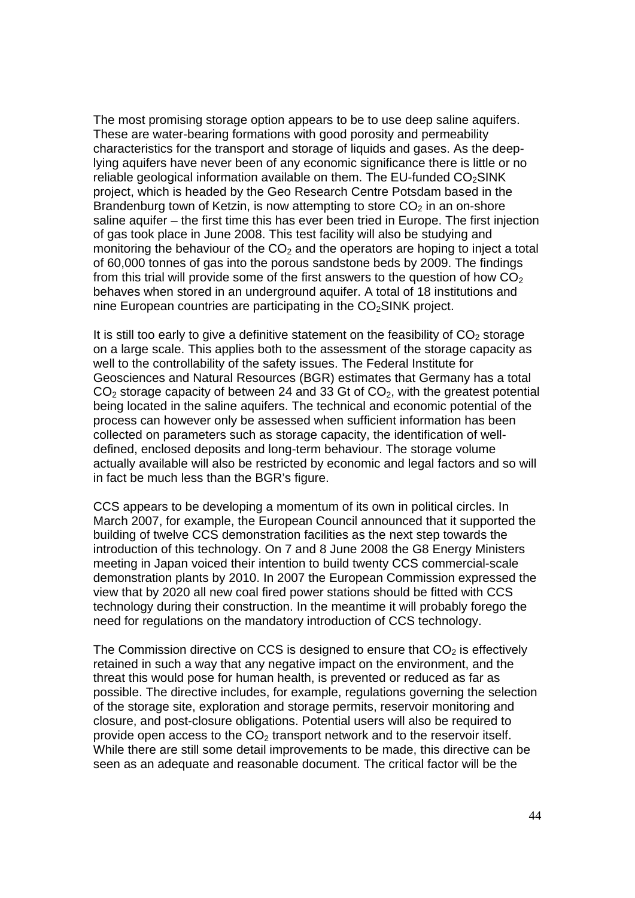The most promising storage option appears to be to use deep saline aquifers. These are water-bearing formations with good porosity and permeability characteristics for the transport and storage of liquids and gases. As the deep-lying aquifers have never been of any economic significance there is little or no reliable geological information available on them. The EU-funded $CO_2$SINK project, which is headed by the Geo Research Centre Potsdam based in the Brandenburg town of Ketzin, is now attempting to store $CO_2$ in an on-shore saline aquifer – the first time this has ever been tried in Europe. The first injection of gas took place in June 2008. This test facility will also be studying and monitoring the behaviour of the $CO_2$ and the operators are hoping to inject a total of 60,000 tonnes of gas into the porous sandstone beds by 2009. The findings from this trial will provide some of the first answers to the question of how $CO_2$ behaves when stored in an underground aquifer. A total of 18 institutions and nine European countries are participating in the $CO_2$SINK project.

It is still too early to give a definitive statement on the feasibility of $CO_2$ storage on a large scale. This applies both to the assessment of the storage capacity as well to the controllability of the safety issues. The Federal Institute for Geosciences and Natural Resources (BGR) estimates that Germany has a total $CO_2$ storage capacity of between 24 and 33 Gt of $CO_2$, with the greatest potential being located in the saline aquifers. The technical and economic potential of the process can however only be assessed when sufficient information has been collected on parameters such as storage capacity, the identification of well-defined, enclosed deposits and long-term behaviour. The storage volume actually available will also be restricted by economic and legal factors and so will in fact be much less than the BGR's figure.

CCS appears to be developing a momentum of its own in political circles. In March 2007, for example, the European Council announced that it supported the building of twelve CCS demonstration facilities as the next step towards the introduction of this technology. On 7 and 8 June 2008 the G8 Energy Ministers meeting in Japan voiced their intention to build twenty CCS commercial-scale demonstration plants by 2010. In 2007 the European Commission expressed the view that by 2020 all new coal fired power stations should be fitted with CCS technology during their construction. In the meantime it will probably forego the need for regulations on the mandatory introduction of CCS technology.

The Commission directive on CCS is designed to ensure that $CO_2$ is effectively retained in such a way that any negative impact on the environment, and the threat this would pose for human health, is prevented or reduced as far as possible. The directive includes, for example, regulations governing the selection of the storage site, exploration and storage permits, reservoir monitoring and closure, and post-closure obligations. Potential users will also be required to provide open access to the $CO_2$ transport network and to the reservoir itself. While there are still some detail improvements to be made, this directive can be seen as an adequate and reasonable document. The critical factor will be the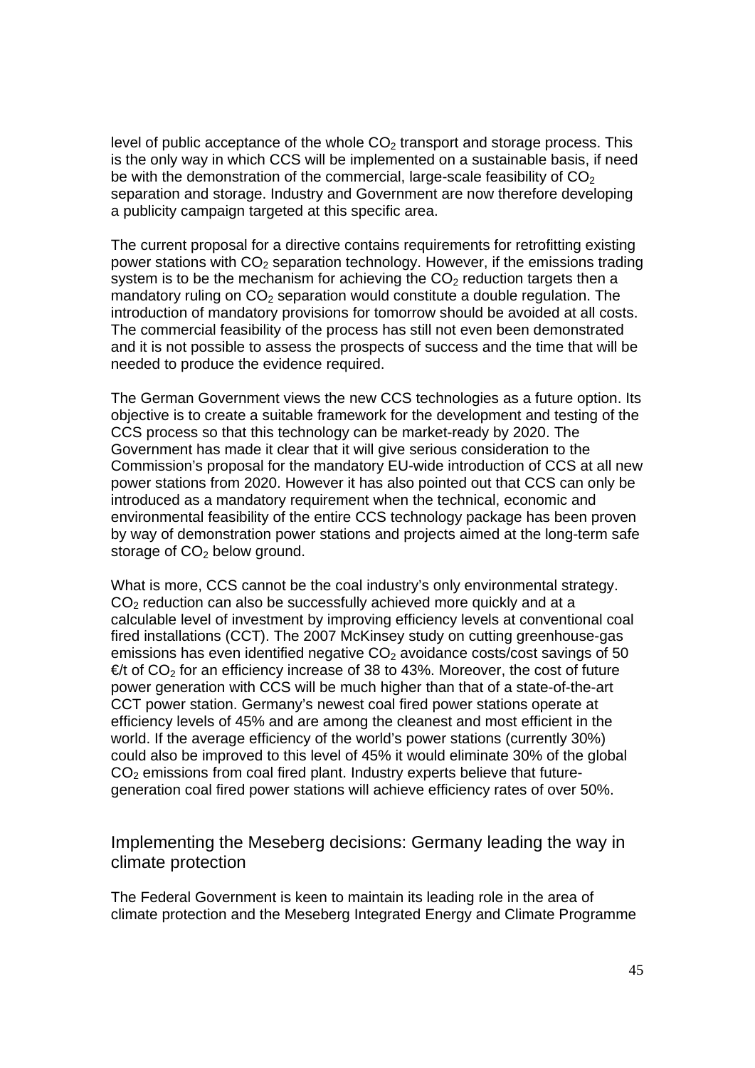level of public acceptance of the whole $CO_2$ transport and storage process. This is the only way in which CCS will be implemented on a sustainable basis, if need be with the demonstration of the commercial, large-scale feasibility of $CO_2$ separation and storage. Industry and Government are now therefore developing a publicity campaign targeted at this specific area.

The current proposal for a directive contains requirements for retrofitting existing power stations with $CO_2$ separation technology. However, if the emissions trading system is to be the mechanism for achieving the $CO_2$ reduction targets then a mandatory ruling on $CO_2$ separation would constitute a double regulation. The introduction of mandatory provisions for tomorrow should be avoided at all costs. The commercial feasibility of the process has still not even been demonstrated and it is not possible to assess the prospects of success and the time that will be needed to produce the evidence required.

The German Government views the new CCS technologies as a future option. Its objective is to create a suitable framework for the development and testing of the CCS process so that this technology can be market-ready by 2020. The Government has made it clear that it will give serious consideration to the Commission's proposal for the mandatory EU-wide introduction of CCS at all new power stations from 2020. However it has also pointed out that CCS can only be introduced as a mandatory requirement when the technical, economic and environmental feasibility of the entire CCS technology package has been proven by way of demonstration power stations and projects aimed at the long-term safe storage of $CO_2$ below ground.

What is more, CCS cannot be the coal industry's only environmental strategy. $CO_2$ reduction can also be successfully achieved more quickly and at a calculable level of investment by improving efficiency levels at conventional coal fired installations (CCT). The 2007 McKinsey study on cutting greenhouse-gas emissions has even identified negative $CO_2$ avoidance costs/cost savings of 50 €/t of $CO_2$ for an efficiency increase of 38 to 43%. Moreover, the cost of future power generation with CCS will be much higher than that of a state-of-the-art CCT power station. Germany's newest coal fired power stations operate at efficiency levels of 45% and are among the cleanest and most efficient in the world. If the average efficiency of the world's power stations (currently 30%) could also be improved to this level of 45% it would eliminate 30% of the global $CO_2$ emissions from coal fired plant. Industry experts believe that future-generation coal fired power stations will achieve efficiency rates of over 50%.

## Implementing the Meseberg decisions: Germany leading the way in climate protection

The Federal Government is keen to maintain its leading role in the area of climate protection and the Meseberg Integrated Energy and Climate Programme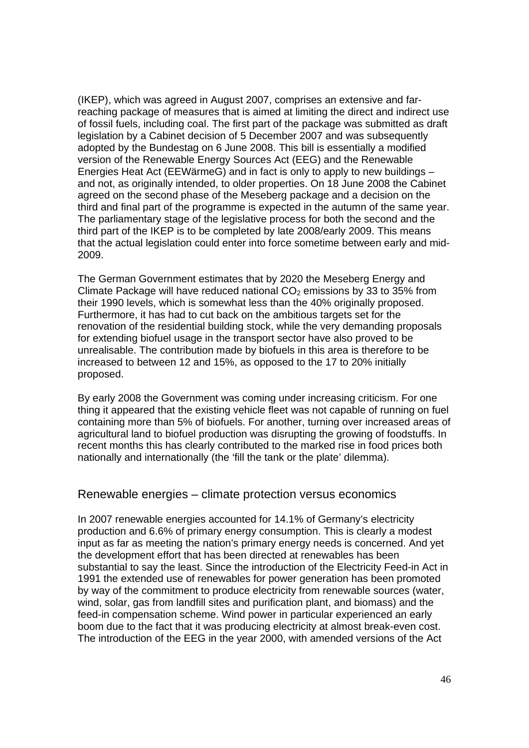(IKEP), which was agreed in August 2007, comprises an extensive and far-reaching package of measures that is aimed at limiting the direct and indirect use of fossil fuels, including coal. The first part of the package was submitted as draft legislation by a Cabinet decision of 5 December 2007 and was subsequently adopted by the Bundestag on 6 June 2008. This bill is essentially a modified version of the Renewable Energy Sources Act (EEG) and the Renewable Energies Heat Act (EEWärmeG) and in fact is only to apply to new buildings – and not, as originally intended, to older properties. On 18 June 2008 the Cabinet agreed on the second phase of the Meseberg package and a decision on the third and final part of the programme is expected in the autumn of the same year. The parliamentary stage of the legislative process for both the second and the third part of the IKEP is to be completed by late 2008/early 2009. This means that the actual legislation could enter into force sometime between early and mid-2009.

The German Government estimates that by 2020 the Meseberg Energy and Climate Package will have reduced national $CO_2$ emissions by 33 to 35% from their 1990 levels, which is somewhat less than the 40% originally proposed. Furthermore, it has had to cut back on the ambitious targets set for the renovation of the residential building stock, while the very demanding proposals for extending biofuel usage in the transport sector have also proved to be unrealisable. The contribution made by biofuels in this area is therefore to be increased to between 12 and 15%, as opposed to the 17 to 20% initially proposed.

By early 2008 the Government was coming under increasing criticism. For one thing it appeared that the existing vehicle fleet was not capable of running on fuel containing more than 5% of biofuels. For another, turning over increased areas of agricultural land to biofuel production was disrupting the growing of foodstuffs. In recent months this has clearly contributed to the marked rise in food prices both nationally and internationally (the 'fill the tank or the plate' dilemma).

## Renewable energies – climate protection versus economics

In 2007 renewable energies accounted for 14.1% of Germany's electricity production and 6.6% of primary energy consumption. This is clearly a modest input as far as meeting the nation's primary energy needs is concerned. And yet the development effort that has been directed at renewables has been substantial to say the least. Since the introduction of the Electricity Feed-in Act in 1991 the extended use of renewables for power generation has been promoted by way of the commitment to produce electricity from renewable sources (water, wind, solar, gas from landfill sites and purification plant, and biomass) and the feed-in compensation scheme. Wind power in particular experienced an early boom due to the fact that it was producing electricity at almost break-even cost. The introduction of the EEG in the year 2000, with amended versions of the Act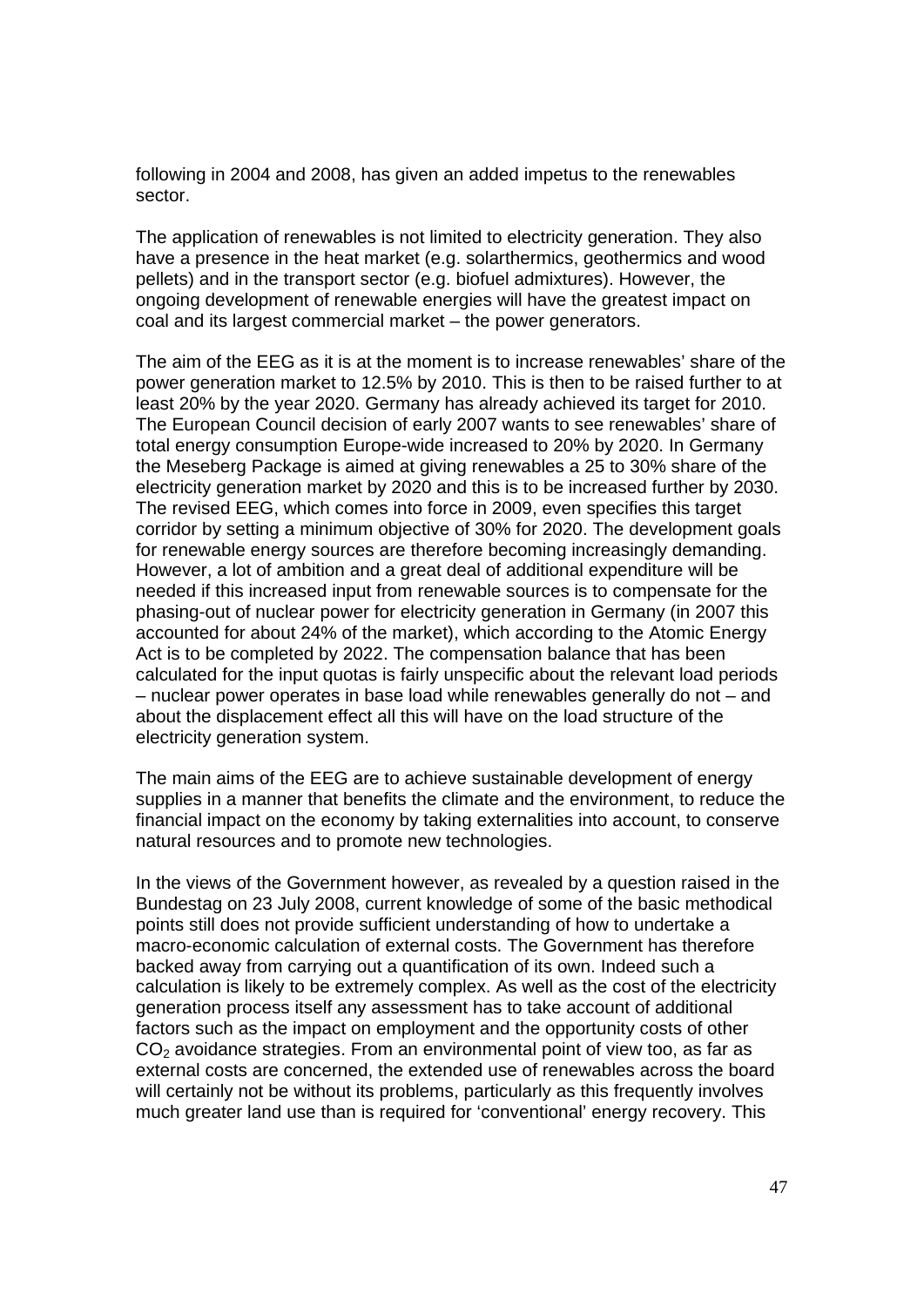following in 2004 and 2008, has given an added impetus to the renewables sector.

The application of renewables is not limited to electricity generation. They also have a presence in the heat market (e.g. solarthermics, geothermics and wood pellets) and in the transport sector (e.g. biofuel admixtures). However, the ongoing development of renewable energies will have the greatest impact on coal and its largest commercial market – the power generators.

The aim of the EEG as it is at the moment is to increase renewables' share of the power generation market to 12.5% by 2010. This is then to be raised further to at least 20% by the year 2020. Germany has already achieved its target for 2010. The European Council decision of early 2007 wants to see renewables' share of total energy consumption Europe-wide increased to 20% by 2020. In Germany the Meseberg Package is aimed at giving renewables a 25 to 30% share of the electricity generation market by 2020 and this is to be increased further by 2030. The revised EEG, which comes into force in 2009, even specifies this target corridor by setting a minimum objective of 30% for 2020. The development goals for renewable energy sources are therefore becoming increasingly demanding. However, a lot of ambition and a great deal of additional expenditure will be needed if this increased input from renewable sources is to compensate for the phasing-out of nuclear power for electricity generation in Germany (in 2007 this accounted for about 24% of the market), which according to the Atomic Energy Act is to be completed by 2022. The compensation balance that has been calculated for the input quotas is fairly unspecific about the relevant load periods – nuclear power operates in base load while renewables generally do not – and about the displacement effect all this will have on the load structure of the electricity generation system.

The main aims of the EEG are to achieve sustainable development of energy supplies in a manner that benefits the climate and the environment, to reduce the financial impact on the economy by taking externalities into account, to conserve natural resources and to promote new technologies.

In the views of the Government however, as revealed by a question raised in the Bundestag on 23 July 2008, current knowledge of some of the basic methodical points still does not provide sufficient understanding of how to undertake a macro-economic calculation of external costs. The Government has therefore backed away from carrying out a quantification of its own. Indeed such a calculation is likely to be extremely complex. As well as the cost of the electricity generation process itself any assessment has to take account of additional factors such as the impact on employment and the opportunity costs of other $CO_2$ avoidance strategies. From an environmental point of view too, as far as external costs are concerned, the extended use of renewables across the board will certainly not be without its problems, particularly as this frequently involves much greater land use than is required for 'conventional' energy recovery. This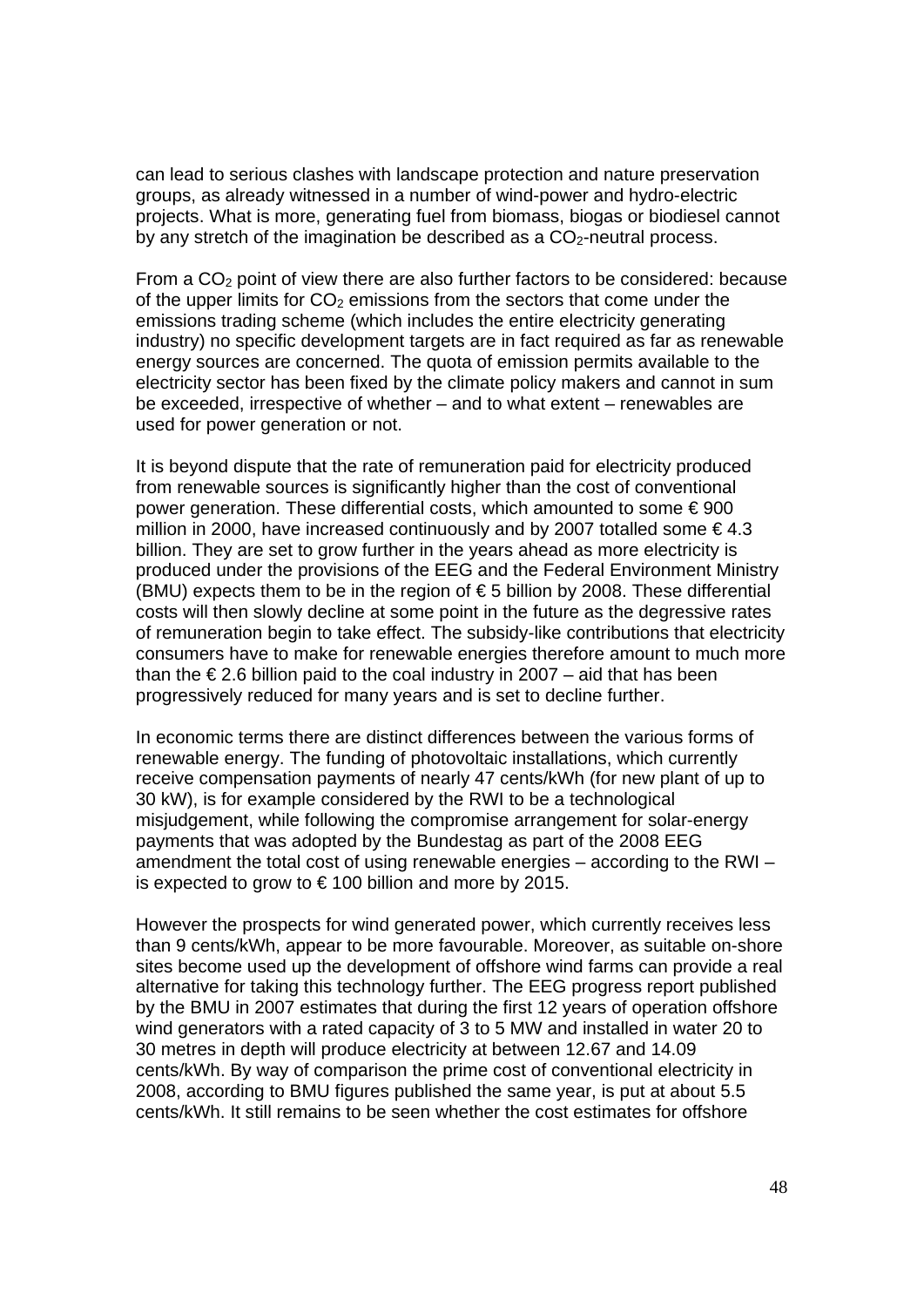can lead to serious clashes with landscape protection and nature preservation groups, as already witnessed in a number of wind-power and hydro-electric projects. What is more, generating fuel from biomass, biogas or biodiesel cannot by any stretch of the imagination be described as a $CO_2$-neutral process.

From a $CO_2$ point of view there are also further factors to be considered: because of the upper limits for $CO_2$ emissions from the sectors that come under the emissions trading scheme (which includes the entire electricity generating industry) no specific development targets are in fact required as far as renewable energy sources are concerned. The quota of emission permits available to the electricity sector has been fixed by the climate policy makers and cannot in sum be exceeded, irrespective of whether – and to what extent – renewables are used for power generation or not.

It is beyond dispute that the rate of remuneration paid for electricity produced from renewable sources is significantly higher than the cost of conventional power generation. These differential costs, which amounted to some € 900 million in 2000, have increased continuously and by 2007 totalled some € 4.3 billion. They are set to grow further in the years ahead as more electricity is produced under the provisions of the EEG and the Federal Environment Ministry (BMU) expects them to be in the region of € 5 billion by 2008. These differential costs will then slowly decline at some point in the future as the degressive rates of remuneration begin to take effect. The subsidy-like contributions that electricity consumers have to make for renewable energies therefore amount to much more than the € 2.6 billion paid to the coal industry in 2007 – aid that has been progressively reduced for many years and is set to decline further.

In economic terms there are distinct differences between the various forms of renewable energy. The funding of photovoltaic installations, which currently receive compensation payments of nearly 47 cents/kWh (for new plant of up to 30 kW), is for example considered by the RWI to be a technological misjudgement, while following the compromise arrangement for solar-energy payments that was adopted by the Bundestag as part of the 2008 EEG amendment the total cost of using renewable energies – according to the RWI – is expected to grow to € 100 billion and more by 2015.

However the prospects for wind generated power, which currently receives less than 9 cents/kWh, appear to be more favourable. Moreover, as suitable on-shore sites become used up the development of offshore wind farms can provide a real alternative for taking this technology further. The EEG progress report published by the BMU in 2007 estimates that during the first 12 years of operation offshore wind generators with a rated capacity of 3 to 5 MW and installed in water 20 to 30 metres in depth will produce electricity at between 12.67 and 14.09 cents/kWh. By way of comparison the prime cost of conventional electricity in 2008, according to BMU figures published the same year, is put at about 5.5 cents/kWh. It still remains to be seen whether the cost estimates for offshore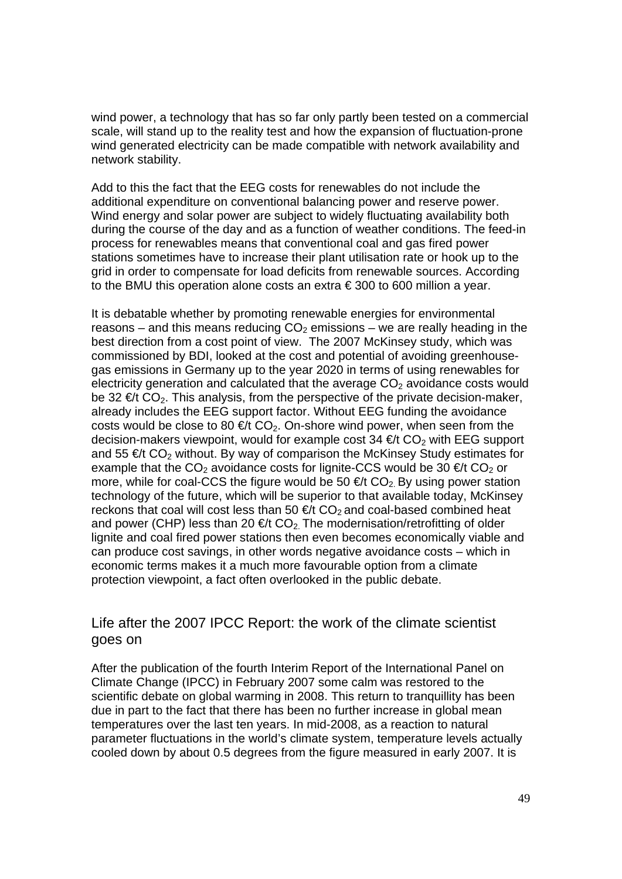wind power, a technology that has so far only partly been tested on a commercial scale, will stand up to the reality test and how the expansion of fluctuation-prone wind generated electricity can be made compatible with network availability and network stability.

Add to this the fact that the EEG costs for renewables do not include the additional expenditure on conventional balancing power and reserve power. Wind energy and solar power are subject to widely fluctuating availability both during the course of the day and as a function of weather conditions. The feed-in process for renewables means that conventional coal and gas fired power stations sometimes have to increase their plant utilisation rate or hook up to the grid in order to compensate for load deficits from renewable sources. According to the BMU this operation alone costs an extra € 300 to 600 million a year.

It is debatable whether by promoting renewable energies for environmental reasons – and this means reducing $CO_2$ emissions – we are really heading in the best direction from a cost point of view. The 2007 McKinsey study, which was commissioned by BDI, looked at the cost and potential of avoiding greenhouse-gas emissions in Germany up to the year 2020 in terms of using renewables for electricity generation and calculated that the average $CO_2$ avoidance costs would be 32 €/t $CO_2$. This analysis, from the perspective of the private decision-maker, already includes the EEG support factor. Without EEG funding the avoidance costs would be close to 80 €/t $CO_2$. On-shore wind power, when seen from the decision-makers viewpoint, would for example cost 34 €/t $CO_2$ with EEG support and 55 €/t $CO_2$ without. By way of comparison the McKinsey Study estimates for example that the $CO_2$ avoidance costs for lignite-CCS would be 30 €/t $CO_2$ or more, while for coal-CCS the figure would be 50 €/t $CO_2$. By using power station technology of the future, which will be superior to that available today, McKinsey reckons that coal will cost less than 50 €/t $CO_2$ and coal-based combined heat and power (CHP) less than 20 €/t $CO_2$. The modernisation/retrofitting of older lignite and coal fired power stations then even becomes economically viable and can produce cost savings, in other words negative avoidance costs – which in economic terms makes it a much more favourable option from a climate protection viewpoint, a fact often overlooked in the public debate.

## Life after the 2007 IPCC Report: the work of the climate scientist goes on

After the publication of the fourth Interim Report of the International Panel on Climate Change (IPCC) in February 2007 some calm was restored to the scientific debate on global warming in 2008. This return to tranquillity has been due in part to the fact that there has been no further increase in global mean temperatures over the last ten years. In mid-2008, as a reaction to natural parameter fluctuations in the world's climate system, temperature levels actually cooled down by about 0.5 degrees from the figure measured in early 2007. It is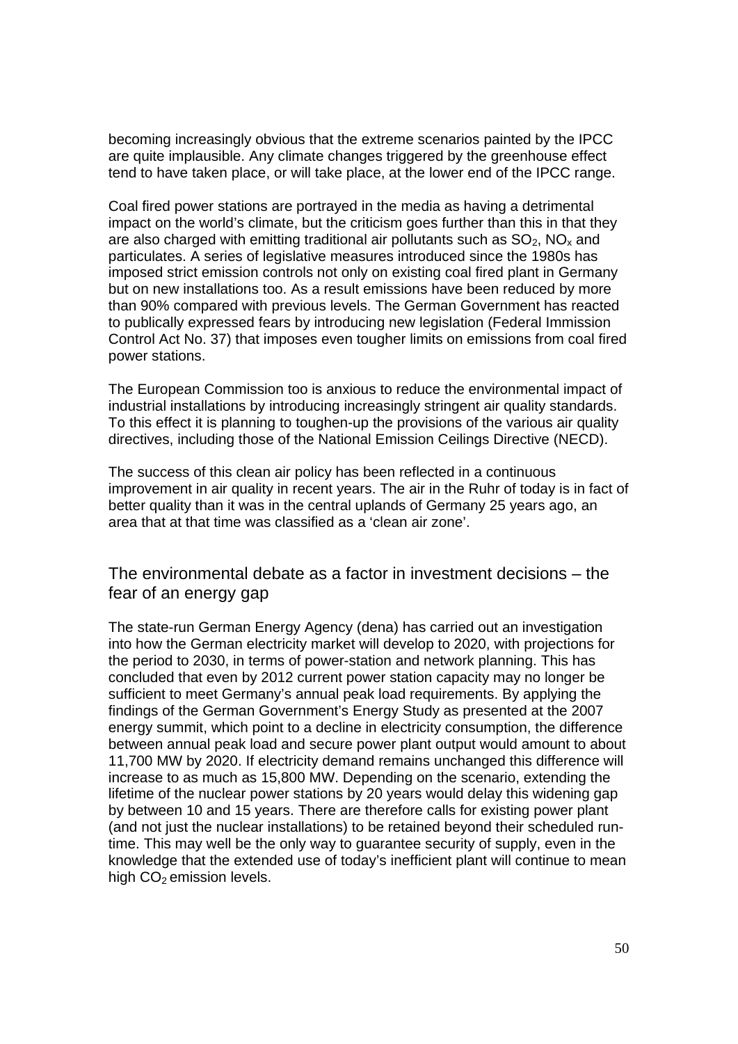becoming increasingly obvious that the extreme scenarios painted by the IPCC are quite implausible. Any climate changes triggered by the greenhouse effect tend to have taken place, or will take place, at the lower end of the IPCC range.

Coal fired power stations are portrayed in the media as having a detrimental impact on the world's climate, but the criticism goes further than this in that they are also charged with emitting traditional air pollutants such as $SO_2$, $NO_x$ and particulates. A series of legislative measures introduced since the 1980s has imposed strict emission controls not only on existing coal fired plant in Germany but on new installations too. As a result emissions have been reduced by more than 90% compared with previous levels. The German Government has reacted to publically expressed fears by introducing new legislation (Federal Immission Control Act No. 37) that imposes even tougher limits on emissions from coal fired power stations.

The European Commission too is anxious to reduce the environmental impact of industrial installations by introducing increasingly stringent air quality standards. To this effect it is planning to toughen-up the provisions of the various air quality directives, including those of the National Emission Ceilings Directive (NECD).

The success of this clean air policy has been reflected in a continuous improvement in air quality in recent years. The air in the Ruhr of today is in fact of better quality than it was in the central uplands of Germany 25 years ago, an area that at that time was classified as a 'clean air zone'.

## The environmental debate as a factor in investment decisions – the fear of an energy gap

The state-run German Energy Agency (dena) has carried out an investigation into how the German electricity market will develop to 2020, with projections for the period to 2030, in terms of power-station and network planning. This has concluded that even by 2012 current power station capacity may no longer be sufficient to meet Germany's annual peak load requirements. By applying the findings of the German Government's Energy Study as presented at the 2007 energy summit, which point to a decline in electricity consumption, the difference between annual peak load and secure power plant output would amount to about 11,700 MW by 2020. If electricity demand remains unchanged this difference will increase to as much as 15,800 MW. Depending on the scenario, extending the lifetime of the nuclear power stations by 20 years would delay this widening gap by between 10 and 15 years. There are therefore calls for existing power plant (and not just the nuclear installations) to be retained beyond their scheduled run-time. This may well be the only way to guarantee security of supply, even in the knowledge that the extended use of today's inefficient plant will continue to mean high $CO_2$ emission levels.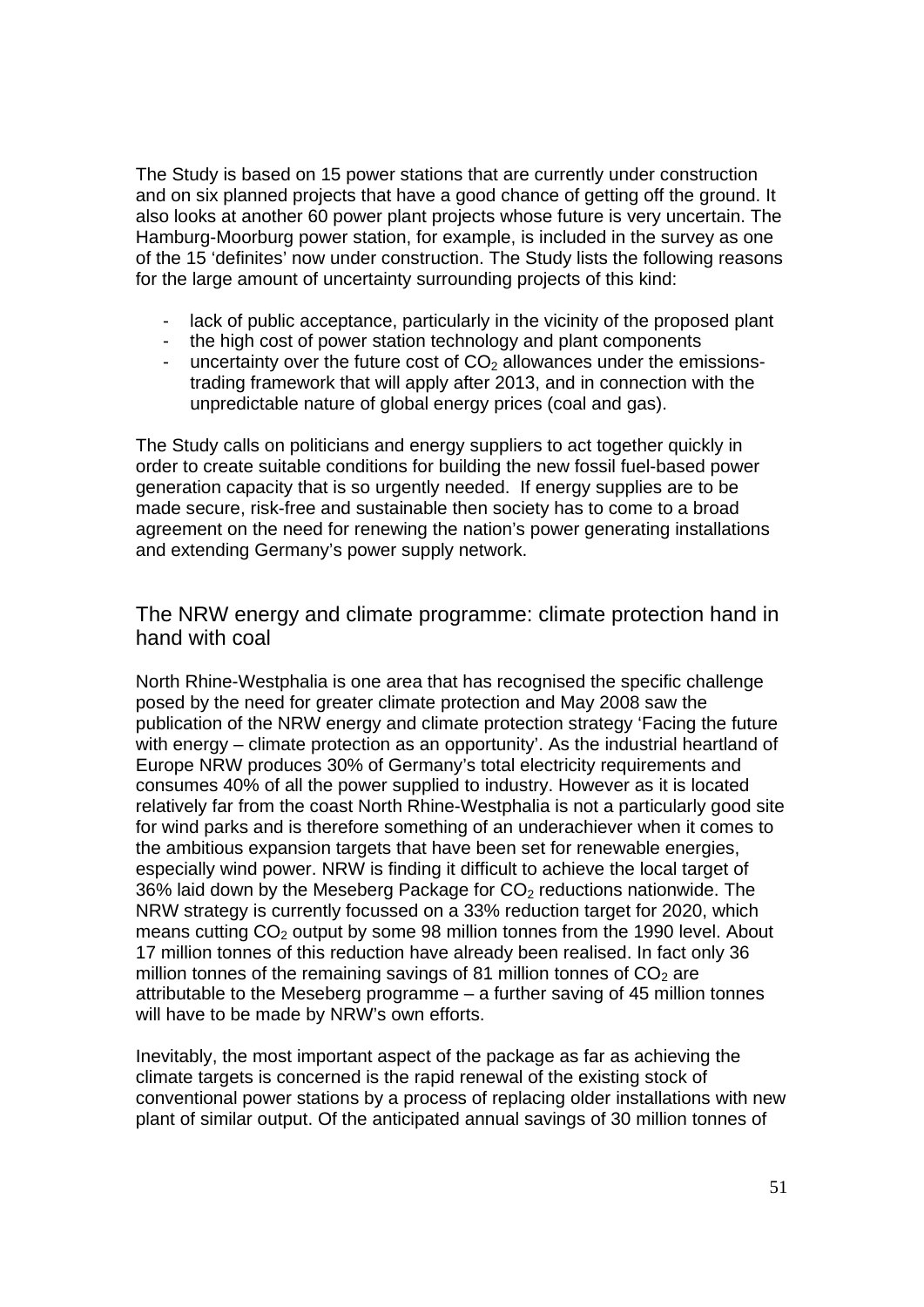The Study is based on 15 power stations that are currently under construction and on six planned projects that have a good chance of getting off the ground. It also looks at another 60 power plant projects whose future is very uncertain. The Hamburg-Moorburg power station, for example, is included in the survey as one of the 15 'definites' now under construction. The Study lists the following reasons for the large amount of uncertainty surrounding projects of this kind:

- lack of public acceptance, particularly in the vicinity of the proposed plant
- the high cost of power station technology and plant components
- uncertainty over the future cost of $CO_2$ allowances under the emissions-trading framework that will apply after 2013, and in connection with the unpredictable nature of global energy prices (coal and gas).

The Study calls on politicians and energy suppliers to act together quickly in order to create suitable conditions for building the new fossil fuel-based power generation capacity that is so urgently needed. If energy supplies are to be made secure, risk-free and sustainable then society has to come to a broad agreement on the need for renewing the nation's power generating installations and extending Germany's power supply network.

## The NRW energy and climate programme: climate protection hand in hand with coal

North Rhine-Westphalia is one area that has recognised the specific challenge posed by the need for greater climate protection and May 2008 saw the publication of the NRW energy and climate protection strategy 'Facing the future with energy – climate protection as an opportunity'. As the industrial heartland of Europe NRW produces 30% of Germany's total electricity requirements and consumes 40% of all the power supplied to industry. However as it is located relatively far from the coast North Rhine-Westphalia is not a particularly good site for wind parks and is therefore something of an underachiever when it comes to the ambitious expansion targets that have been set for renewable energies, especially wind power. NRW is finding it difficult to achieve the local target of 36% laid down by the Meseberg Package for $CO_2$ reductions nationwide. The NRW strategy is currently focussed on a 33% reduction target for 2020, which means cutting $CO_2$ output by some 98 million tonnes from the 1990 level. About 17 million tonnes of this reduction have already been realised. In fact only 36 million tonnes of the remaining savings of 81 million tonnes of $CO_2$ are attributable to the Meseberg programme – a further saving of 45 million tonnes will have to be made by NRW's own efforts.

Inevitably, the most important aspect of the package as far as achieving the climate targets is concerned is the rapid renewal of the existing stock of conventional power stations by a process of replacing older installations with new plant of similar output. Of the anticipated annual savings of 30 million tonnes of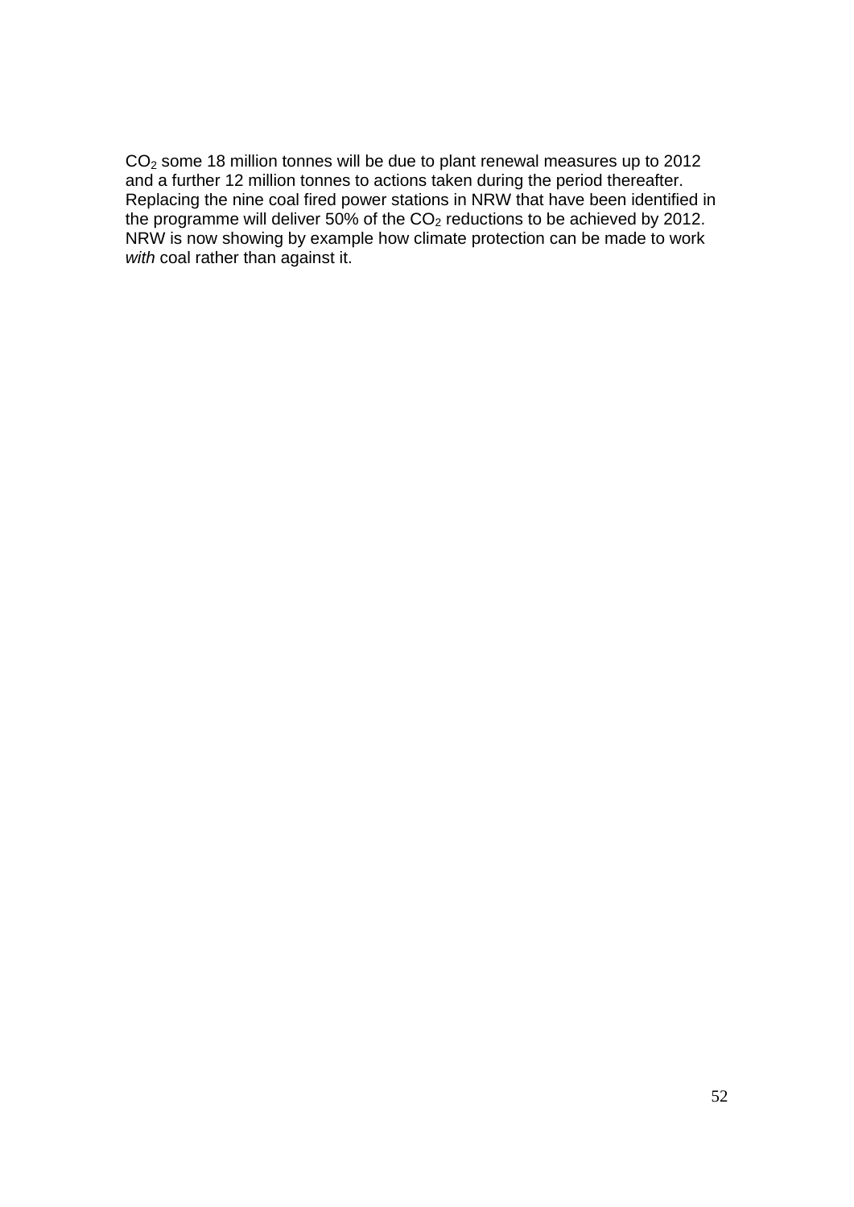$CO_2$ some 18 million tonnes will be due to plant renewal measures up to 2012 and a further 12 million tonnes to actions taken during the period thereafter. Replacing the nine coal fired power stations in NRW that have been identified in the programme will deliver 50% of the $CO_2$ reductions to be achieved by 2012. NRW is now showing by example how climate protection can be made to work *with* coal rather than against it.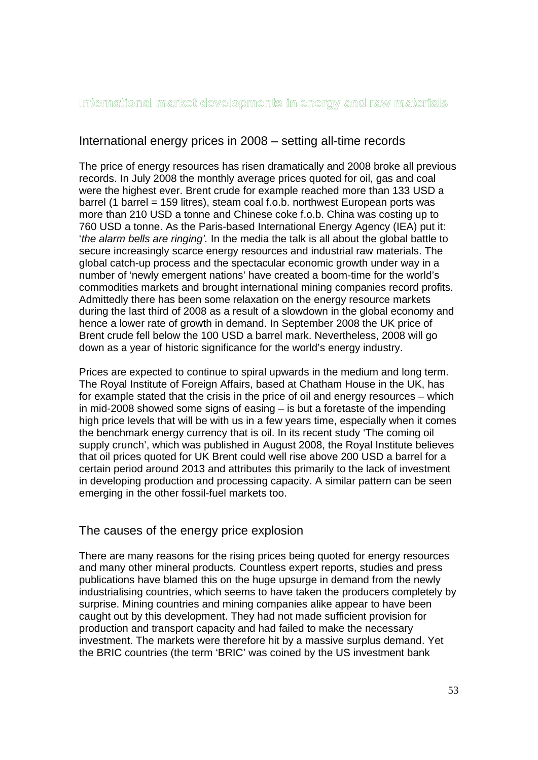# International market developments in energy and raw materials

## International energy prices in 2008 – setting all-time records

The price of energy resources has risen dramatically and 2008 broke all previous records. In July 2008 the monthly average prices quoted for oil, gas and coal were the highest ever. Brent crude for example reached more than 133 USD a barrel (1 barrel = 159 litres), steam coal f.o.b. northwest European ports was more than 210 USD a tonne and Chinese coke f.o.b. China was costing up to 760 USD a tonne. As the Paris-based International Energy Agency (IEA) put it: '*the alarm bells are ringing'.* In the media the talk is all about the global battle to secure increasingly scarce energy resources and industrial raw materials. The global catch-up process and the spectacular economic growth under way in a number of 'newly emergent nations' have created a boom-time for the world's commodities markets and brought international mining companies record profits. Admittedly there has been some relaxation on the energy resource markets during the last third of 2008 as a result of a slowdown in the global economy and hence a lower rate of growth in demand. In September 2008 the UK price of Brent crude fell below the 100 USD a barrel mark. Nevertheless, 2008 will go down as a year of historic significance for the world's energy industry.

Prices are expected to continue to spiral upwards in the medium and long term. The Royal Institute of Foreign Affairs, based at Chatham House in the UK, has for example stated that the crisis in the price of oil and energy resources – which in mid-2008 showed some signs of easing – is but a foretaste of the impending high price levels that will be with us in a few years time, especially when it comes the benchmark energy currency that is oil. In its recent study 'The coming oil supply crunch', which was published in August 2008, the Royal Institute believes that oil prices quoted for UK Brent could well rise above 200 USD a barrel for a certain period around 2013 and attributes this primarily to the lack of investment in developing production and processing capacity. A similar pattern can be seen emerging in the other fossil-fuel markets too.

## The causes of the energy price explosion

There are many reasons for the rising prices being quoted for energy resources and many other mineral products. Countless expert reports, studies and press publications have blamed this on the huge upsurge in demand from the newly industrialising countries, which seems to have taken the producers completely by surprise. Mining countries and mining companies alike appear to have been caught out by this development. They had not made sufficient provision for production and transport capacity and had failed to make the necessary investment. The markets were therefore hit by a massive surplus demand. Yet the BRIC countries (the term 'BRIC' was coined by the US investment bank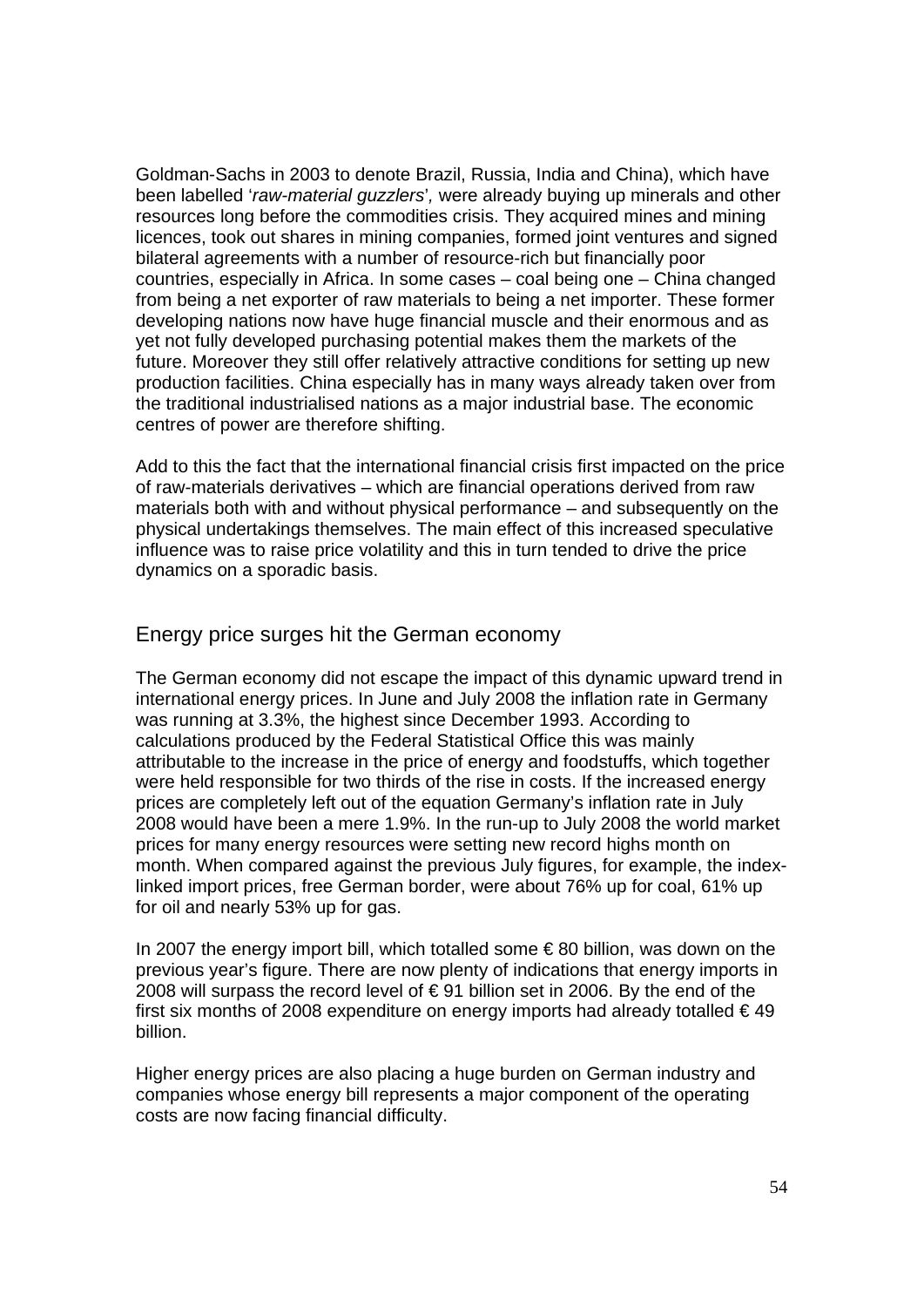Goldman-Sachs in 2003 to denote Brazil, Russia, India and China), which have been labelled '*raw-material guzzlers*', were already buying up minerals and other resources long before the commodities crisis. They acquired mines and mining licences, took out shares in mining companies, formed joint ventures and signed bilateral agreements with a number of resource-rich but financially poor countries, especially in Africa. In some cases – coal being one – China changed from being a net exporter of raw materials to being a net importer. These former developing nations now have huge financial muscle and their enormous and as yet not fully developed purchasing potential makes them the markets of the future. Moreover they still offer relatively attractive conditions for setting up new production facilities. China especially has in many ways already taken over from the traditional industrialised nations as a major industrial base. The economic centres of power are therefore shifting.

Add to this the fact that the international financial crisis first impacted on the price of raw-materials derivatives – which are financial operations derived from raw materials both with and without physical performance – and subsequently on the physical undertakings themselves. The main effect of this increased speculative influence was to raise price volatility and this in turn tended to drive the price dynamics on a sporadic basis.

## Energy price surges hit the German economy

The German economy did not escape the impact of this dynamic upward trend in international energy prices. In June and July 2008 the inflation rate in Germany was running at 3.3%, the highest since December 1993. According to calculations produced by the Federal Statistical Office this was mainly attributable to the increase in the price of energy and foodstuffs, which together were held responsible for two thirds of the rise in costs. If the increased energy prices are completely left out of the equation Germany's inflation rate in July 2008 would have been a mere 1.9%. In the run-up to July 2008 the world market prices for many energy resources were setting new record highs month on month. When compared against the previous July figures, for example, the index-linked import prices, free German border, were about 76% up for coal, 61% up for oil and nearly 53% up for gas.

In 2007 the energy import bill, which totalled some € 80 billion, was down on the previous year's figure. There are now plenty of indications that energy imports in 2008 will surpass the record level of € 91 billion set in 2006. By the end of the first six months of 2008 expenditure on energy imports had already totalled € 49 billion.

Higher energy prices are also placing a huge burden on German industry and companies whose energy bill represents a major component of the operating costs are now facing financial difficulty.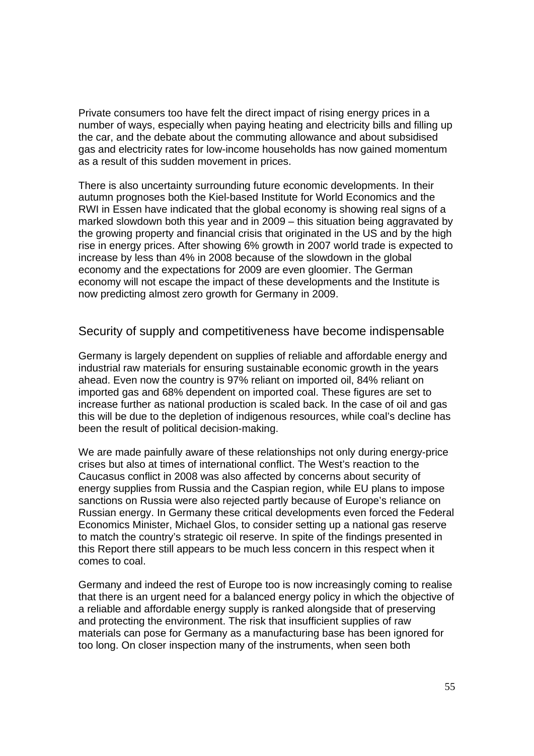Private consumers too have felt the direct impact of rising energy prices in a number of ways, especially when paying heating and electricity bills and filling up the car, and the debate about the commuting allowance and about subsidised gas and electricity rates for low-income households has now gained momentum as a result of this sudden movement in prices.

There is also uncertainty surrounding future economic developments. In their autumn prognoses both the Kiel-based Institute for World Economics and the RWI in Essen have indicated that the global economy is showing real signs of a marked slowdown both this year and in 2009 – this situation being aggravated by the growing property and financial crisis that originated in the US and by the high rise in energy prices. After showing 6% growth in 2007 world trade is expected to increase by less than 4% in 2008 because of the slowdown in the global economy and the expectations for 2009 are even gloomier. The German economy will not escape the impact of these developments and the Institute is now predicting almost zero growth for Germany in 2009.

## Security of supply and competitiveness have become indispensable

Germany is largely dependent on supplies of reliable and affordable energy and industrial raw materials for ensuring sustainable economic growth in the years ahead. Even now the country is 97% reliant on imported oil, 84% reliant on imported gas and 68% dependent on imported coal. These figures are set to increase further as national production is scaled back. In the case of oil and gas this will be due to the depletion of indigenous resources, while coal's decline has been the result of political decision-making.

We are made painfully aware of these relationships not only during energy-price crises but also at times of international conflict. The West's reaction to the Caucasus conflict in 2008 was also affected by concerns about security of energy supplies from Russia and the Caspian region, while EU plans to impose sanctions on Russia were also rejected partly because of Europe's reliance on Russian energy. In Germany these critical developments even forced the Federal Economics Minister, Michael Glos, to consider setting up a national gas reserve to match the country's strategic oil reserve. In spite of the findings presented in this Report there still appears to be much less concern in this respect when it comes to coal.

Germany and indeed the rest of Europe too is now increasingly coming to realise that there is an urgent need for a balanced energy policy in which the objective of a reliable and affordable energy supply is ranked alongside that of preserving and protecting the environment. The risk that insufficient supplies of raw materials can pose for Germany as a manufacturing base has been ignored for too long. On closer inspection many of the instruments, when seen both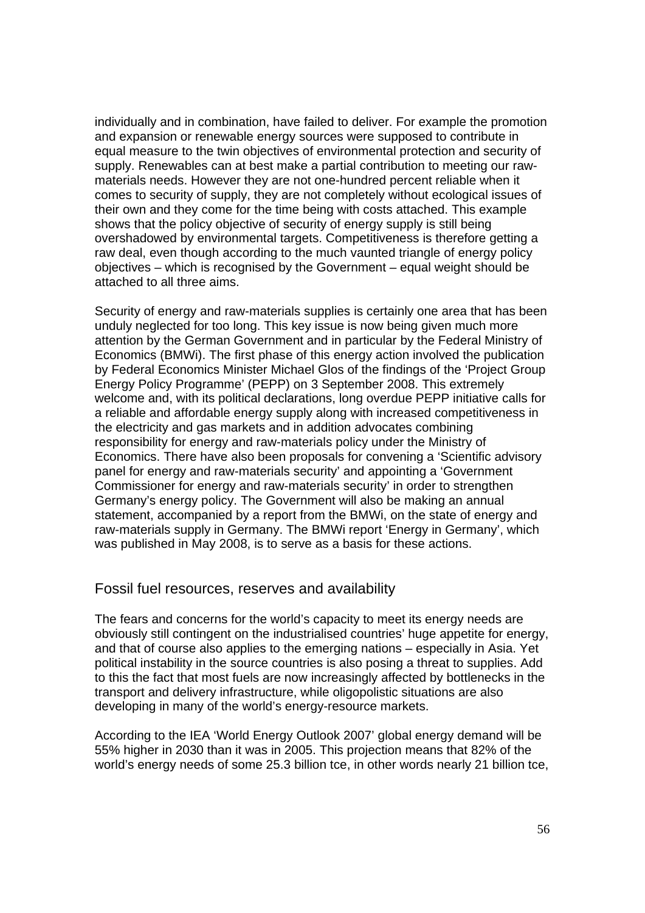individually and in combination, have failed to deliver. For example the promotion and expansion or renewable energy sources were supposed to contribute in equal measure to the twin objectives of environmental protection and security of supply. Renewables can at best make a partial contribution to meeting our raw-materials needs. However they are not one-hundred percent reliable when it comes to security of supply, they are not completely without ecological issues of their own and they come for the time being with costs attached. This example shows that the policy objective of security of energy supply is still being overshadowed by environmental targets. Competitiveness is therefore getting a raw deal, even though according to the much vaunted triangle of energy policy objectives – which is recognised by the Government – equal weight should be attached to all three aims.

Security of energy and raw-materials supplies is certainly one area that has been unduly neglected for too long. This key issue is now being given much more attention by the German Government and in particular by the Federal Ministry of Economics (BMWi). The first phase of this energy action involved the publication by Federal Economics Minister Michael Glos of the findings of the 'Project Group Energy Policy Programme' (PEPP) on 3 September 2008. This extremely welcome and, with its political declarations, long overdue PEPP initiative calls for a reliable and affordable energy supply along with increased competitiveness in the electricity and gas markets and in addition advocates combining responsibility for energy and raw-materials policy under the Ministry of Economics. There have also been proposals for convening a 'Scientific advisory panel for energy and raw-materials security' and appointing a 'Government Commissioner for energy and raw-materials security' in order to strengthen Germany's energy policy. The Government will also be making an annual statement, accompanied by a report from the BMWi, on the state of energy and raw-materials supply in Germany. The BMWi report 'Energy in Germany', which was published in May 2008, is to serve as a basis for these actions.

## Fossil fuel resources, reserves and availability

The fears and concerns for the world's capacity to meet its energy needs are obviously still contingent on the industrialised countries' huge appetite for energy, and that of course also applies to the emerging nations – especially in Asia. Yet political instability in the source countries is also posing a threat to supplies. Add to this the fact that most fuels are now increasingly affected by bottlenecks in the transport and delivery infrastructure, while oligopolistic situations are also developing in many of the world's energy-resource markets.

According to the IEA 'World Energy Outlook 2007' global energy demand will be 55% higher in 2030 than it was in 2005. This projection means that 82% of the world's energy needs of some 25.3 billion tce, in other words nearly 21 billion tce,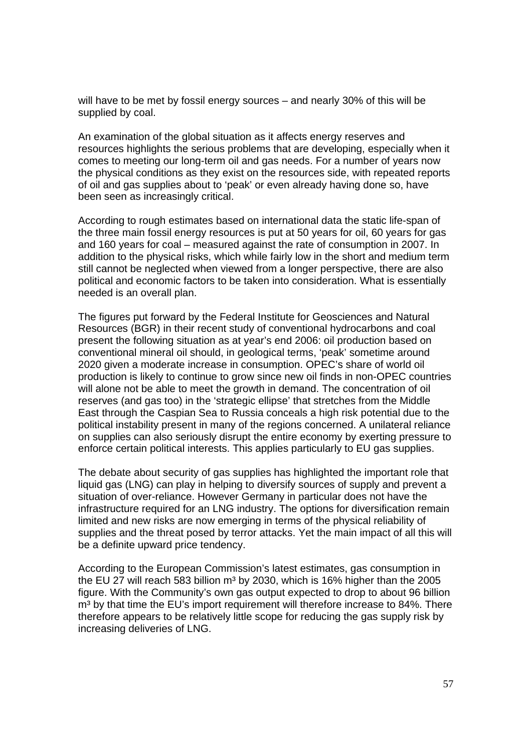will have to be met by fossil energy sources – and nearly 30% of this will be supplied by coal.

An examination of the global situation as it affects energy reserves and resources highlights the serious problems that are developing, especially when it comes to meeting our long-term oil and gas needs. For a number of years now the physical conditions as they exist on the resources side, with repeated reports of oil and gas supplies about to 'peak' or even already having done so, have been seen as increasingly critical.

According to rough estimates based on international data the static life-span of the three main fossil energy resources is put at 50 years for oil, 60 years for gas and 160 years for coal – measured against the rate of consumption in 2007. In addition to the physical risks, which while fairly low in the short and medium term still cannot be neglected when viewed from a longer perspective, there are also political and economic factors to be taken into consideration. What is essentially needed is an overall plan.

The figures put forward by the Federal Institute for Geosciences and Natural Resources (BGR) in their recent study of conventional hydrocarbons and coal present the following situation as at year's end 2006: oil production based on conventional mineral oil should, in geological terms, 'peak' sometime around 2020 given a moderate increase in consumption. OPEC's share of world oil production is likely to continue to grow since new oil finds in non-OPEC countries will alone not be able to meet the growth in demand. The concentration of oil reserves (and gas too) in the 'strategic ellipse' that stretches from the Middle East through the Caspian Sea to Russia conceals a high risk potential due to the political instability present in many of the regions concerned. A unilateral reliance on supplies can also seriously disrupt the entire economy by exerting pressure to enforce certain political interests. This applies particularly to EU gas supplies.

The debate about security of gas supplies has highlighted the important role that liquid gas (LNG) can play in helping to diversify sources of supply and prevent a situation of over-reliance. However Germany in particular does not have the infrastructure required for an LNG industry. The options for diversification remain limited and new risks are now emerging in terms of the physical reliability of supplies and the threat posed by terror attacks. Yet the main impact of all this will be a definite upward price tendency.

According to the European Commission's latest estimates, gas consumption in the EU 27 will reach 583 billion $m^3$ by 2030, which is 16% higher than the 2005 figure. With the Community's own gas output expected to drop to about 96 billion $m^3$ by that time the EU's import requirement will therefore increase to 84%. There therefore appears to be relatively little scope for reducing the gas supply risk by increasing deliveries of LNG.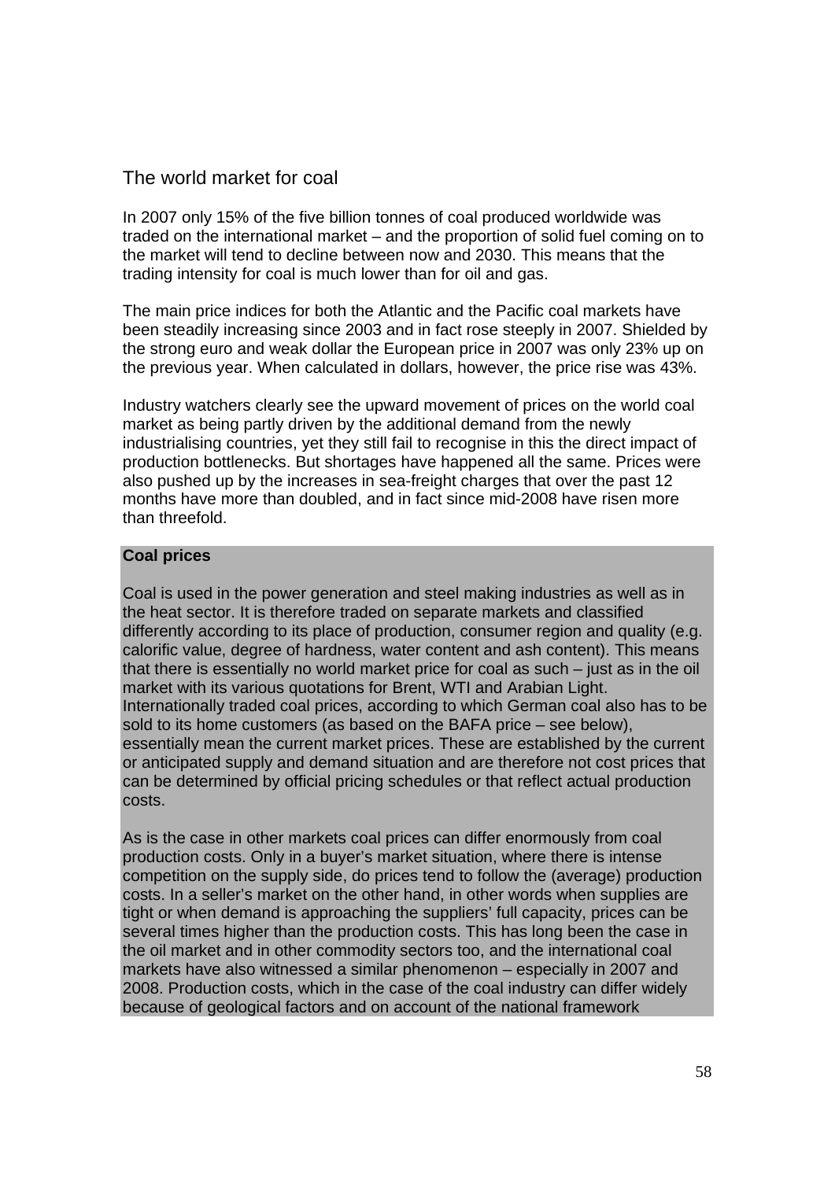## The world market for coal

In 2007 only 15% of the five billion tonnes of coal produced worldwide was traded on the international market – and the proportion of solid fuel coming on to the market will tend to decline between now and 2030. This means that the trading intensity for coal is much lower than for oil and gas.

The main price indices for both the Atlantic and the Pacific coal markets have been steadily increasing since 2003 and in fact rose steeply in 2007. Shielded by the strong euro and weak dollar the European price in 2007 was only 23% up on the previous year. When calculated in dollars, however, the price rise was 43%.

Industry watchers clearly see the upward movement of prices on the world coal market as being partly driven by the additional demand from the newly industrialising countries, yet they still fail to recognise in this the direct impact of production bottlenecks. But shortages have happened all the same. Prices were also pushed up by the increases in sea-freight charges that over the past 12 months have more than doubled, and in fact since mid-2008 have risen more than threefold.

**Coal prices**

Coal is used in the power generation and steel making industries as well as in the heat sector. It is therefore traded on separate markets and classified differently according to its place of production, consumer region and quality (e.g. calorific value, degree of hardness, water content and ash content). This means that there is essentially no world market price for coal as such – just as in the oil market with its various quotations for Brent, WTI and Arabian Light. Internationally traded coal prices, according to which German coal also has to be sold to its home customers (as based on the BAFA price – see below), essentially mean the current market prices. These are established by the current or anticipated supply and demand situation and are therefore not cost prices that can be determined by official pricing schedules or that reflect actual production costs.

As is the case in other markets coal prices can differ enormously from coal production costs. Only in a buyer's market situation, where there is intense competition on the supply side, do prices tend to follow the (average) production costs. In a seller's market on the other hand, in other words when supplies are tight or when demand is approaching the suppliers' full capacity, prices can be several times higher than the production costs. This has long been the case in the oil market and in other commodity sectors too, and the international coal markets have also witnessed a similar phenomenon – especially in 2007 and 2008. Production costs, which in the case of the coal industry can differ widely because of geological factors and on account of the national framework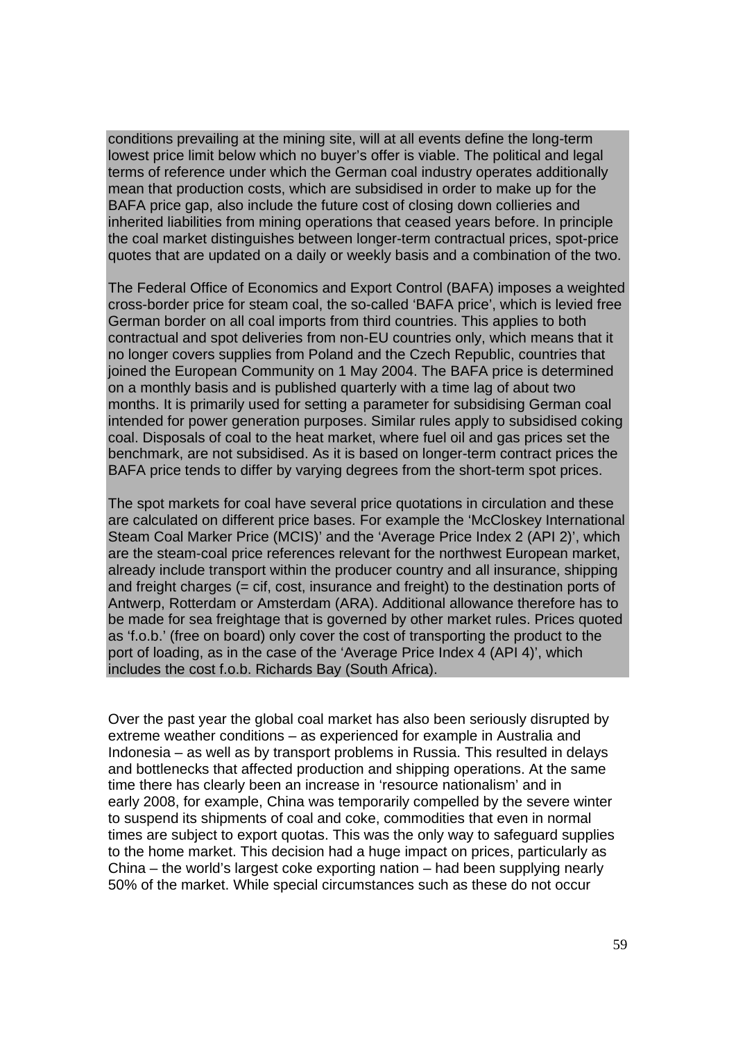conditions prevailing at the mining site, will at all events define the long-term lowest price limit below which no buyer's offer is viable. The political and legal terms of reference under which the German coal industry operates additionally mean that production costs, which are subsidised in order to make up for the BAFA price gap, also include the future cost of closing down collieries and inherited liabilities from mining operations that ceased years before. In principle the coal market distinguishes between longer-term contractual prices, spot-price quotes that are updated on a daily or weekly basis and a combination of the two.

The Federal Office of Economics and Export Control (BAFA) imposes a weighted cross-border price for steam coal, the so-called 'BAFA price', which is levied free German border on all coal imports from third countries. This applies to both contractual and spot deliveries from non-EU countries only, which means that it no longer covers supplies from Poland and the Czech Republic, countries that joined the European Community on 1 May 2004. The BAFA price is determined on a monthly basis and is published quarterly with a time lag of about two months. It is primarily used for setting a parameter for subsidising German coal intended for power generation purposes. Similar rules apply to subsidised coking coal. Disposals of coal to the heat market, where fuel oil and gas prices set the benchmark, are not subsidised. As it is based on longer-term contract prices the BAFA price tends to differ by varying degrees from the short-term spot prices.

The spot markets for coal have several price quotations in circulation and these are calculated on different price bases. For example the 'McCloskey International Steam Coal Marker Price (MCIS)' and the 'Average Price Index 2 (API 2)', which are the steam-coal price references relevant for the northwest European market, already include transport within the producer country and all insurance, shipping and freight charges (= cif, cost, insurance and freight) to the destination ports of Antwerp, Rotterdam or Amsterdam (ARA). Additional allowance therefore has to be made for sea freightage that is governed by other market rules. Prices quoted as 'f.o.b.' (free on board) only cover the cost of transporting the product to the port of loading, as in the case of the 'Average Price Index 4 (API 4)', which includes the cost f.o.b. Richards Bay (South Africa).

Over the past year the global coal market has also been seriously disrupted by extreme weather conditions – as experienced for example in Australia and Indonesia – as well as by transport problems in Russia. This resulted in delays and bottlenecks that affected production and shipping operations. At the same time there has clearly been an increase in 'resource nationalism' and in early 2008, for example, China was temporarily compelled by the severe winter to suspend its shipments of coal and coke, commodities that even in normal times are subject to export quotas. This was the only way to safeguard supplies to the home market. This decision had a huge impact on prices, particularly as China – the world's largest coke exporting nation – had been supplying nearly 50% of the market. While special circumstances such as these do not occur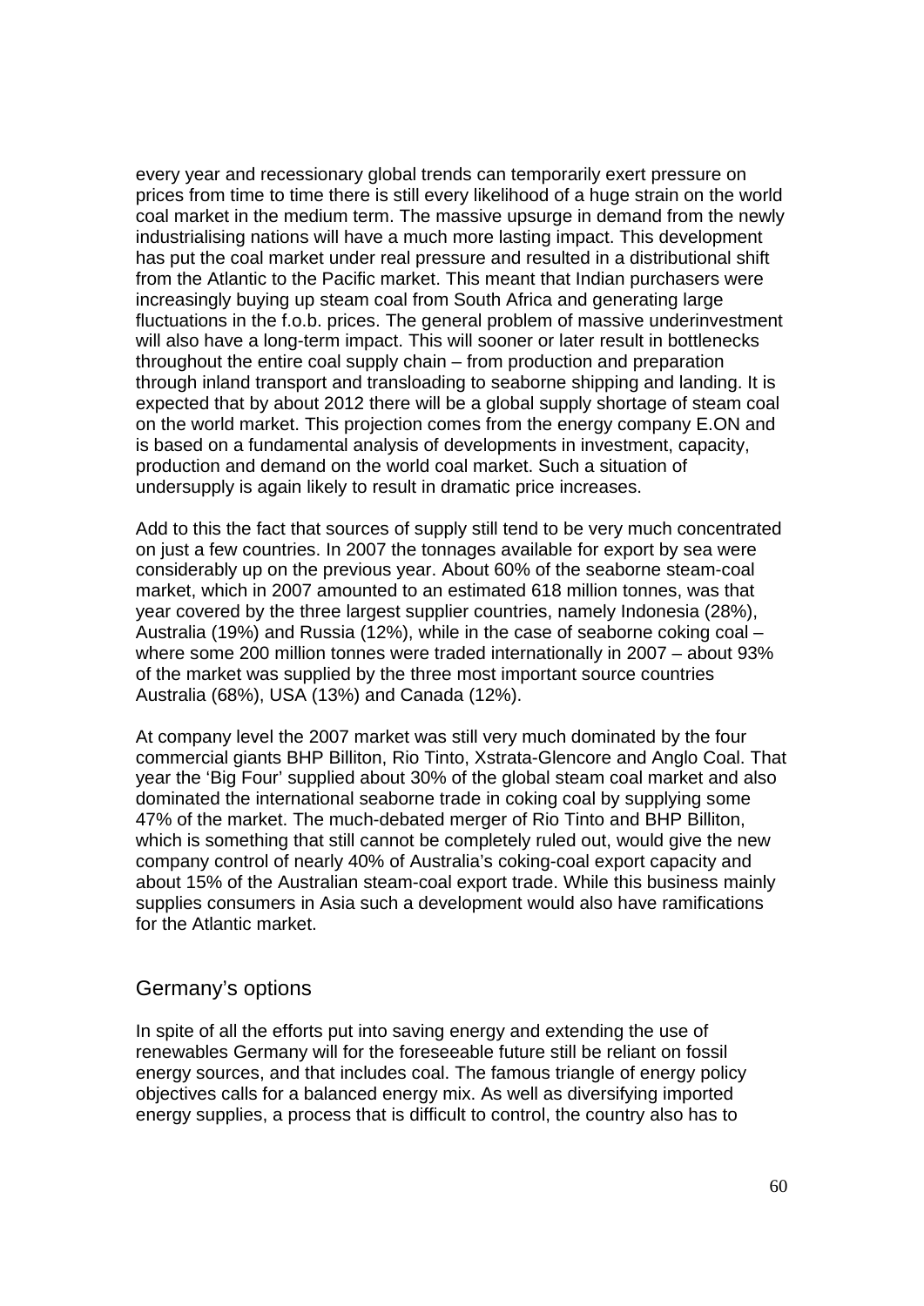every year and recessionary global trends can temporarily exert pressure on prices from time to time there is still every likelihood of a huge strain on the world coal market in the medium term. The massive upsurge in demand from the newly industrialising nations will have a much more lasting impact. This development has put the coal market under real pressure and resulted in a distributional shift from the Atlantic to the Pacific market. This meant that Indian purchasers were increasingly buying up steam coal from South Africa and generating large fluctuations in the f.o.b. prices. The general problem of massive underinvestment will also have a long-term impact. This will sooner or later result in bottlenecks throughout the entire coal supply chain – from production and preparation through inland transport and transloading to seaborne shipping and landing. It is expected that by about 2012 there will be a global supply shortage of steam coal on the world market. This projection comes from the energy company E.ON and is based on a fundamental analysis of developments in investment, capacity, production and demand on the world coal market. Such a situation of undersupply is again likely to result in dramatic price increases.

Add to this the fact that sources of supply still tend to be very much concentrated on just a few countries. In 2007 the tonnages available for export by sea were considerably up on the previous year. About 60% of the seaborne steam-coal market, which in 2007 amounted to an estimated 618 million tonnes, was that year covered by the three largest supplier countries, namely Indonesia (28%), Australia (19%) and Russia (12%), while in the case of seaborne coking coal – where some 200 million tonnes were traded internationally in 2007 – about 93% of the market was supplied by the three most important source countries Australia (68%), USA (13%) and Canada (12%).

At company level the 2007 market was still very much dominated by the four commercial giants BHP Billiton, Rio Tinto, Xstrata-Glencore and Anglo Coal. That year the 'Big Four' supplied about 30% of the global steam coal market and also dominated the international seaborne trade in coking coal by supplying some 47% of the market. The much-debated merger of Rio Tinto and BHP Billiton, which is something that still cannot be completely ruled out, would give the new company control of nearly 40% of Australia's coking-coal export capacity and about 15% of the Australian steam-coal export trade. While this business mainly supplies consumers in Asia such a development would also have ramifications for the Atlantic market.

## Germany's options

In spite of all the efforts put into saving energy and extending the use of renewables Germany will for the foreseeable future still be reliant on fossil energy sources, and that includes coal. The famous triangle of energy policy objectives calls for a balanced energy mix. As well as diversifying imported energy supplies, a process that is difficult to control, the country also has to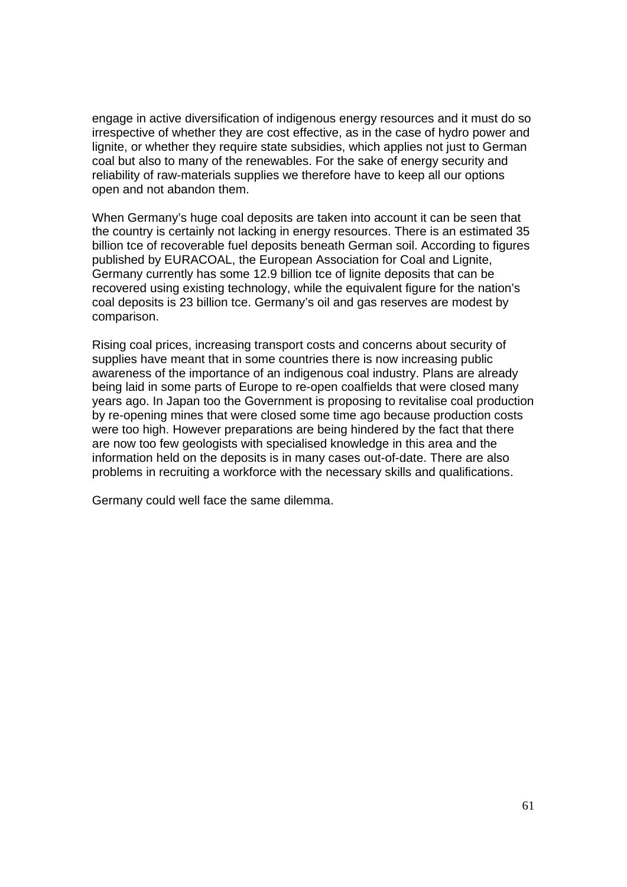engage in active diversification of indigenous energy resources and it must do so irrespective of whether they are cost effective, as in the case of hydro power and lignite, or whether they require state subsidies, which applies not just to German coal but also to many of the renewables. For the sake of energy security and reliability of raw-materials supplies we therefore have to keep all our options open and not abandon them.

When Germany's huge coal deposits are taken into account it can be seen that the country is certainly not lacking in energy resources. There is an estimated 35 billion tce of recoverable fuel deposits beneath German soil. According to figures published by EURACOAL, the European Association for Coal and Lignite, Germany currently has some 12.9 billion tce of lignite deposits that can be recovered using existing technology, while the equivalent figure for the nation's coal deposits is 23 billion tce. Germany's oil and gas reserves are modest by comparison.

Rising coal prices, increasing transport costs and concerns about security of supplies have meant that in some countries there is now increasing public awareness of the importance of an indigenous coal industry. Plans are already being laid in some parts of Europe to re-open coalfields that were closed many years ago. In Japan too the Government is proposing to revitalise coal production by re-opening mines that were closed some time ago because production costs were too high. However preparations are being hindered by the fact that there are now too few geologists with specialised knowledge in this area and the information held on the deposits is in many cases out-of-date. There are also problems in recruiting a workforce with the necessary skills and qualifications.

Germany could well face the same dilemma.